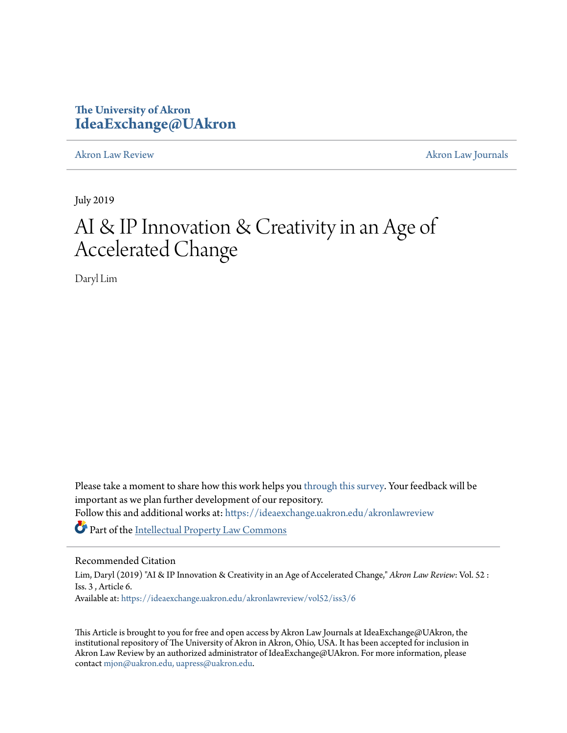The University of Akron
**IdeaExchange@UAkron**

Akron Law Review

Akron Law Journals

July 2019

# AI & IP Innovation & Creativity in an Age of Accelerated Change

Daryl Lim

Please take a moment to share how this work helps you through this survey. Your feedback will be important as we plan further development of our repository.

Follow this and additional works at: https://ideaexchange.uakron.edu/akronlawreview

Part of the Intellectual Property Law Commons

## Recommended Citation

Lim, Daryl (2019) "AI & IP Innovation & Creativity in an Age of Accelerated Change," *Akron Law Review*: Vol. 52 : Iss. 3 , Article 6.

Available at: https://ideaexchange.uakron.edu/akronlawreview/vol52/iss3/6

This Article is brought to you for free and open access by Akron Law Journals at IdeaExchange@UAkron, the institutional repository of The University of Akron in Akron, Ohio, USA. It has been accepted for inclusion in Akron Law Review by an authorized administrator of IdeaExchange@UAkron. For more information, please contact mjon@uakron.edu, uapress@uakron.edu.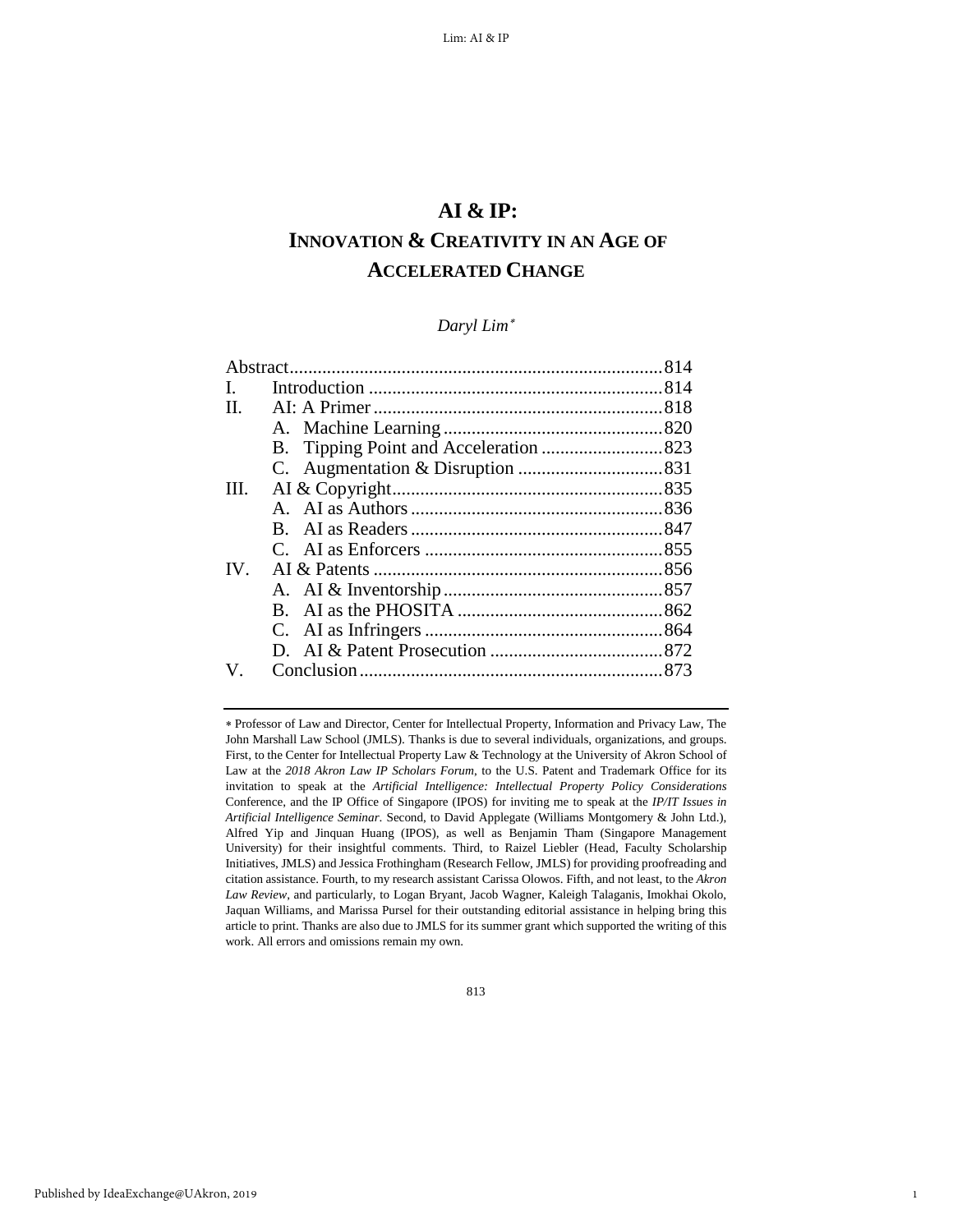# AI & IP:

## INNOVATION & CREATIVITY IN AN AGE OF ACCELERATED CHANGE

*Daryl Lim*[*]

| | | |
|---|---|---|
| Abstract | | 814 |
| I. | Introduction | 814 |
| II. | AI: A Primer | 818 |
| | A. Machine Learning | 820 |
| | B. Tipping Point and Acceleration | 823 |
| | C. Augmentation & Disruption | 831 |
| III. | AI & Copyright | 835 |
| | A. AI as Authors | 836 |
| | B. AI as Readers | 847 |
| | C. AI as Enforcers | 855 |
| IV. | AI & Patents | 856 |
| | A. AI & Inventorship | 857 |
| | B. AI as the PHOSITA | 862 |
| | C. AI as Infringers | 864 |
| | D. AI & Patent Prosecution | 872 |
| V. | Conclusion | 873 |

---

[*] Professor of Law and Director, Center for Intellectual Property, Information and Privacy Law, The John Marshall Law School (JMLS). Thanks is due to several individuals, organizations, and groups. First, to the Center for Intellectual Property Law & Technology at the University of Akron School of Law at the *2018 Akron Law IP Scholars Forum*, to the U.S. Patent and Trademark Office for its invitation to speak at the *Artificial Intelligence: Intellectual Property Policy Considerations* Conference, and the IP Office of Singapore (IPOS) for inviting me to speak at the *IP/IT Issues in Artificial Intelligence Seminar*. Second, to David Applegate (Williams Montgomery & John Ltd.), Alfred Yip and Jinquan Huang (IPOS), as well as Benjamin Tham (Singapore Management University) for their insightful comments. Third, to Raizel Liebler (Head, Faculty Scholarship Initiatives, JMLS) and Jessica Frothingham (Research Fellow, JMLS) for providing proofreading and citation assistance. Fourth, to my research assistant Carissa Olowos. Fifth, and not least, to the *Akron Law Review*, and particularly, to Logan Bryant, Jacob Wagner, Kaleigh Talaganis, Imokhai Okolo, Jaquan Williams, and Marissa Pursel for their outstanding editorial assistance in helping bring this article to print. Thanks are also due to JMLS for its summer grant which supported the writing of this work. All errors and omissions remain my own.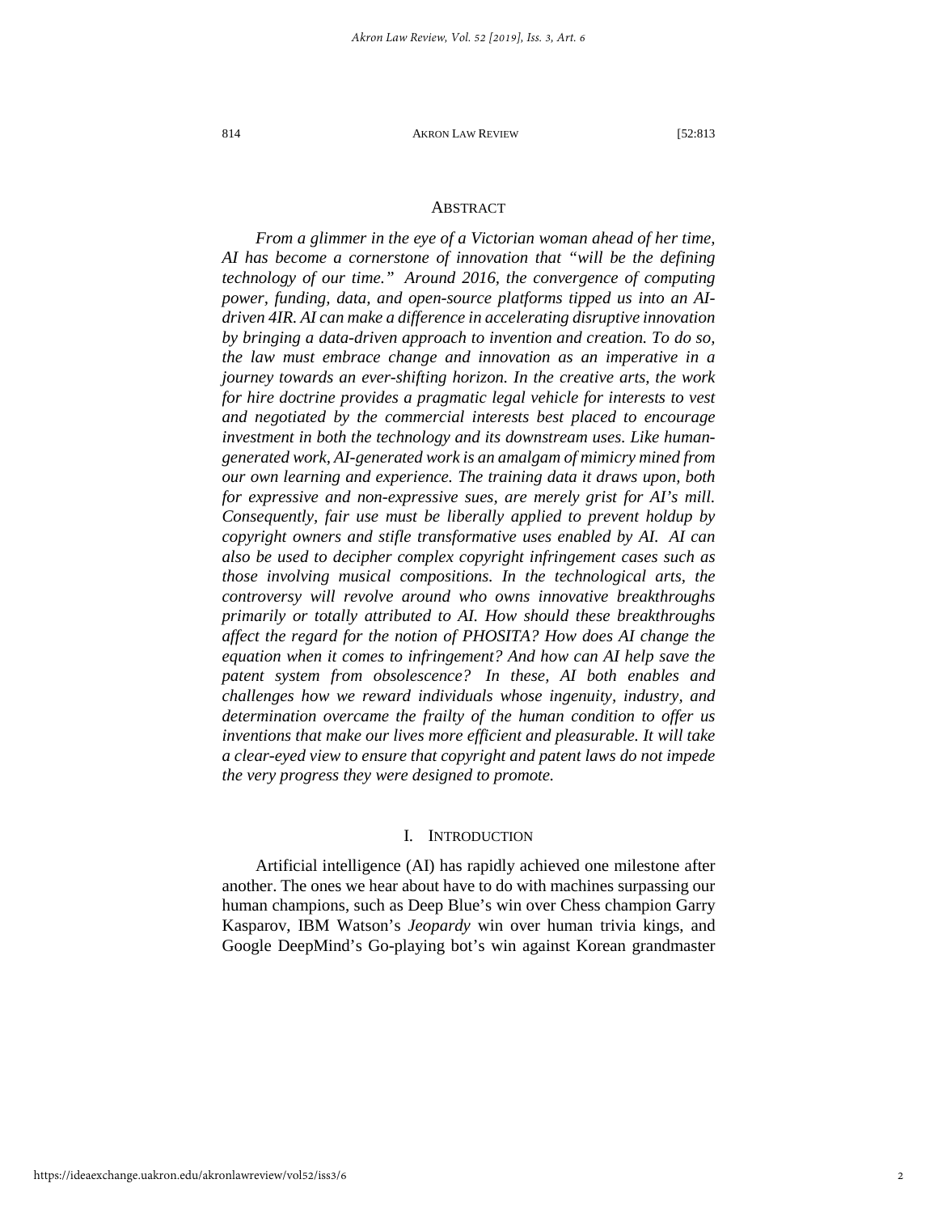## ABSTRACT

*From a glimmer in the eye of a Victorian woman ahead of her time, AI has become a cornerstone of innovation that "will be the defining technology of our time." Around 2016, the convergence of computing power, funding, data, and open-source platforms tipped us into an AI-driven 4IR. AI can make a difference in accelerating disruptive innovation by bringing a data-driven approach to invention and creation. To do so, the law must embrace change and innovation as an imperative in a journey towards an ever-shifting horizon. In the creative arts, the work for hire doctrine provides a pragmatic legal vehicle for interests to vest and negotiated by the commercial interests best placed to encourage investment in both the technology and its downstream uses. Like human-generated work, AI-generated work is an amalgam of mimicry mined from our own learning and experience. The training data it draws upon, both for expressive and non-expressive sues, are merely grist for AI's mill. Consequently, fair use must be liberally applied to prevent holdup by copyright owners and stifle transformative uses enabled by AI. AI can also be used to decipher complex copyright infringement cases such as those involving musical compositions. In the technological arts, the controversy will revolve around who owns innovative breakthroughs primarily or totally attributed to AI. How should these breakthroughs affect the regard for the notion of PHOSITA? How does AI change the equation when it comes to infringement? And how can AI help save the patent system from obsolescence? In these, AI both enables and challenges how we reward individuals whose ingenuity, industry, and determination overcame the frailty of the human condition to offer us inventions that make our lives more efficient and pleasurable. It will take a clear-eyed view to ensure that copyright and patent laws do not impede the very progress they were designed to promote.*

## I. INTRODUCTION

Artificial intelligence (AI) has rapidly achieved one milestone after another. The ones we hear about have to do with machines surpassing our human champions, such as Deep Blue's win over Chess champion Garry Kasparov, IBM Watson's *Jeopardy* win over human trivia kings, and Google DeepMind's Go-playing bot's win against Korean grandmaster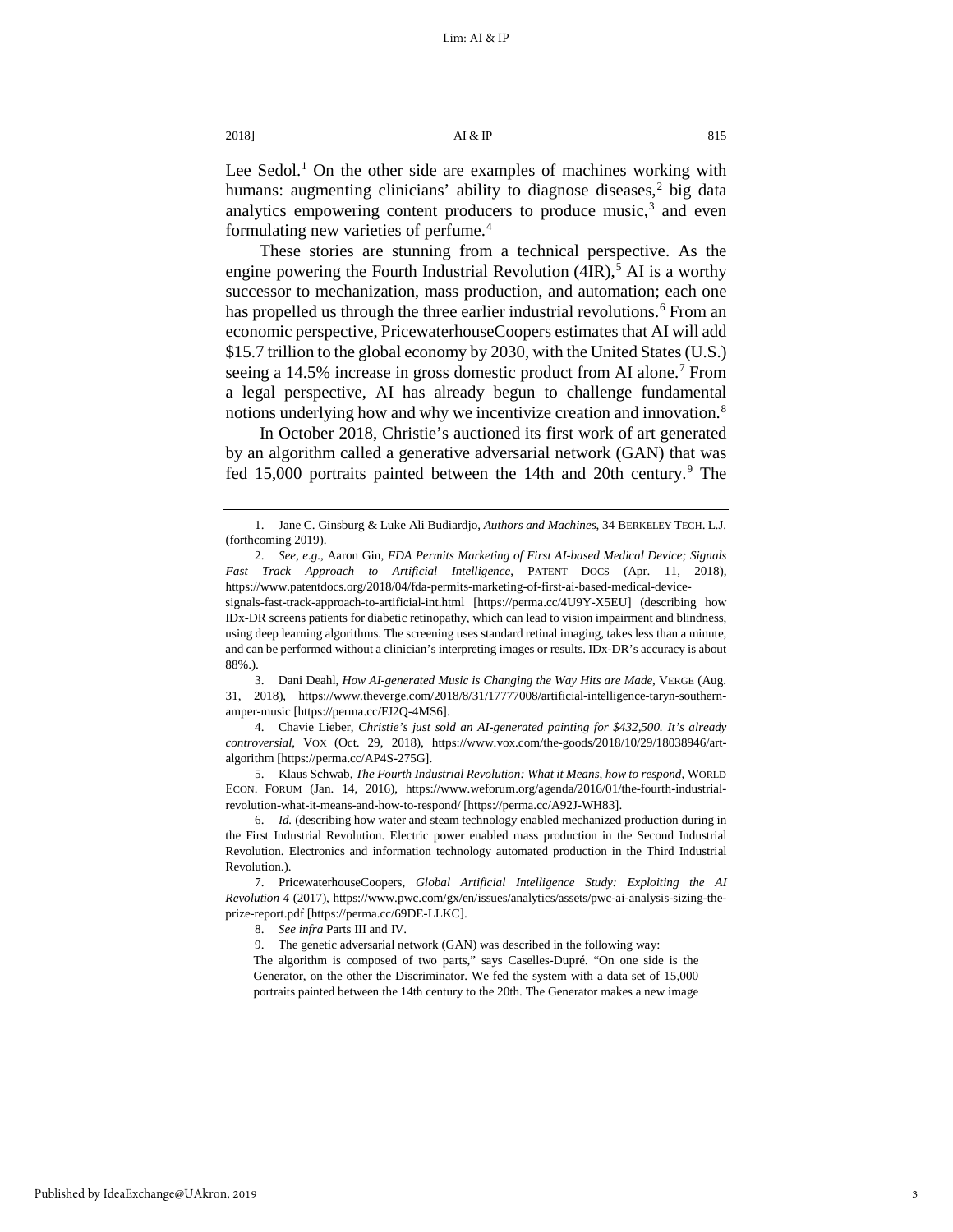Lee Sedol.[1] On the other side are examples of machines working with humans: augmenting clinicians' ability to diagnose diseases,[2] big data analytics empowering content producers to produce music,[3] and even formulating new varieties of perfume.[4]

These stories are stunning from a technical perspective. As the engine powering the Fourth Industrial Revolution (4IR),[5] AI is a worthy successor to mechanization, mass production, and automation; each one has propelled us through the three earlier industrial revolutions.[6] From an economic perspective, PricewaterhouseCoopers estimates that AI will add $15.7 trillion to the global economy by 2030, with the United States (U.S.) seeing a 14.5% increase in gross domestic product from AI alone.[7] From a legal perspective, AI has already begun to challenge fundamental notions underlying how and why we incentivize creation and innovation.[8]

In October 2018, Christie's auctioned its first work of art generated by an algorithm called a generative adversarial network (GAN) that was fed 15,000 portraits painted between the 14th and 20th century.[9] The

---

1. Jane C. Ginsburg & Luke Ali Budiardjo, *Authors and Machines*, 34 BERKELEY TECH. L.J. (forthcoming 2019).

2. *See, e.g.*, Aaron Gin, *FDA Permits Marketing of First AI-based Medical Device; Signals Fast Track Approach to Artificial Intelligence*, PATENT DOCS (Apr. 11, 2018), https://www.patentdocs.org/2018/04/fda-permits-marketing-of-first-ai-based-medical-device-signals-fast-track-approach-to-artificial-int.html [https://perma.cc/4U9Y-X5EU] (describing how IDx-DR screens patients for diabetic retinopathy, which can lead to vision impairment and blindness, using deep learning algorithms. The screening uses standard retinal imaging, takes less than a minute, and can be performed without a clinician's interpreting images or results. IDx-DR's accuracy is about 88%.).

3. Dani Deahl, *How AI-generated Music is Changing the Way Hits are Made*, VERGE (Aug. 31, 2018), https://www.theverge.com/2018/8/31/17777008/artificial-intelligence-taryn-southern-amper-music [https://perma.cc/FJ2Q-4MS6].

4. Chavie Lieber, *Christie's just sold an AI-generated painting for $432,500. It's already controversial*, VOX (Oct. 29, 2018), https://www.vox.com/the-goods/2018/10/29/18038946/art-algorithm [https://perma.cc/AP4S-275G].

5. Klaus Schwab, *The Fourth Industrial Revolution: What it Means, how to respond*, WORLD ECON. FORUM (Jan. 14, 2016), https://www.weforum.org/agenda/2016/01/the-fourth-industrial-revolution-what-it-means-and-how-to-respond/ [https://perma.cc/A92J-WH83].

6. *Id.* (describing how water and steam technology enabled mechanized production during in the First Industrial Revolution. Electric power enabled mass production in the Second Industrial Revolution. Electronics and information technology automated production in the Third Industrial Revolution.).

7. PricewaterhouseCoopers, *Global Artificial Intelligence Study: Exploiting the AI Revolution 4* (2017), https://www.pwc.com/gx/en/issues/analytics/assets/pwc-ai-analysis-sizing-the-prize-report.pdf [https://perma.cc/69DE-LLKC].

8. *See infra* Parts III and IV.

9. The genetic adversarial network (GAN) was described in the following way:

> The algorithm is composed of two parts," says Caselles-Dupré. "On one side is the Generator, on the other the Discriminator. We fed the system with a data set of 15,000 portraits painted between the 14th century to the 20th. The Generator makes a new image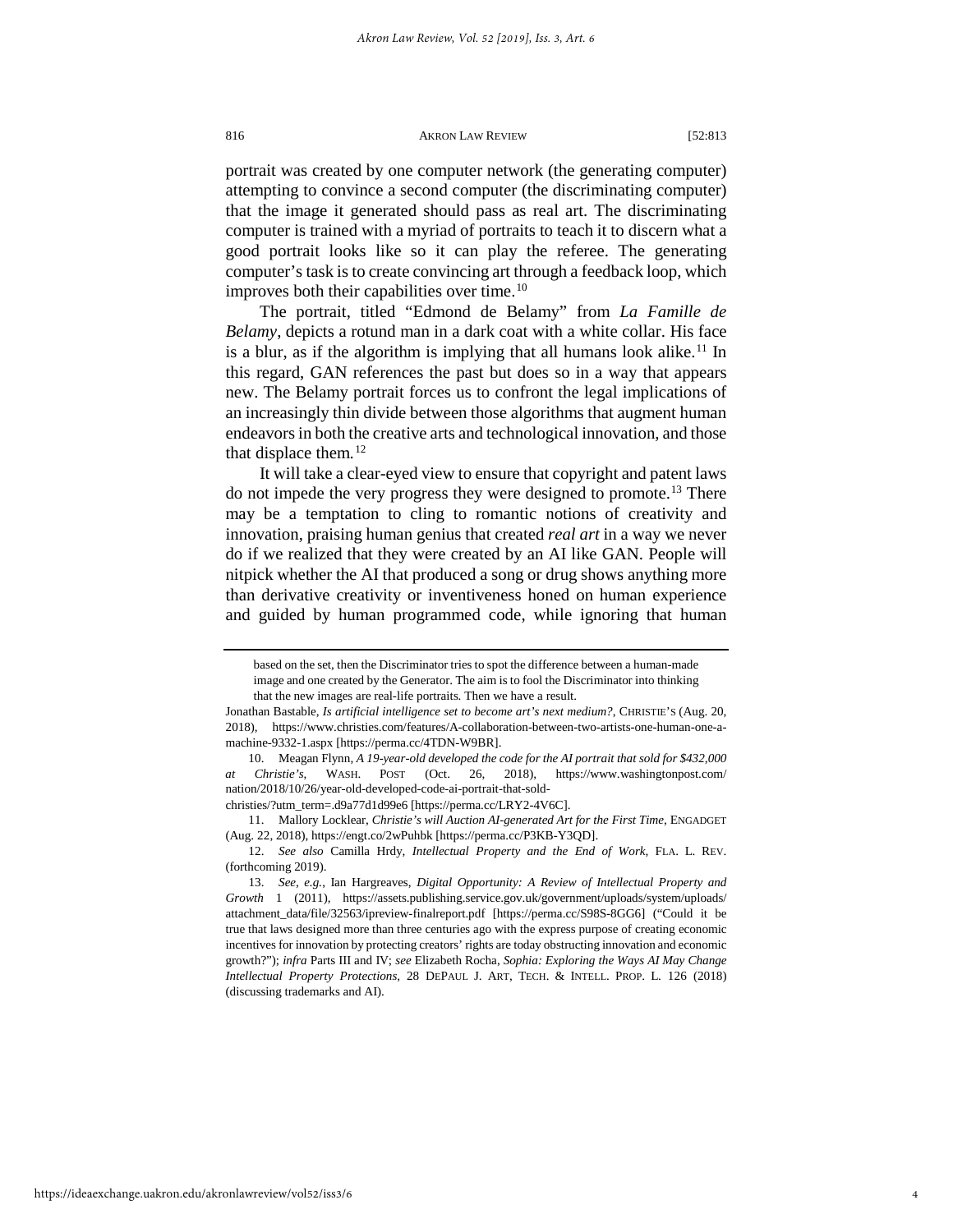portrait was created by one computer network (the generating computer) attempting to convince a second computer (the discriminating computer) that the image it generated should pass as real art. The discriminating computer is trained with a myriad of portraits to teach it to discern what a good portrait looks like so it can play the referee. The generating computer's task is to create convincing art through a feedback loop, which improves both their capabilities over time.[10]

The portrait, titled "Edmond de Belamy" from *La Famille de Belamy*, depicts a rotund man in a dark coat with a white collar. His face is a blur, as if the algorithm is implying that all humans look alike.[11] In this regard, GAN references the past but does so in a way that appears new. The Belamy portrait forces us to confront the legal implications of an increasingly thin divide between those algorithms that augment human endeavors in both the creative arts and technological innovation, and those that displace them.[12]

It will take a clear-eyed view to ensure that copyright and patent laws do not impede the very progress they were designed to promote.[13] There may be a temptation to cling to romantic notions of creativity and innovation, praising human genius that created *real art* in a way we never do if we realized that they were created by an AI like GAN. People will nitpick whether the AI that produced a song or drug shows anything more than derivative creativity or inventiveness honed on human experience and guided by human programmed code, while ignoring that human

---

> based on the set, then the Discriminator tries to spot the difference between a human-made image and one created by the Generator. The aim is to fool the Discriminator into thinking that the new images are real-life portraits. Then we have a result.

Jonathan Bastable, *Is artificial intelligence set to become art's next medium?*, CHRISTIE'S (Aug. 20, 2018), https://www.christies.com/features/A-collaboration-between-two-artists-one-human-one-a-machine-9332-1.aspx [https://perma.cc/4TDN-W9BR].

10. Meagan Flynn, *A 19-year-old developed the code for the AI portrait that sold for $432,000 at Christie's*, WASH. POST (Oct. 26, 2018), https://www.washingtonpost.com/nation/2018/10/26/year-old-developed-code-ai-portrait-that-sold-christies/?utm_term=.d9a77d1d99e6 [https://perma.cc/LRY2-4V6C].

11. Mallory Locklear, *Christie's will Auction AI-generated Art for the First Time*, ENGADGET (Aug. 22, 2018), https://engt.co/2wPuhbk [https://perma.cc/P3KB-Y3QD].

12. *See also* Camilla Hrdy, *Intellectual Property and the End of Work*, FLA. L. REV. (forthcoming 2019).

13. *See, e.g.*, Ian Hargreaves, *Digital Opportunity: A Review of Intellectual Property and Growth* 1 (2011), https://assets.publishing.service.gov.uk/government/uploads/system/uploads/attachment_data/file/32563/ipreview-finalreport.pdf [https://perma.cc/S98S-8GG6] ("Could it be true that laws designed more than three centuries ago with the express purpose of creating economic incentives for innovation by protecting creators' rights are today obstructing innovation and economic growth?"); *infra* Parts III and IV; *see* Elizabeth Rocha, *Sophia: Exploring the Ways AI May Change Intellectual Property Protections*, 28 DEPAUL J. ART, TECH. & INTELL. PROP. L. 126 (2018) (discussing trademarks and AI).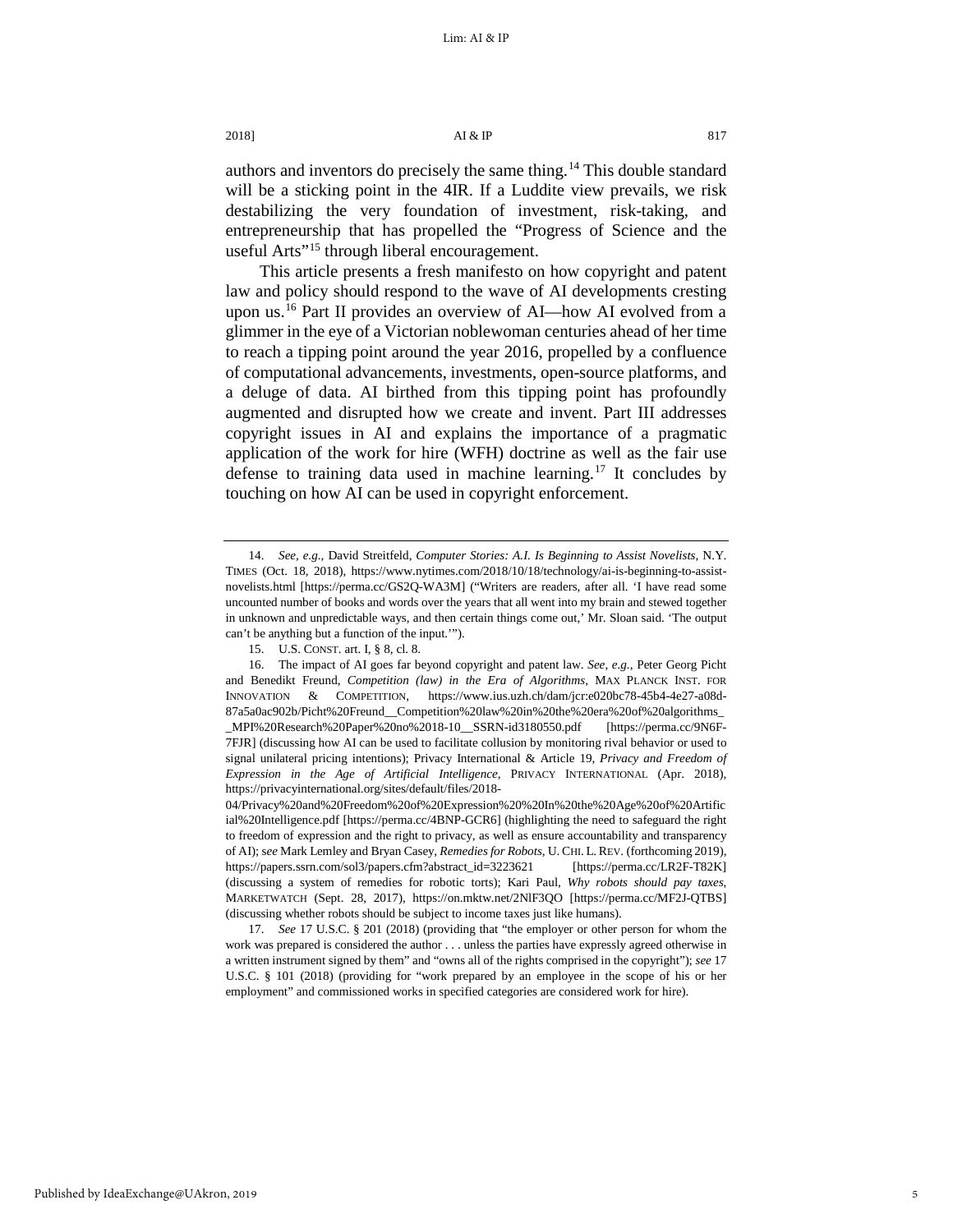authors and inventors do precisely the same thing.[14] This double standard will be a sticking point in the 4IR. If a Luddite view prevails, we risk destabilizing the very foundation of investment, risk-taking, and entrepreneurship that has propelled the "Progress of Science and the useful Arts"[15] through liberal encouragement.

This article presents a fresh manifesto on how copyright and patent law and policy should respond to the wave of AI developments cresting upon us.[16] Part II provides an overview of AI—how AI evolved from a glimmer in the eye of a Victorian noblewoman centuries ahead of her time to reach a tipping point around the year 2016, propelled by a confluence of computational advancements, investments, open-source platforms, and a deluge of data. AI birthed from this tipping point has profoundly augmented and disrupted how we create and invent. Part III addresses copyright issues in AI and explains the importance of a pragmatic application of the work for hire (WFH) doctrine as well as the fair use defense to training data used in machine learning.[17] It concludes by touching on how AI can be used in copyright enforcement.

---

14. *See, e.g.*, David Streitfeld, *Computer Stories: A.I. Is Beginning to Assist Novelists*, N.Y. TIMES (Oct. 18, 2018), https://www.nytimes.com/2018/10/18/technology/ai-is-beginning-to-assist-novelists.html [https://perma.cc/GS2Q-WA3M] ("Writers are readers, after all. 'I have read some uncounted number of books and words over the years that all went into my brain and stewed together in unknown and unpredictable ways, and then certain things come out,' Mr. Sloan said. 'The output can't be anything but a function of the input.'").

15. U.S. CONST. art. I, § 8, cl. 8.

16. The impact of AI goes far beyond copyright and patent law. *See, e.g.*, Peter Georg Picht and Benedikt Freund, *Competition (law) in the Era of Algorithms*, MAX PLANCK INST. FOR INNOVATION & COMPETITION, https://www.ius.uzh.ch/dam/jcr:e020bc78-45b4-4e27-a08d-87a5a0ac902b/Picht%20Freund__Competition%20law%20in%20the%20era%20of%20algorithms__MPI%20Research%20Paper%20no%2018-10__SSRN-id3180550.pdf [https://perma.cc/9N6F-7FJR] (discussing how AI can be used to facilitate collusion by monitoring rival behavior or used to signal unilateral pricing intentions); Privacy International & Article 19, *Privacy and Freedom of Expression in the Age of Artificial Intelligence*, PRIVACY INTERNATIONAL (Apr. 2018), https://privacyinternational.org/sites/default/files/2018-04/Privacy%20and%20Freedom%20of%20Expression%20%20In%20the%20Age%20of%20Artificial%20Intelligence.pdf [https://perma.cc/4BNP-GCR6] (highlighting the need to safeguard the right to freedom of expression and the right to privacy, as well as ensure accountability and transparency of AI); *see* Mark Lemley and Bryan Casey, *Remedies for Robots*, U. CHI. L. REV. (forthcoming 2019), https://papers.ssrn.com/sol3/papers.cfm?abstract_id=3223621 [https://perma.cc/LR2F-T82K] (discussing a system of remedies for robotic torts); Kari Paul, *Why robots should pay taxes*, MARKETWATCH (Sept. 28, 2017), https://on.mktw.net/2NlF3QO [https://perma.cc/MF2J-QTBS] (discussing whether robots should be subject to income taxes just like humans).

17. *See* 17 U.S.C. § 201 (2018) (providing that "the employer or other person for whom the work was prepared is considered the author . . . unless the parties have expressly agreed otherwise in a written instrument signed by them" and "owns all of the rights comprised in the copyright"); *see* 17 U.S.C. § 101 (2018) (providing for "work prepared by an employee in the scope of his or her employment" and commissioned works in specified categories are considered work for hire).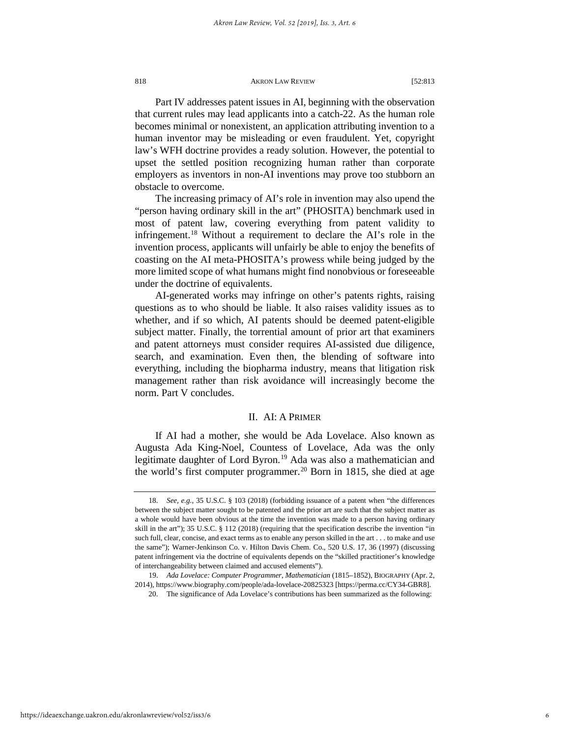Part IV addresses patent issues in AI, beginning with the observation that current rules may lead applicants into a catch-22. As the human role becomes minimal or nonexistent, an application attributing invention to a human inventor may be misleading or even fraudulent. Yet, copyright law's WFH doctrine provides a ready solution. However, the potential to upset the settled position recognizing human rather than corporate employers as inventors in non-AI inventions may prove too stubborn an obstacle to overcome.

The increasing primacy of AI's role in invention may also upend the "person having ordinary skill in the art" (PHOSITA) benchmark used in most of patent law, covering everything from patent validity to infringement.[18] Without a requirement to declare the AI's role in the invention process, applicants will unfairly be able to enjoy the benefits of coasting on the AI meta-PHOSITA's prowess while being judged by the more limited scope of what humans might find nonobvious or foreseeable under the doctrine of equivalents.

AI-generated works may infringe on other's patents rights, raising questions as to who should be liable. It also raises validity issues as to whether, and if so which, AI patents should be deemed patent-eligible subject matter. Finally, the torrential amount of prior art that examiners and patent attorneys must consider requires AI-assisted due diligence, search, and examination. Even then, the blending of software into everything, including the biopharma industry, means that litigation risk management rather than risk avoidance will increasingly become the norm. Part V concludes.

## II. AI: A PRIMER

If AI had a mother, she would be Ada Lovelace. Also known as Augusta Ada King-Noel, Countess of Lovelace, Ada was the only legitimate daughter of Lord Byron.[19] Ada was also a mathematician and the world's first computer programmer.[20] Born in 1815, she died at age

---

18. *See, e.g.*, 35 U.S.C. § 103 (2018) (forbidding issuance of a patent when "the differences between the subject matter sought to be patented and the prior art are such that the subject matter as a whole would have been obvious at the time the invention was made to a person having ordinary skill in the art"); 35 U.S.C. § 112 (2018) (requiring that the specification describe the invention "in such full, clear, concise, and exact terms as to enable any person skilled in the art . . . to make and use the same"); Warner-Jenkinson Co. v. Hilton Davis Chem. Co., 520 U.S. 17, 36 (1997) (discussing patent infringement via the doctrine of equivalents depends on the "skilled practitioner's knowledge of interchangeability between claimed and accused elements").

19. *Ada Lovelace: Computer Programmer, Mathematician* (1815–1852), BIOGRAPHY (Apr. 2, 2014), https://www.biography.com/people/ada-lovelace-20825323 [https://perma.cc/CY34-GBR8].

20. The significance of Ada Lovelace's contributions has been summarized as the following: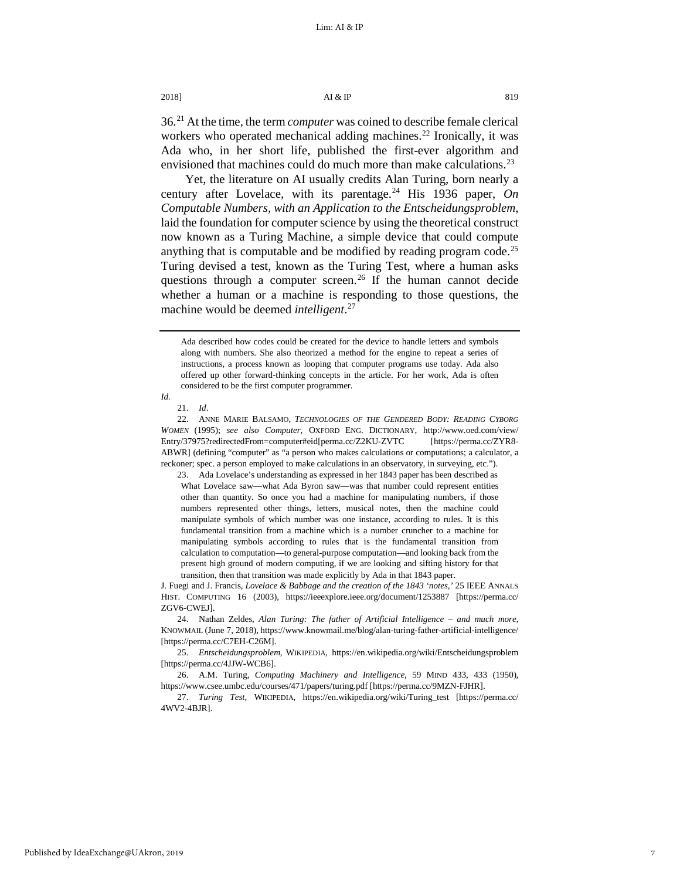36.[21] At the time, the term *computer* was coined to describe female clerical workers who operated mechanical adding machines.[22] Ironically, it was Ada who, in her short life, published the first-ever algorithm and envisioned that machines could do much more than make calculations.[23]

Yet, the literature on AI usually credits Alan Turing, born nearly a century after Lovelace, with its parentage.[24] His 1936 paper, *On Computable Numbers, with an Application to the Entscheidungsproblem*, laid the foundation for computer science by using the theoretical construct now known as a Turing Machine, a simple device that could compute anything that is computable and be modified by reading program code.[25] Turing devised a test, known as the Turing Test, where a human asks questions through a computer screen.[26] If the human cannot decide whether a human or a machine is responding to those questions, the machine would be deemed *intelligent*.[27]

---

> Ada described how codes could be created for the device to handle letters and symbols along with numbers. She also theorized a method for the engine to repeat a series of instructions, a process known as looping that computer programs use today. Ada also offered up other forward-thinking concepts in the article. For her work, Ada is often considered to be the first computer programmer.

*Id.*

21. *Id.*

22. ANNE MARIE BALSAMO, *TECHNOLOGIES OF THE GENDERED BODY: READING CYBORG WOMEN* (1995); *see also Computer*, OXFORD ENG. DICTIONARY, http://www.oed.com/view/Entry/37975?redirectedFrom=computer#eid[perma.cc/Z2KU-ZVTC [https://perma.cc/ZYR8-ABWR] (defining "computer" as "a person who makes calculations or computations; a calculator, a reckoner; spec. a person employed to make calculations in an observatory, in surveying, etc.").

23. Ada Lovelace's understanding as expressed in her 1843 paper has been described as

> What Lovelace saw—what Ada Byron saw—was that number could represent entities other than quantity. So once you had a machine for manipulating numbers, if those numbers represented other things, letters, musical notes, then the machine could manipulate symbols of which number was one instance, according to rules. It is this fundamental transition from a machine which is a number cruncher to a machine for manipulating symbols according to rules that is the fundamental transition from calculation to computation—to general-purpose computation—and looking back from the present high ground of modern computing, if we are looking and sifting history for that transition, then that transition was made explicitly by Ada in that 1843 paper.

J. Fuegi and J. Francis, *Lovelace & Babbage and the creation of the 1843 'notes,'* 25 IEEE ANNALS HIST. COMPUTING 16 (2003), https://ieeexplore.ieee.org/document/1253887 [https://perma.cc/ZGV6-CWEJ].

24. Nathan Zeldes, *Alan Turing: The father of Artificial Intelligence – and much more*, KNOWMAIL (June 7, 2018), https://www.knowmail.me/blog/alan-turing-father-artificial-intelligence/ [https://perma.cc/C7EH-C26M].

25. *Entscheidungsproblem*, WIKIPEDIA, https://en.wikipedia.org/wiki/Entscheidungsproblem [https://perma.cc/4JJW-WCB6].

26. A.M. Turing, *Computing Machinery and Intelligence*, 59 MIND 433, 433 (1950), https://www.csee.umbc.edu/courses/471/papers/turing.pdf [https://perma.cc/9MZN-FJHR].

27. *Turing Test*, WIKIPEDIA, https://en.wikipedia.org/wiki/Turing_test [https://perma.cc/4WV2-4BJR].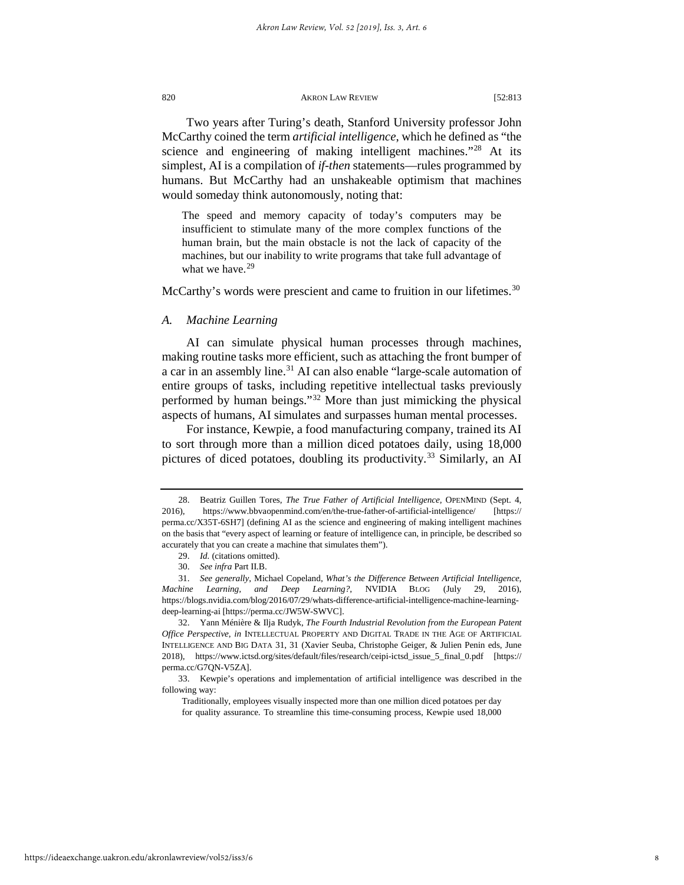Two years after Turing's death, Stanford University professor John McCarthy coined the term *artificial intelligence*, which he defined as "the science and engineering of making intelligent machines."[28] At its simplest, AI is a compilation of *if-then* statements—rules programmed by humans. But McCarthy had an unshakeable optimism that machines would someday think autonomously, noting that:

> The speed and memory capacity of today's computers may be insufficient to stimulate many of the more complex functions of the human brain, but the main obstacle is not the lack of capacity of the machines, but our inability to write programs that take full advantage of what we have.[29]

McCarthy's words were prescient and came to fruition in our lifetimes.[30]

### *A. Machine Learning*

AI can simulate physical human processes through machines, making routine tasks more efficient, such as attaching the front bumper of a car in an assembly line.[31] AI can also enable "large-scale automation of entire groups of tasks, including repetitive intellectual tasks previously performed by human beings."[32] More than just mimicking the physical aspects of humans, AI simulates and surpasses human mental processes.

For instance, Kewpie, a food manufacturing company, trained its AI to sort through more than a million diced potatoes daily, using 18,000 pictures of diced potatoes, doubling its productivity.[33] Similarly, an AI

---

28. Beatriz Guillen Tores, *The True Father of Artificial Intelligence*, OPENMIND (Sept. 4, 2016), https://www.bbvaopenmind.com/en/the-true-father-of-artificial-intelligence/ [https://perma.cc/X35T-6SH7] (defining AI as the science and engineering of making intelligent machines on the basis that "every aspect of learning or feature of intelligence can, in principle, be described so accurately that you can create a machine that simulates them").

29. *Id.* (citations omitted).

30. *See infra* Part II.B.

31. *See generally*, Michael Copeland, *What's the Difference Between Artificial Intelligence, Machine Learning, and Deep Learning?*, NVIDIA BLOG (July 29, 2016), https://blogs.nvidia.com/blog/2016/07/29/whats-difference-artificial-intelligence-machine-learning-deep-learning-ai [https://perma.cc/JW5W-SWVC].

32. Yann Ménière & Ilja Rudyk, *The Fourth Industrial Revolution from the European Patent Office Perspective*, *in* INTELLECTUAL PROPERTY AND DIGITAL TRADE IN THE AGE OF ARTIFICIAL INTELLIGENCE AND BIG DATA 31, 31 (Xavier Seuba, Christophe Geiger, & Julien Penin eds, June 2018), https://www.ictsd.org/sites/default/files/research/ceipi-ictsd_issue_5_final_0.pdf [https://perma.cc/G7QN-V5ZA].

33. Kewpie's operations and implementation of artificial intelligence was described in the following way:

> Traditionally, employees visually inspected more than one million diced potatoes per day for quality assurance. To streamline this time-consuming process, Kewpie used 18,000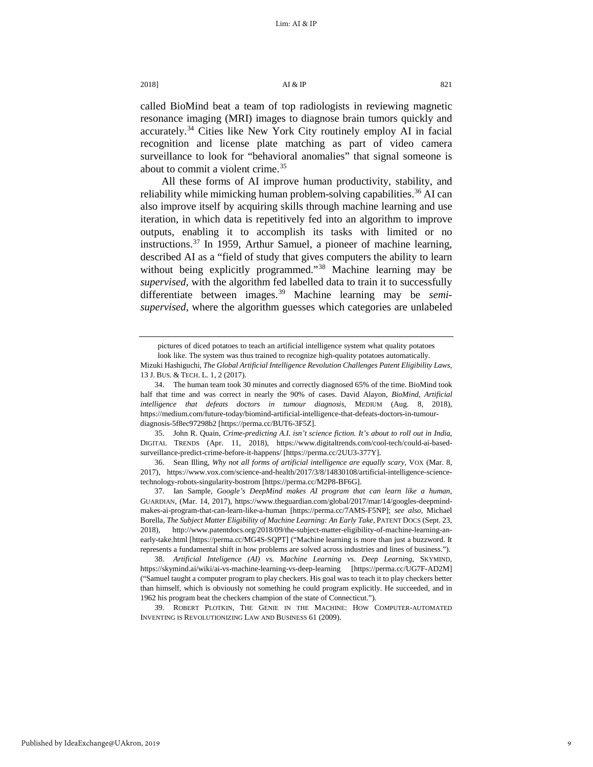called BioMind beat a team of top radiologists in reviewing magnetic resonance imaging (MRI) images to diagnose brain tumors quickly and accurately.[34] Cities like New York City routinely employ AI in facial recognition and license plate matching as part of video camera surveillance to look for "behavioral anomalies" that signal someone is about to commit a violent crime.[35]

All these forms of AI improve human productivity, stability, and reliability while mimicking human problem-solving capabilities.[36] AI can also improve itself by acquiring skills through machine learning and use iteration, in which data is repetitively fed into an algorithm to improve outputs, enabling it to accomplish its tasks with limited or no instructions.[37] In 1959, Arthur Samuel, a pioneer of machine learning, described AI as a "field of study that gives computers the ability to learn without being explicitly programmed."[38] Machine learning may be *supervised*, with the algorithm fed labelled data to train it to successfully differentiate between images.[39] Machine learning may be *semi-supervised*, where the algorithm guesses which categories are unlabeled

---

pictures of diced potatoes to teach an artificial intelligence system what quality potatoes look like. The system was thus trained to recognize high-quality potatoes automatically.

Mizuki Hashiguchi, *The Global Artificial Intelligence Revolution Challenges Patent Eligibility Laws*, 13 J. BUS. & TECH. L. 1, 2 (2017).

34. The human team took 30 minutes and correctly diagnosed 65% of the time. BioMind took half that time and was correct in nearly the 90% of cases. David Alayon, *BioMind, Artificial intelligence that defeats doctors in tumour diagnosis*, MEDIUM (Aug. 8, 2018), https://medium.com/future-today/biomind-artificial-intelligence-that-defeats-doctors-in-tumour-diagnosis-5f8ec97298b2 [https://perma.cc/BUT6-3F5Z].

35. John R. Quain, *Crime-predicting A.I. isn't science fiction. It's about to roll out in India*, DIGITAL TRENDS (Apr. 11, 2018), https://www.digitaltrends.com/cool-tech/could-ai-based-surveillance-predict-crime-before-it-happens/ [https://perma.cc/2UU3-377Y].

36. Sean Illing, *Why not all forms of artificial intelligence are equally scary*, VOX (Mar. 8, 2017), https://www.vox.com/science-and-health/2017/3/8/14830108/artificial-intelligence-science-technology-robots-singularity-bostrom [https://perma.cc/M2P8-BF6G].

37. Ian Sample, *Google's DeepMind makes AI program that can learn like a human*, GUARDIAN, (Mar. 14, 2017), https://www.theguardian.com/global/2017/mar/14/googles-deepmind-makes-ai-program-that-can-learn-like-a-human [https://perma.cc/7AMS-F5NP]; *see also*, Michael Borella, *The Subject Matter Eligibility of Machine Learning: An Early Take*, PATENT DOCS (Sept. 23, 2018), http://www.patentdocs.org/2018/09/the-subject-matter-eligibility-of-machine-learning-an-early-take.html [https://perma.cc/MG4S-SQPT] ("Machine learning is more than just a buzzword. It represents a fundamental shift in how problems are solved across industries and lines of business.").

38. *Artificial Inteligence (AI) vs. Machine Learning vs. Deep Learning*, SKYMIND, https://skymind.ai/wiki/ai-vs-machine-learning-vs-deep-learning [https://perma.cc/UG7F-AD2M] ("Samuel taught a computer program to play checkers. His goal was to teach it to play checkers better than himself, which is obviously not something he could program explicitly. He succeeded, and in 1962 his program beat the checkers champion of the state of Connecticut.").

39. ROBERT PLOTKIN, THE GENIE IN THE MACHINE: HOW COMPUTER-AUTOMATED INVENTING IS REVOLUTIONIZING LAW AND BUSINESS 61 (2009).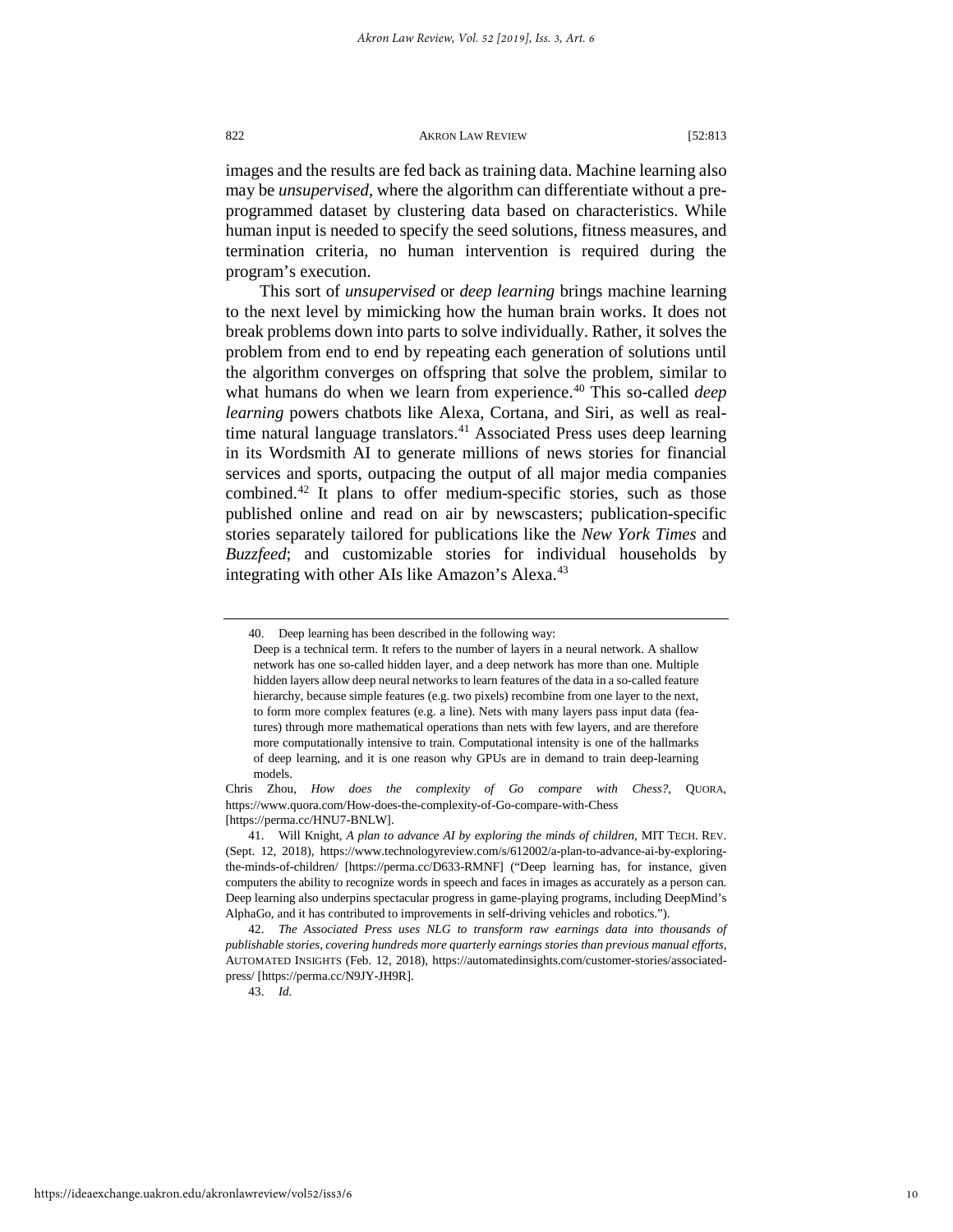images and the results are fed back as training data. Machine learning also may be *unsupervised*, where the algorithm can differentiate without a pre-programmed dataset by clustering data based on characteristics. While human input is needed to specify the seed solutions, fitness measures, and termination criteria, no human intervention is required during the program's execution.

This sort of *unsupervised* or *deep learning* brings machine learning to the next level by mimicking how the human brain works. It does not break problems down into parts to solve individually. Rather, it solves the problem from end to end by repeating each generation of solutions until the algorithm converges on offspring that solve the problem, similar to what humans do when we learn from experience.[40] This so-called *deep learning* powers chatbots like Alexa, Cortana, and Siri, as well as real-time natural language translators.[41] Associated Press uses deep learning in its Wordsmith AI to generate millions of news stories for financial services and sports, outpacing the output of all major media companies combined.[42] It plans to offer medium-specific stories, such as those published online and read on air by newscasters; publication-specific stories separately tailored for publications like the *New York Times* and *Buzzfeed*; and customizable stories for individual households by integrating with other AIs like Amazon's Alexa.[43]

---

40. Deep learning has been described in the following way:

> Deep is a technical term. It refers to the number of layers in a neural network. A shallow network has one so-called hidden layer, and a deep network has more than one. Multiple hidden layers allow deep neural networks to learn features of the data in a so-called feature hierarchy, because simple features (e.g. two pixels) recombine from one layer to the next, to form more complex features (e.g. a line). Nets with many layers pass input data (features) through more mathematical operations than nets with few layers, and are therefore more computationally intensive to train. Computational intensity is one of the hallmarks of deep learning, and it is one reason why GPUs are in demand to train deep-learning models.

Chris Zhou, *How does the complexity of Go compare with Chess?*, QUORA, https://www.quora.com/How-does-the-complexity-of-Go-compare-with-Chess [https://perma.cc/HNU7-BNLW].

41. Will Knight, *A plan to advance AI by exploring the minds of children*, MIT TECH. REV. (Sept. 12, 2018), https://www.technologyreview.com/s/612002/a-plan-to-advance-ai-by-exploring-the-minds-of-children/ [https://perma.cc/D633-RMNF] ("Deep learning has, for instance, given computers the ability to recognize words in speech and faces in images as accurately as a person can. Deep learning also underpins spectacular progress in game-playing programs, including DeepMind's AlphaGo, and it has contributed to improvements in self-driving vehicles and robotics.").

42. *The Associated Press uses NLG to transform raw earnings data into thousands of publishable stories, covering hundreds more quarterly earnings stories than previous manual efforts*, AUTOMATED INSIGHTS (Feb. 12, 2018), https://automatedinsights.com/customer-stories/associated-press/ [https://perma.cc/N9JY-JH9R].

43. *Id.*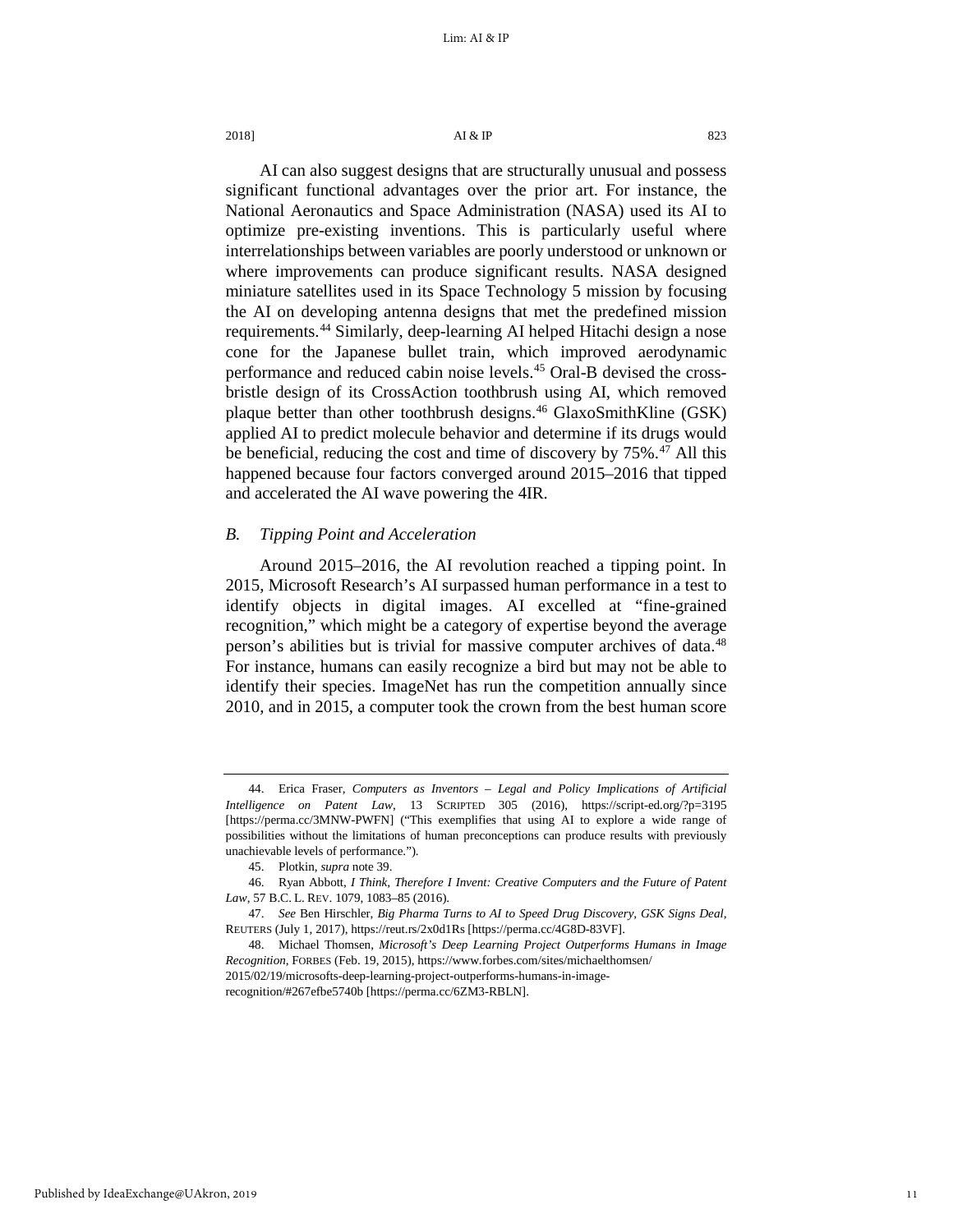AI can also suggest designs that are structurally unusual and possess significant functional advantages over the prior art. For instance, the National Aeronautics and Space Administration (NASA) used its AI to optimize pre-existing inventions. This is particularly useful where interrelationships between variables are poorly understood or unknown or where improvements can produce significant results. NASA designed miniature satellites used in its Space Technology 5 mission by focusing the AI on developing antenna designs that met the predefined mission requirements.[44] Similarly, deep-learning AI helped Hitachi design a nose cone for the Japanese bullet train, which improved aerodynamic performance and reduced cabin noise levels.[45] Oral-B devised the cross-bristle design of its CrossAction toothbrush using AI, which removed plaque better than other toothbrush designs.[46] GlaxoSmithKline (GSK) applied AI to predict molecule behavior and determine if its drugs would be beneficial, reducing the cost and time of discovery by 75%.[47] All this happened because four factors converged around 2015–2016 that tipped and accelerated the AI wave powering the 4IR.

### B. *Tipping Point and Acceleration*

Around 2015–2016, the AI revolution reached a tipping point. In 2015, Microsoft Research's AI surpassed human performance in a test to identify objects in digital images. AI excelled at "fine-grained recognition," which might be a category of expertise beyond the average person's abilities but is trivial for massive computer archives of data.[48] For instance, humans can easily recognize a bird but may not be able to identify their species. ImageNet has run the competition annually since 2010, and in 2015, a computer took the crown from the best human score

---

44. Erica Fraser, *Computers as Inventors – Legal and Policy Implications of Artificial Intelligence on Patent Law*, 13 SCRIPTED 305 (2016), https://script-ed.org/?p=3195 [https://perma.cc/3MNW-PWFN] ("This exemplifies that using AI to explore a wide range of possibilities without the limitations of human preconceptions can produce results with previously unachievable levels of performance.").

45. Plotkin, *supra* note 39.

46. Ryan Abbott, *I Think, Therefore I Invent: Creative Computers and the Future of Patent Law*, 57 B.C. L. REV. 1079, 1083–85 (2016).

47. *See* Ben Hirschler, *Big Pharma Turns to AI to Speed Drug Discovery, GSK Signs Deal*, REUTERS (July 1, 2017), https://reut.rs/2x0d1Rs [https://perma.cc/4G8D-83VF].

48. Michael Thomsen, *Microsoft's Deep Learning Project Outperforms Humans in Image Recognition*, FORBES (Feb. 19, 2015), https://www.forbes.com/sites/michaelthomsen/2015/02/19/microsofts-deep-learning-project-outperforms-humans-in-image-recognition/#267efbe5740b [https://perma.cc/6ZM3-RBLN].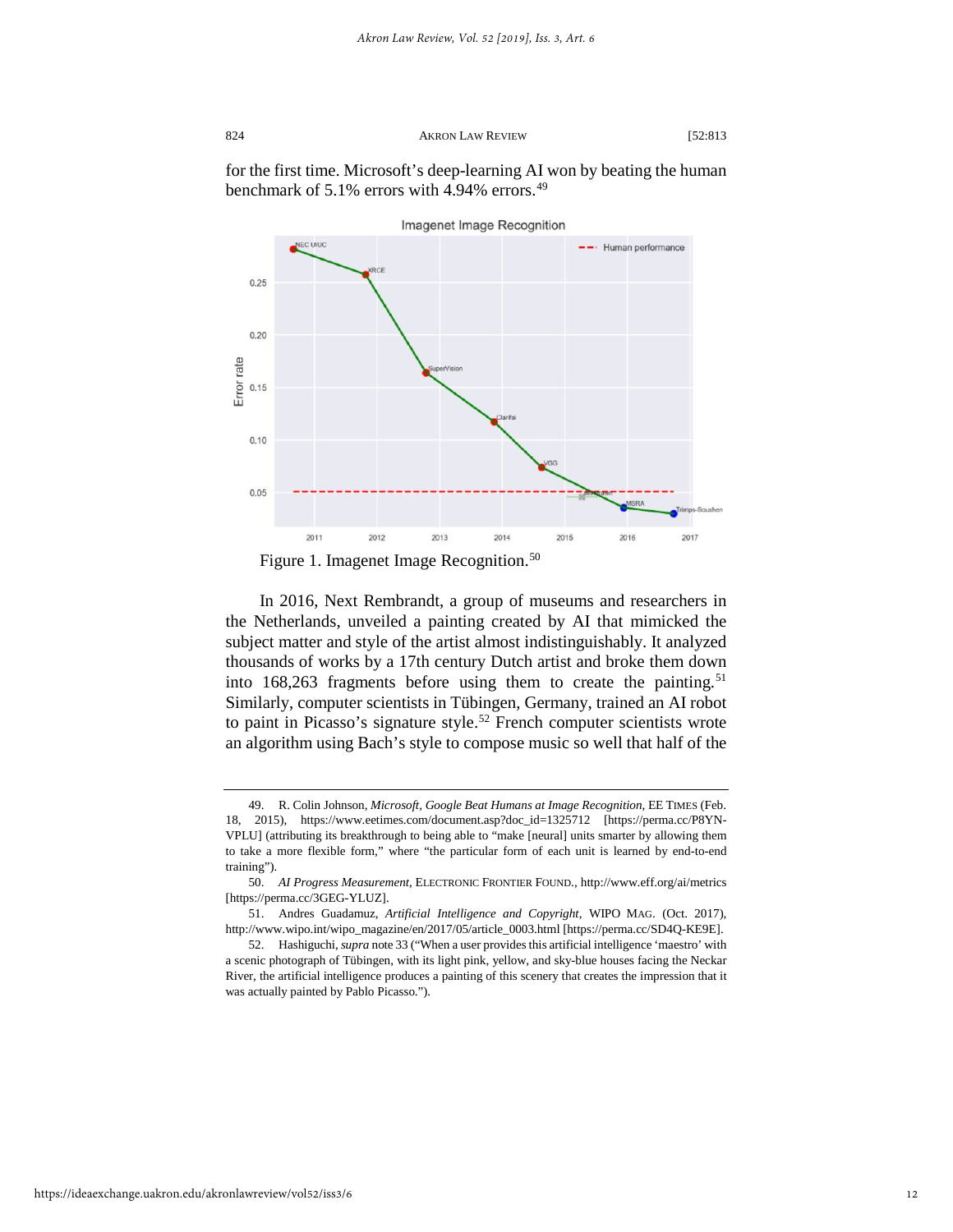for the first time. Microsoft's deep-learning AI won by beating the human benchmark of 5.1% errors with 4.94% errors.[49]

Figure 1. Imagenet Image Recognition.[50]

In 2016, Next Rembrandt, a group of museums and researchers in the Netherlands, unveiled a painting created by AI that mimicked the subject matter and style of the artist almost indistinguishably. It analyzed thousands of works by a 17th century Dutch artist and broke them down into 168,263 fragments before using them to create the painting.[51] Similarly, computer scientists in Tübingen, Germany, trained an AI robot to paint in Picasso's signature style.[52] French computer scientists wrote an algorithm using Bach's style to compose music so well that half of the

---

49. R. Colin Johnson, *Microsoft, Google Beat Humans at Image Recognition*, EE TIMES (Feb. 18, 2015), https://www.eetimes.com/document.asp?doc_id=1325712 [https://perma.cc/P8YN-VPLU] (attributing its breakthrough to being able to "make [neural] units smarter by allowing them to take a more flexible form," where "the particular form of each unit is learned by end-to-end training").

50. *AI Progress Measurement*, ELECTRONIC FRONTIER FOUND., http://www.eff.org/ai/metrics [https://perma.cc/3GEG-YLUZ].

51. Andres Guadamuz, *Artificial Intelligence and Copyright*, WIPO MAG. (Oct. 2017), http://www.wipo.int/wipo_magazine/en/2017/05/article_0003.html [https://perma.cc/SD4Q-KE9E].

52. Hashiguchi, *supra* note 33 ("When a user provides this artificial intelligence 'maestro' with a scenic photograph of Tübingen, with its light pink, yellow, and sky-blue houses facing the Neckar River, the artificial intelligence produces a painting of this scenery that creates the impression that it was actually painted by Pablo Picasso.").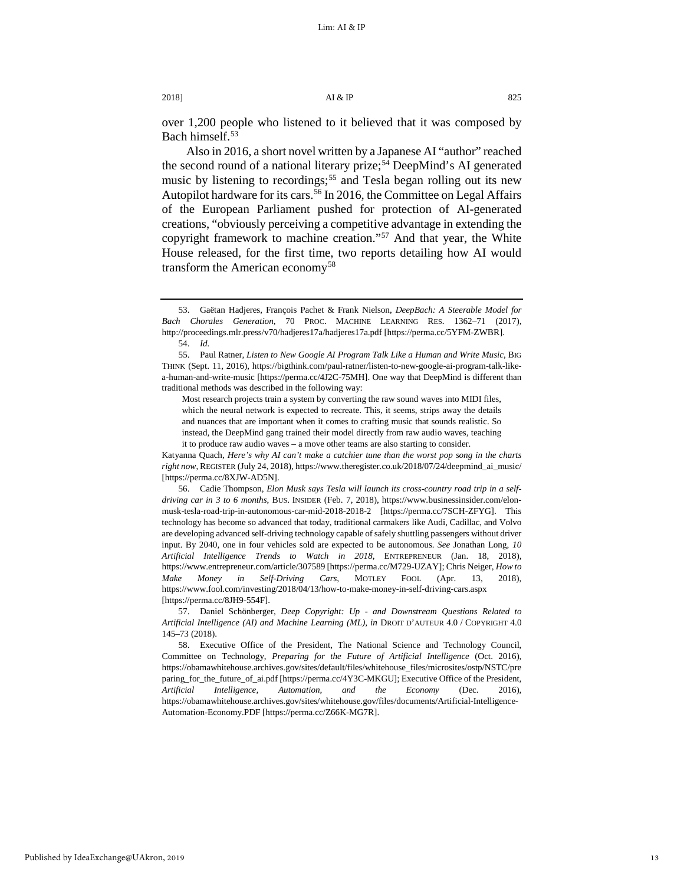over 1,200 people who listened to it believed that it was composed by Bach himself.[53]

Also in 2016, a short novel written by a Japanese AI "author" reached the second round of a national literary prize;[54] DeepMind's AI generated music by listening to recordings;[55] and Tesla began rolling out its new Autopilot hardware for its cars.[56] In 2016, the Committee on Legal Affairs of the European Parliament pushed for protection of AI-generated creations, "obviously perceiving a competitive advantage in extending the copyright framework to machine creation."[57] And that year, the White House released, for the first time, two reports detailing how AI would transform the American economy[58]

---

53. Gaëtan Hadjeres, François Pachet & Frank Nielson, *DeepBach: A Steerable Model for Bach Chorales Generation*, 70 PROC. MACHINE LEARNING RES. 1362–71 (2017), http://proceedings.mlr.press/v70/hadjeres17a/hadjeres17a.pdf [https://perma.cc/5YFM-ZWBR].

54. *Id.*

55. Paul Ratner, *Listen to New Google AI Program Talk Like a Human and Write Music*, BIG THINK (Sept. 11, 2016), https://bigthink.com/paul-ratner/listen-to-new-google-ai-program-talk-like-a-human-and-write-music [https://perma.cc/4J2C-75MH]. One way that DeepMind is different than traditional methods was described in the following way:

> Most research projects train a system by converting the raw sound waves into MIDI files, which the neural network is expected to recreate. This, it seems, strips away the details and nuances that are important when it comes to crafting music that sounds realistic. So instead, the DeepMind gang trained their model directly from raw audio waves, teaching it to produce raw audio waves – a move other teams are also starting to consider.

Katyanna Quach, *Here's why AI can't make a catchier tune than the worst pop song in the charts right now*, REGISTER (July 24, 2018), https://www.theregister.co.uk/2018/07/24/deepmind_ai_music/ [https://perma.cc/8XJW-AD5N].

56. Cadie Thompson, *Elon Musk says Tesla will launch its cross-country road trip in a self-driving car in 3 to 6 months*, BUS. INSIDER (Feb. 7, 2018), https://www.businessinsider.com/elon-musk-tesla-road-trip-in-autonomous-car-mid-2018-2018-2 [https://perma.cc/7SCH-ZFYG]. This technology has become so advanced that today, traditional carmakers like Audi, Cadillac, and Volvo are developing advanced self-driving technology capable of safely shuttling passengers without driver input. By 2040, one in four vehicles sold are expected to be autonomous. *See* Jonathan Long, *10 Artificial Intelligence Trends to Watch in 2018*, ENTREPRENEUR (Jan. 18, 2018), https://www.entrepreneur.com/article/307589 [https://perma.cc/M729-UZAY]; Chris Neiger, *How to Make Money in Self-Driving Cars*, MOTLEY FOOL (Apr. 13, 2018), https://www.fool.com/investing/2018/04/13/how-to-make-money-in-self-driving-cars.aspx [https://perma.cc/8JH9-554F].

57. Daniel Schönberger, *Deep Copyright: Up - and Downstream Questions Related to Artificial Intelligence (AI) and Machine Learning (ML)*, *in* DROIT D'AUTEUR 4.0 / COPYRIGHT 4.0 145–73 (2018).

58. Executive Office of the President, The National Science and Technology Council, Committee on Technology, *Preparing for the Future of Artificial Intelligence* (Oct. 2016), https://obamawhitehouse.archives.gov/sites/default/files/whitehouse_files/microsites/ostp/NSTC/preparing_for_the_future_of_ai.pdf [https://perma.cc/4Y3C-MKGU]; Executive Office of the President, *Artificial Intelligence, Automation, and the Economy* (Dec. 2016), https://obamawhitehouse.archives.gov/sites/whitehouse.gov/files/documents/Artificial-Intelligence-Automation-Economy.PDF [https://perma.cc/Z66K-MG7R].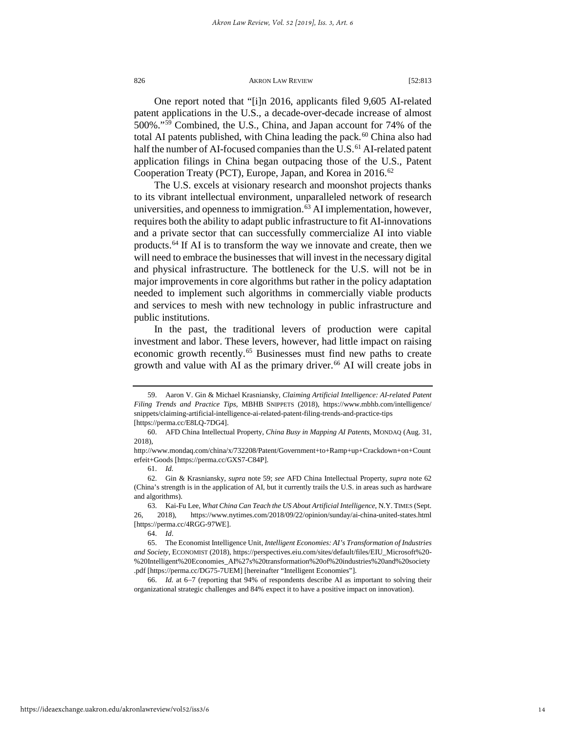One report noted that "[i]n 2016, applicants filed 9,605 AI-related patent applications in the U.S., a decade-over-decade increase of almost 500%."[59] Combined, the U.S., China, and Japan account for 74% of the total AI patents published, with China leading the pack.[60] China also had half the number of AI-focused companies than the U.S.[61] AI-related patent application filings in China began outpacing those of the U.S., Patent Cooperation Treaty (PCT), Europe, Japan, and Korea in 2016.[62]

The U.S. excels at visionary research and moonshot projects thanks to its vibrant intellectual environment, unparalleled network of research universities, and openness to immigration.[63] AI implementation, however, requires both the ability to adapt public infrastructure to fit AI-innovations and a private sector that can successfully commercialize AI into viable products.[64] If AI is to transform the way we innovate and create, then we will need to embrace the businesses that will invest in the necessary digital and physical infrastructure. The bottleneck for the U.S. will not be in major improvements in core algorithms but rather in the policy adaptation needed to implement such algorithms in commercially viable products and services to mesh with new technology in public infrastructure and public institutions.

In the past, the traditional levers of production were capital investment and labor. These levers, however, had little impact on raising economic growth recently.[65] Businesses must find new paths to create growth and value with AI as the primary driver.[66] AI will create jobs in

---

59. Aaron V. Gin & Michael Krasniansky, *Claiming Artificial Intelligence: AI-related Patent Filing Trends and Practice Tips*, MBHB SNIPPETS (2018), https://www.mbhb.com/intelligence/snippets/claiming-artificial-intelligence-ai-related-patent-filing-trends-and-practice-tips [https://perma.cc/E8LQ-7DG4].

60. AFD China Intellectual Property, *China Busy in Mapping AI Patents*, MONDAQ (Aug. 31, 2018), http://www.mondaq.com/china/x/732208/Patent/Government+to+Ramp+up+Crackdown+on+Counterfeit+Goods [https://perma.cc/GXS7-C84P].

61. *Id.*

62. Gin & Krasniansky, *supra* note 59; *see* AFD China Intellectual Property, *supra* note 62 (China's strength is in the application of AI, but it currently trails the U.S. in areas such as hardware and algorithms).

63. Kai-Fu Lee, *What China Can Teach the US About Artificial Intelligence*, N.Y. TIMES (Sept. 26, 2018), https://www.nytimes.com/2018/09/22/opinion/sunday/ai-china-united-states.html [https://perma.cc/4RGG-97WE].

64. *Id*.

65. The Economist Intelligence Unit, *Intelligent Economies: AI's Transformation of Industries and Society*, ECONOMIST (2018), https://perspectives.eiu.com/sites/default/files/EIU_Microsoft%20-%20Intelligent%20Economies_AI%27s%20transformation%20of%20industries%20and%20society.pdf [https://perma.cc/DG75-7UEM] [hereinafter "Intelligent Economies"].

66. *Id.* at 6–7 (reporting that 94% of respondents describe AI as important to solving their organizational strategic challenges and 84% expect it to have a positive impact on innovation).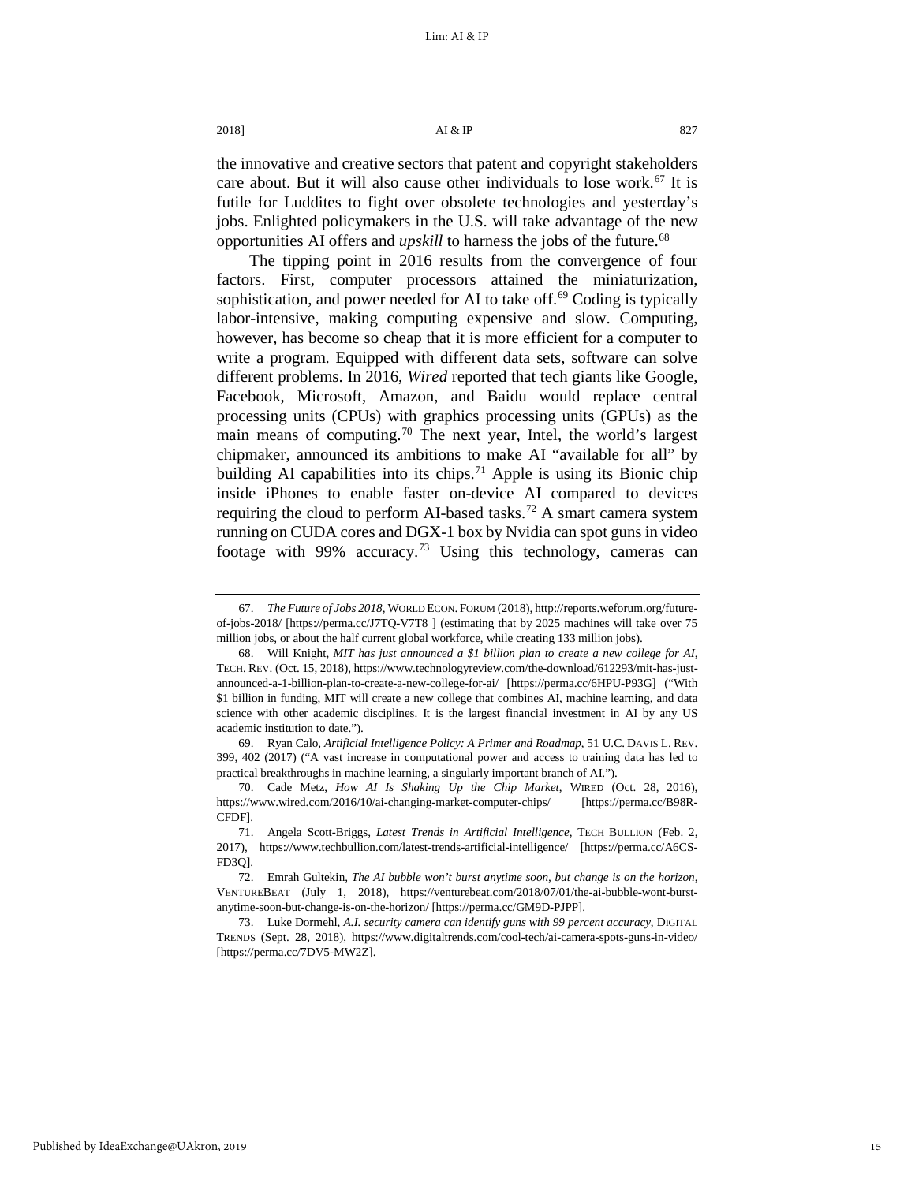the innovative and creative sectors that patent and copyright stakeholders care about. But it will also cause other individuals to lose work.[67] It is futile for Luddites to fight over obsolete technologies and yesterday's jobs. Enlighted policymakers in the U.S. will take advantage of the new opportunities AI offers and *upskill* to harness the jobs of the future.[68]

The tipping point in 2016 results from the convergence of four factors. First, computer processors attained the miniaturization, sophistication, and power needed for AI to take off.[69] Coding is typically labor-intensive, making computing expensive and slow. Computing, however, has become so cheap that it is more efficient for a computer to write a program. Equipped with different data sets, software can solve different problems. In 2016, *Wired* reported that tech giants like Google, Facebook, Microsoft, Amazon, and Baidu would replace central processing units (CPUs) with graphics processing units (GPUs) as the main means of computing.[70] The next year, Intel, the world's largest chipmaker, announced its ambitions to make AI "available for all" by building AI capabilities into its chips.[71] Apple is using its Bionic chip inside iPhones to enable faster on-device AI compared to devices requiring the cloud to perform AI-based tasks.[72] A smart camera system running on CUDA cores and DGX-1 box by Nvidia can spot guns in video footage with 99% accuracy.[73] Using this technology, cameras can

---

67. *The Future of Jobs 2018*, WORLD ECON. FORUM (2018), http://reports.weforum.org/future-of-jobs-2018/ [https://perma.cc/J7TQ-V7T8 ] (estimating that by 2025 machines will take over 75 million jobs, or about the half current global workforce, while creating 133 million jobs).

68. Will Knight, *MIT has just announced a $1 billion plan to create a new college for AI*, TECH. REV. (Oct. 15, 2018), https://www.technologyreview.com/the-download/612293/mit-has-just-announced-a-1-billion-plan-to-create-a-new-college-for-ai/ [https://perma.cc/6HPU-P93G] ("With $1 billion in funding, MIT will create a new college that combines AI, machine learning, and data science with other academic disciplines. It is the largest financial investment in AI by any US academic institution to date.").

69. Ryan Calo, *Artificial Intelligence Policy: A Primer and Roadmap*, 51 U.C. DAVIS L. REV. 399, 402 (2017) ("A vast increase in computational power and access to training data has led to practical breakthroughs in machine learning, a singularly important branch of AI.").

70. Cade Metz, *How AI Is Shaking Up the Chip Market*, WIRED (Oct. 28, 2016), https://www.wired.com/2016/10/ai-changing-market-computer-chips/ [https://perma.cc/B98R-CFDF].

71. Angela Scott-Briggs, *Latest Trends in Artificial Intelligence*, TECH BULLION (Feb. 2, 2017), https://www.techbullion.com/latest-trends-artificial-intelligence/ [https://perma.cc/A6CS-FD3Q].

72. Emrah Gultekin, *The AI bubble won't burst anytime soon, but change is on the horizon*, VENTUREBEAT (July 1, 2018), https://venturebeat.com/2018/07/01/the-ai-bubble-wont-burst-anytime-soon-but-change-is-on-the-horizon/ [https://perma.cc/GM9D-PJPP].

73. Luke Dormehl, *A.I. security camera can identify guns with 99 percent accuracy*, DIGITAL TRENDS (Sept. 28, 2018), https://www.digitaltrends.com/cool-tech/ai-camera-spots-guns-in-video/ [https://perma.cc/7DV5-MW2Z].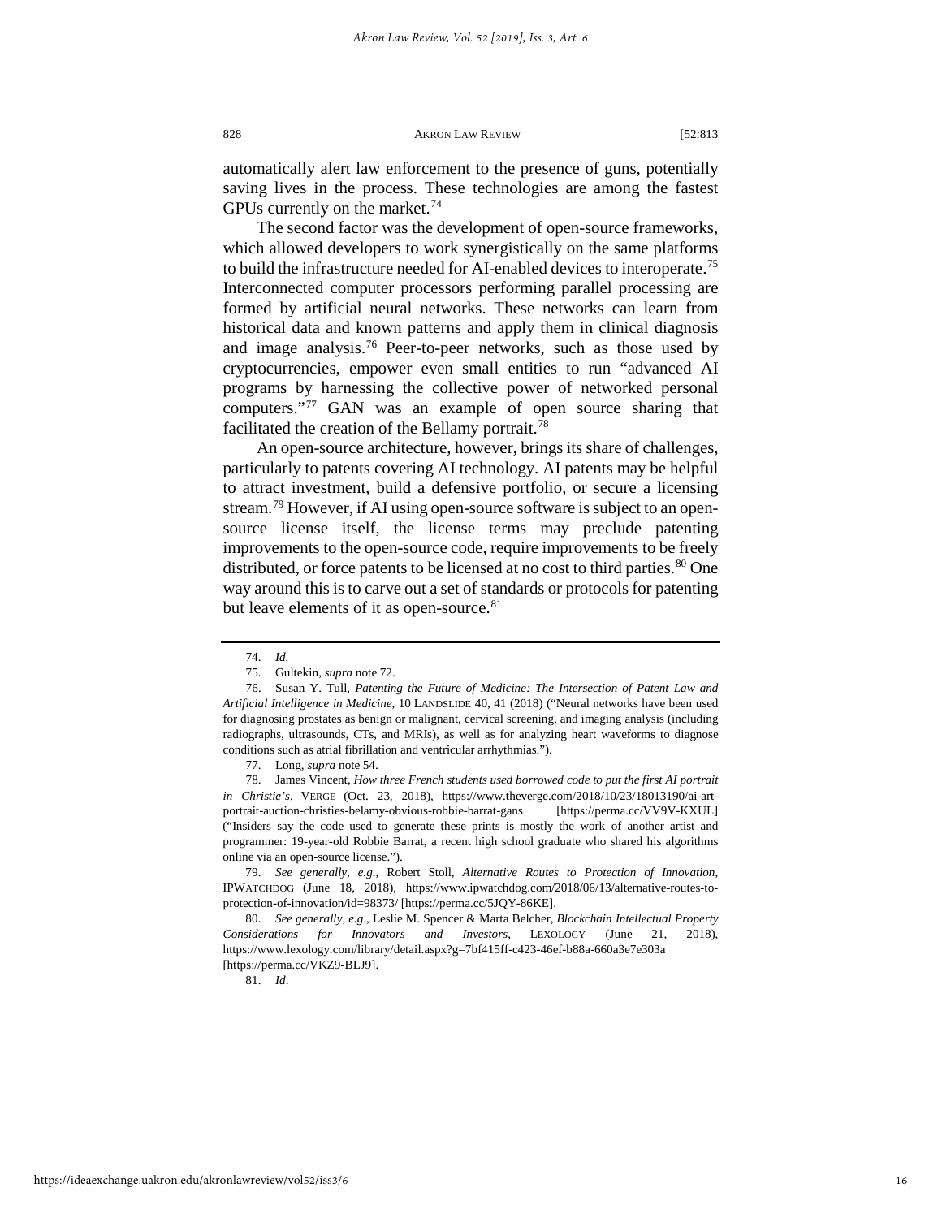automatically alert law enforcement to the presence of guns, potentially saving lives in the process. These technologies are among the fastest GPUs currently on the market.[74]

The second factor was the development of open-source frameworks, which allowed developers to work synergistically on the same platforms to build the infrastructure needed for AI-enabled devices to interoperate.[75] Interconnected computer processors performing parallel processing are formed by artificial neural networks. These networks can learn from historical data and known patterns and apply them in clinical diagnosis and image analysis.[76] Peer-to-peer networks, such as those used by cryptocurrencies, empower even small entities to run "advanced AI programs by harnessing the collective power of networked personal computers."[77] GAN was an example of open source sharing that facilitated the creation of the Bellamy portrait.[78]

An open-source architecture, however, brings its share of challenges, particularly to patents covering AI technology. AI patents may be helpful to attract investment, build a defensive portfolio, or secure a licensing stream.[79] However, if AI using open-source software is subject to an open-source license itself, the license terms may preclude patenting improvements to the open-source code, require improvements to be freely distributed, or force patents to be licensed at no cost to third parties.[80] One way around this is to carve out a set of standards or protocols for patenting but leave elements of it as open-source.[81]

---

74. *Id.*

75. Gultekin, *supra* note 72.

76. Susan Y. Tull, *Patenting the Future of Medicine: The Intersection of Patent Law and Artificial Intelligence in Medicine*, 10 LANDSLIDE 40, 41 (2018) ("Neural networks have been used for diagnosing prostates as benign or malignant, cervical screening, and imaging analysis (including radiographs, ultrasounds, CTs, and MRIs), as well as for analyzing heart waveforms to diagnose conditions such as atrial fibrillation and ventricular arrhythmias.").

77. Long, *supra* note 54.

78. James Vincent, *How three French students used borrowed code to put the first AI portrait in Christie's*, VERGE (Oct. 23, 2018), https://www.theverge.com/2018/10/23/18013190/ai-art-portrait-auction-christies-belamy-obvious-robbie-barrat-gans [https://perma.cc/VV9V-KXUL] ("Insiders say the code used to generate these prints is mostly the work of another artist and programmer: 19-year-old Robbie Barrat, a recent high school graduate who shared his algorithms online via an open-source license.").

79. *See generally*, *e.g.*, Robert Stoll, *Alternative Routes to Protection of Innovation*, IPWATCHDOG (June 18, 2018), https://www.ipwatchdog.com/2018/06/13/alternative-routes-to-protection-of-innovation/id=98373/ [https://perma.cc/5JQY-86KE].

80. *See generally*, *e.g.*, Leslie M. Spencer & Marta Belcher, *Blockchain Intellectual Property Considerations for Innovators and Investors*, LEXOLOGY (June 21, 2018), https://www.lexology.com/library/detail.aspx?g=7bf415ff-c423-46ef-b88a-660a3e7e303a [https://perma.cc/VKZ9-BLJ9].

81. *Id*.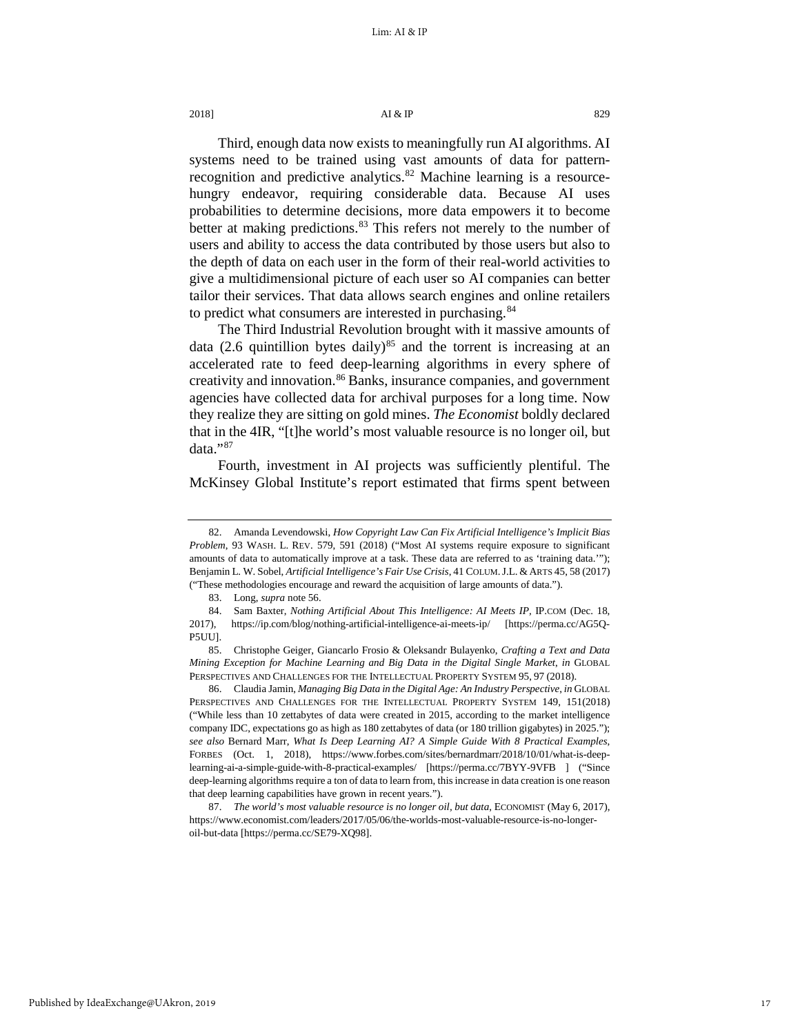Third, enough data now exists to meaningfully run AI algorithms. AI systems need to be trained using vast amounts of data for pattern-recognition and predictive analytics.[82] Machine learning is a resource-hungry endeavor, requiring considerable data. Because AI uses probabilities to determine decisions, more data empowers it to become better at making predictions.[83] This refers not merely to the number of users and ability to access the data contributed by those users but also to the depth of data on each user in the form of their real-world activities to give a multidimensional picture of each user so AI companies can better tailor their services. That data allows search engines and online retailers to predict what consumers are interested in purchasing.[84]

The Third Industrial Revolution brought with it massive amounts of data (2.6 quintillion bytes daily)[85] and the torrent is increasing at an accelerated rate to feed deep-learning algorithms in every sphere of creativity and innovation.[86] Banks, insurance companies, and government agencies have collected data for archival purposes for a long time. Now they realize they are sitting on gold mines. *The Economist* boldly declared that in the 4IR, "[t]he world's most valuable resource is no longer oil, but data."[87]

Fourth, investment in AI projects was sufficiently plentiful. The McKinsey Global Institute's report estimated that firms spent between

---

82. Amanda Levendowski, *How Copyright Law Can Fix Artificial Intelligence's Implicit Bias Problem*, 93 WASH. L. REV. 579, 591 (2018) ("Most AI systems require exposure to significant amounts of data to automatically improve at a task. These data are referred to as 'training data.'"); Benjamin L. W. Sobel, *Artificial Intelligence's Fair Use Crisis*, 41 COLUM. J.L. & ARTS 45, 58 (2017) ("These methodologies encourage and reward the acquisition of large amounts of data.").

83. Long, *supra* note 56.

84. Sam Baxter, *Nothing Artificial About This Intelligence: AI Meets IP*, IP.COM (Dec. 18, 2017), https://ip.com/blog/nothing-artificial-intelligence-ai-meets-ip/ [https://perma.cc/AG5Q-P5UU].

85. Christophe Geiger, Giancarlo Frosio & Oleksandr Bulayenko, *Crafting a Text and Data Mining Exception for Machine Learning and Big Data in the Digital Single Market*, *in* GLOBAL PERSPECTIVES AND CHALLENGES FOR THE INTELLECTUAL PROPERTY SYSTEM 95, 97 (2018).

86. Claudia Jamin, *Managing Big Data in the Digital Age: An Industry Perspective*, *in* GLOBAL PERSPECTIVES AND CHALLENGES FOR THE INTELLECTUAL PROPERTY SYSTEM 149, 151(2018) ("While less than 10 zettabytes of data were created in 2015, according to the market intelligence company IDC, expectations go as high as 180 zettabytes of data (or 180 trillion gigabytes) in 2025."); *see also* Bernard Marr, *What Is Deep Learning AI? A Simple Guide With 8 Practical Examples*, FORBES (Oct. 1, 2018), https://www.forbes.com/sites/bernardmarr/2018/10/01/what-is-deep-learning-ai-a-simple-guide-with-8-practical-examples/ [https://perma.cc/7BYY-9VFB ] ("Since deep-learning algorithms require a ton of data to learn from, this increase in data creation is one reason that deep learning capabilities have grown in recent years.").

87. *The world's most valuable resource is no longer oil, but data*, ECONOMIST (May 6, 2017), https://www.economist.com/leaders/2017/05/06/the-worlds-most-valuable-resource-is-no-longer-oil-but-data [https://perma.cc/SE79-XQ98].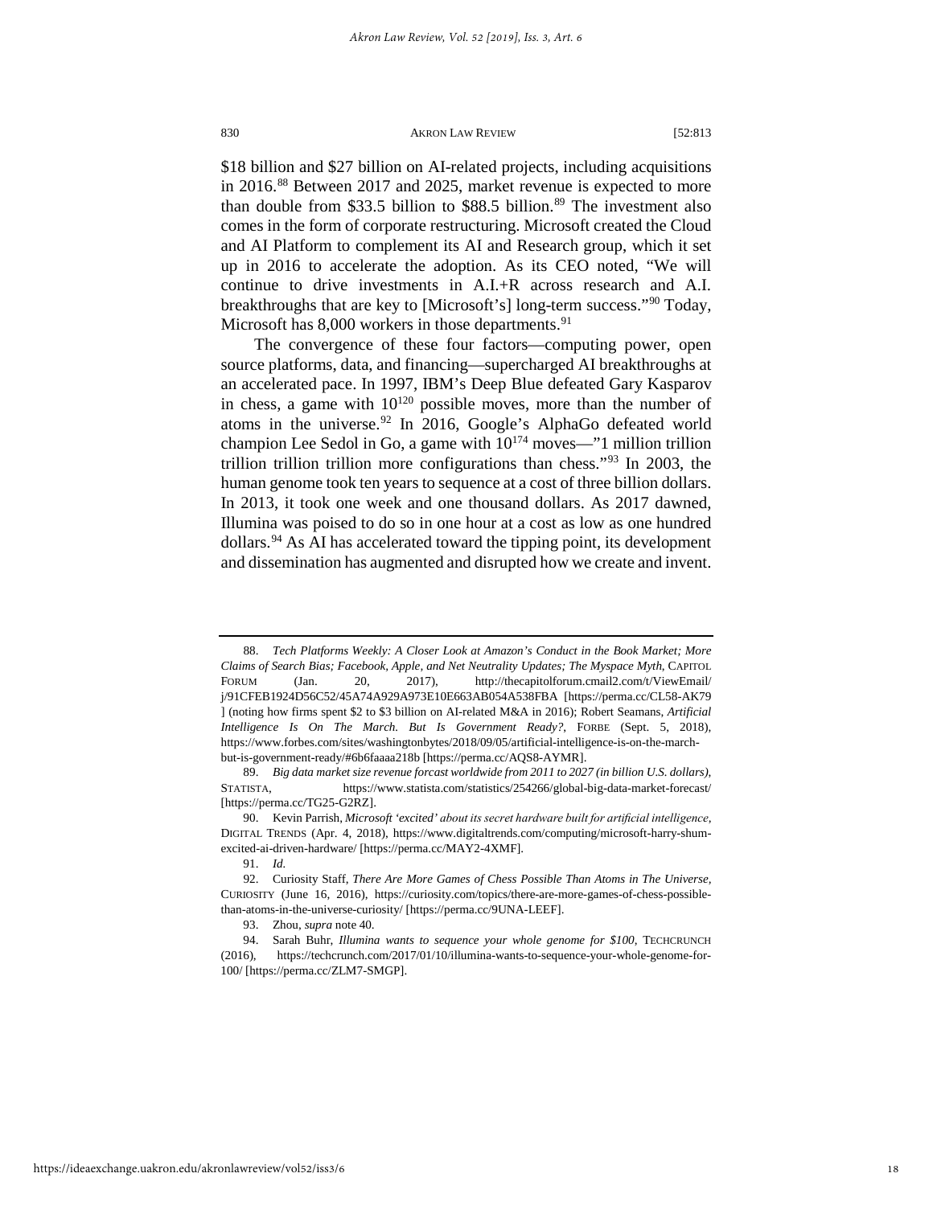$18 billion and $27 billion on AI-related projects, including acquisitions in 2016.[88] Between 2017 and 2025, market revenue is expected to more than double from $33.5 billion to $88.5 billion.[89] The investment also comes in the form of corporate restructuring. Microsoft created the Cloud and AI Platform to complement its AI and Research group, which it set up in 2016 to accelerate the adoption. As its CEO noted, "We will continue to drive investments in A.I.+R across research and A.I. breakthroughs that are key to [Microsoft's] long-term success."[90] Today, Microsoft has 8,000 workers in those departments.[91]

The convergence of these four factors—computing power, open source platforms, data, and financing—supercharged AI breakthroughs at an accelerated pace. In 1997, IBM's Deep Blue defeated Gary Kasparov in chess, a game with $10^{120}$ possible moves, more than the number of atoms in the universe.[92] In 2016, Google's AlphaGo defeated world champion Lee Sedol in Go, a game with $10^{174}$ moves—"1 million trillion trillion trillion trillion more configurations than chess."[93] In 2003, the human genome took ten years to sequence at a cost of three billion dollars. In 2013, it took one week and one thousand dollars. As 2017 dawned, Illumina was poised to do so in one hour at a cost as low as one hundred dollars.[94] As AI has accelerated toward the tipping point, its development and dissemination has augmented and disrupted how we create and invent.

---

88. *Tech Platforms Weekly: A Closer Look at Amazon's Conduct in the Book Market; More Claims of Search Bias; Facebook, Apple, and Net Neutrality Updates; The Myspace Myth*, CAPITOL FORUM (Jan. 20, 2017), http://thecapitolforum.cmail2.com/t/ViewEmail/j/91CFEB1924D56C52/45A74A929A973E10E663AB054A538FBA [https://perma.cc/CL58-AK79] (noting how firms spent $2 to $3 billion on AI-related M&A in 2016); Robert Seamans, *Artificial Intelligence Is On The March. But Is Government Ready?*, FORBE (Sept. 5, 2018), https://www.forbes.com/sites/washingtonbytes/2018/09/05/artificial-intelligence-is-on-the-march-but-is-government-ready/#6b6faaaa218b [https://perma.cc/AQS8-AYMR].

89. *Big data market size revenue forcast worldwide from 2011 to 2027 (in billion U.S. dollars)*, STATISTA, https://www.statista.com/statistics/254266/global-big-data-market-forecast/ [https://perma.cc/TG25-G2RZ].

90. Kevin Parrish, *Microsoft 'excited' about its secret hardware built for artificial intelligence*, DIGITAL TRENDS (Apr. 4, 2018), https://www.digitaltrends.com/computing/microsoft-harry-shum-excited-ai-driven-hardware/ [https://perma.cc/MAY2-4XMF].

91. *Id.*

92. Curiosity Staff, *There Are More Games of Chess Possible Than Atoms in The Universe*, CURIOSITY (June 16, 2016), https://curiosity.com/topics/there-are-more-games-of-chess-possible-than-atoms-in-the-universe-curiosity/ [https://perma.cc/9UNA-LEEF].

93. Zhou, *supra* note 40.

94. Sarah Buhr, *Illumina wants to sequence your whole genome for $100*, TECHCRUNCH (2016), https://techcrunch.com/2017/01/10/illumina-wants-to-sequence-your-whole-genome-for-100/ [https://perma.cc/ZLM7-SMGP].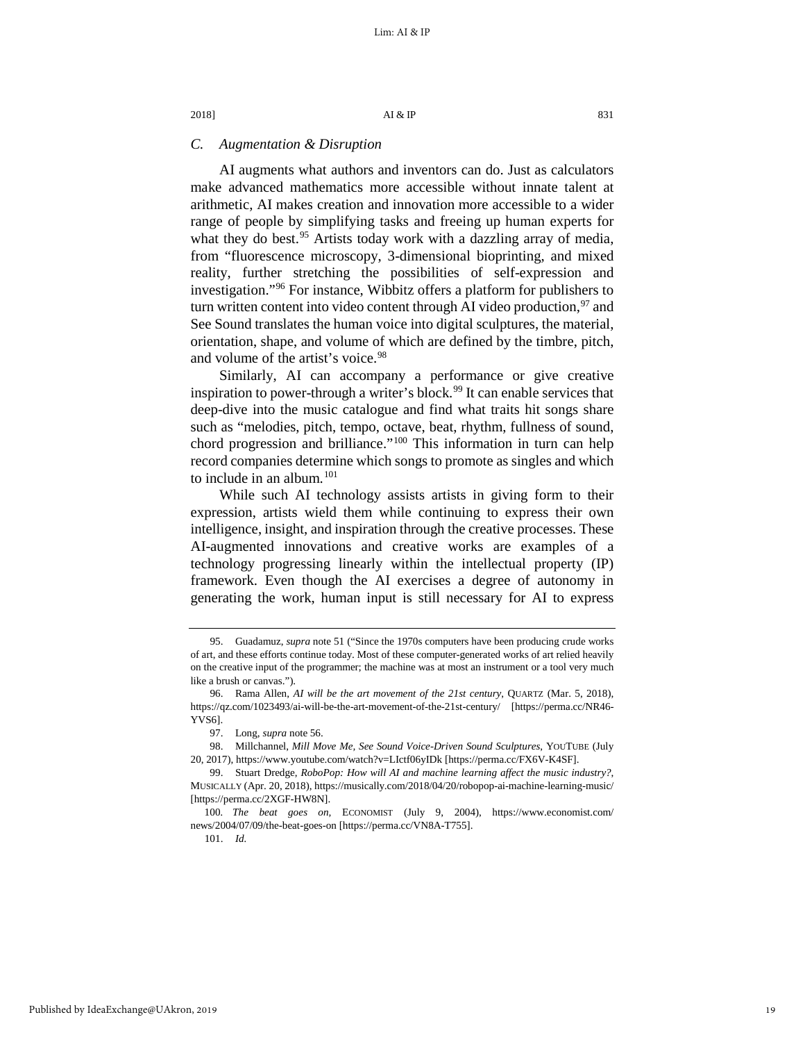### C. Augmentation & Disruption

AI augments what authors and inventors can do. Just as calculators make advanced mathematics more accessible without innate talent at arithmetic, AI makes creation and innovation more accessible to a wider range of people by simplifying tasks and freeing up human experts for what they do best.[95] Artists today work with a dazzling array of media, from "fluorescence microscopy, 3-dimensional bioprinting, and mixed reality, further stretching the possibilities of self-expression and investigation."[96] For instance, Wibbitz offers a platform for publishers to turn written content into video content through AI video production,[97] and See Sound translates the human voice into digital sculptures, the material, orientation, shape, and volume of which are defined by the timbre, pitch, and volume of the artist's voice.[98]

Similarly, AI can accompany a performance or give creative inspiration to power-through a writer's block.[99] It can enable services that deep-dive into the music catalogue and find what traits hit songs share such as "melodies, pitch, tempo, octave, beat, rhythm, fullness of sound, chord progression and brilliance."[100] This information in turn can help record companies determine which songs to promote as singles and which to include in an album.[101]

While such AI technology assists artists in giving form to their expression, artists wield them while continuing to express their own intelligence, insight, and inspiration through the creative processes. These AI-augmented innovations and creative works are examples of a technology progressing linearly within the intellectual property (IP) framework. Even though the AI exercises a degree of autonomy in generating the work, human input is still necessary for AI to express

---

95. Guadamuz, *supra* note 51 ("Since the 1970s computers have been producing crude works of art, and these efforts continue today. Most of these computer-generated works of art relied heavily on the creative input of the programmer; the machine was at most an instrument or a tool very much like a brush or canvas.").

96. Rama Allen, *AI will be the art movement of the 21st century*, QUARTZ (Mar. 5, 2018), https://qz.com/1023493/ai-will-be-the-art-movement-of-the-21st-century/ [https://perma.cc/NR46-YVS6].

97. Long, *supra* note 56.

98. Millchannel, *Mill Move Me, See Sound Voice-Driven Sound Sculptures*, YOUTUBE (July 20, 2017), https://www.youtube.com/watch?v=LIctf06yIDk [https://perma.cc/FX6V-K4SF].

99. Stuart Dredge, *RoboPop: How will AI and machine learning affect the music industry?*, MUSICALLY (Apr. 20, 2018), https://musically.com/2018/04/20/robopop-ai-machine-learning-music/ [https://perma.cc/2XGF-HW8N].

100. *The beat goes on*, ECONOMIST (July 9, 2004), https://www.economist.com/news/2004/07/09/the-beat-goes-on [https://perma.cc/VN8A-T755].

101. *Id.*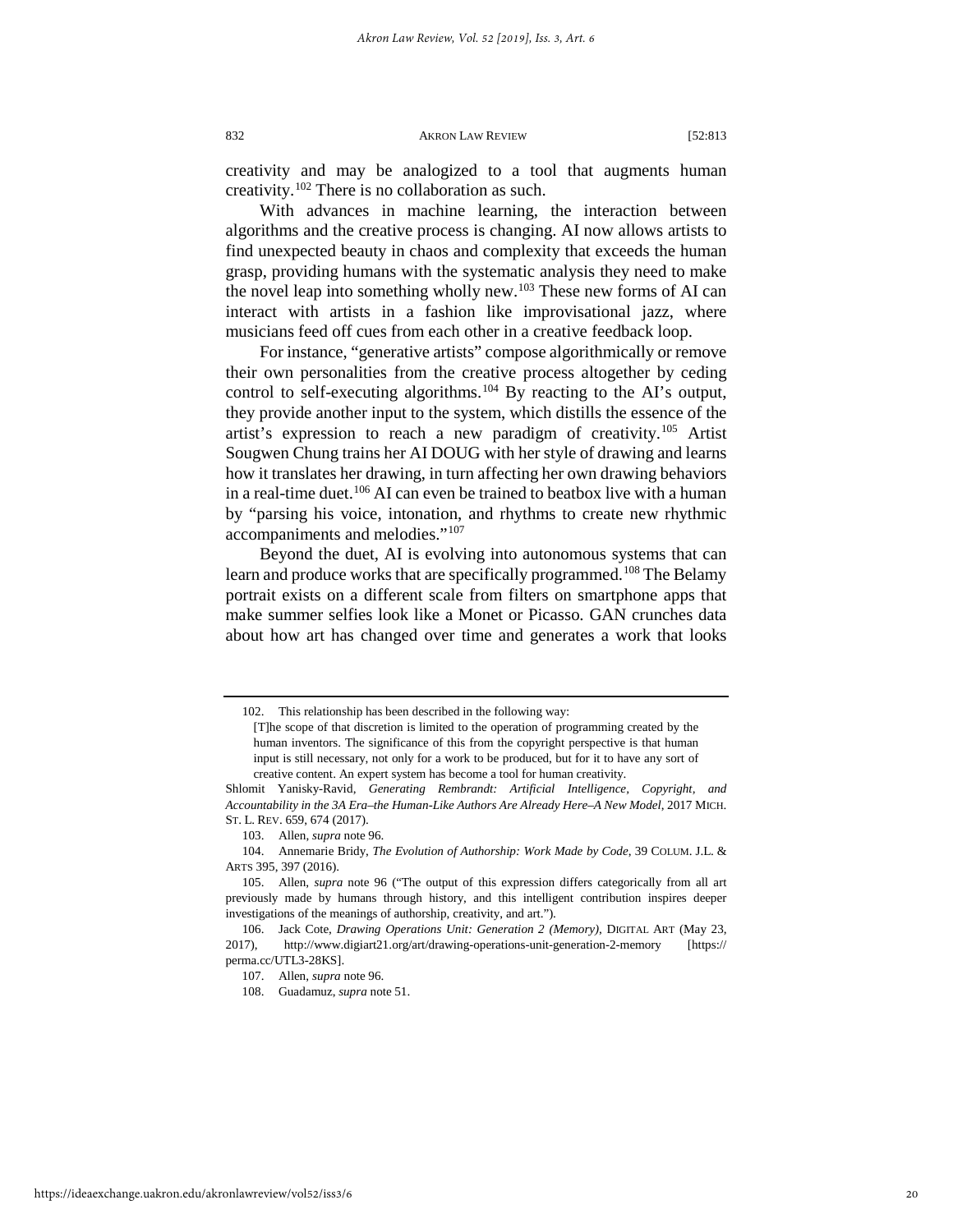creativity and may be analogized to a tool that augments human creativity.[102] There is no collaboration as such.

With advances in machine learning, the interaction between algorithms and the creative process is changing. AI now allows artists to find unexpected beauty in chaos and complexity that exceeds the human grasp, providing humans with the systematic analysis they need to make the novel leap into something wholly new.[103] These new forms of AI can interact with artists in a fashion like improvisational jazz, where musicians feed off cues from each other in a creative feedback loop.

For instance, "generative artists" compose algorithmically or remove their own personalities from the creative process altogether by ceding control to self-executing algorithms.[104] By reacting to the AI's output, they provide another input to the system, which distills the essence of the artist's expression to reach a new paradigm of creativity.[105] Artist Sougwen Chung trains her AI DOUG with her style of drawing and learns how it translates her drawing, in turn affecting her own drawing behaviors in a real-time duet.[106] AI can even be trained to beatbox live with a human by "parsing his voice, intonation, and rhythms to create new rhythmic accompaniments and melodies."[107]

Beyond the duet, AI is evolving into autonomous systems that can learn and produce works that are specifically programmed.[108] The Belamy portrait exists on a different scale from filters on smartphone apps that make summer selfies look like a Monet or Picasso. GAN crunches data about how art has changed over time and generates a work that looks

---

102. This relationship has been described in the following way:

> [T]he scope of that discretion is limited to the operation of programming created by the human inventors. The significance of this from the copyright perspective is that human input is still necessary, not only for a work to be produced, but for it to have any sort of creative content. An expert system has become a tool for human creativity.

Shlomit Yanisky-Ravid, *Generating Rembrandt: Artificial Intelligence, Copyright, and Accountability in the 3A Era–the Human-Like Authors Are Already Here–A New Model*, 2017 MICH. ST. L. REV. 659, 674 (2017).

103. Allen, *supra* note 96.

104. Annemarie Bridy, *The Evolution of Authorship: Work Made by Code*, 39 COLUM. J.L. & ARTS 395, 397 (2016).

105. Allen, *supra* note 96 ("The output of this expression differs categorically from all art previously made by humans through history, and this intelligent contribution inspires deeper investigations of the meanings of authorship, creativity, and art.").

106. Jack Cote, *Drawing Operations Unit: Generation 2 (Memory)*, DIGITAL ART (May 23, 2017), http://www.digiart21.org/art/drawing-operations-unit-generation-2-memory [https://perma.cc/UTL3-28KS].

107. Allen, *supra* note 96.

108. Guadamuz, *supra* note 51.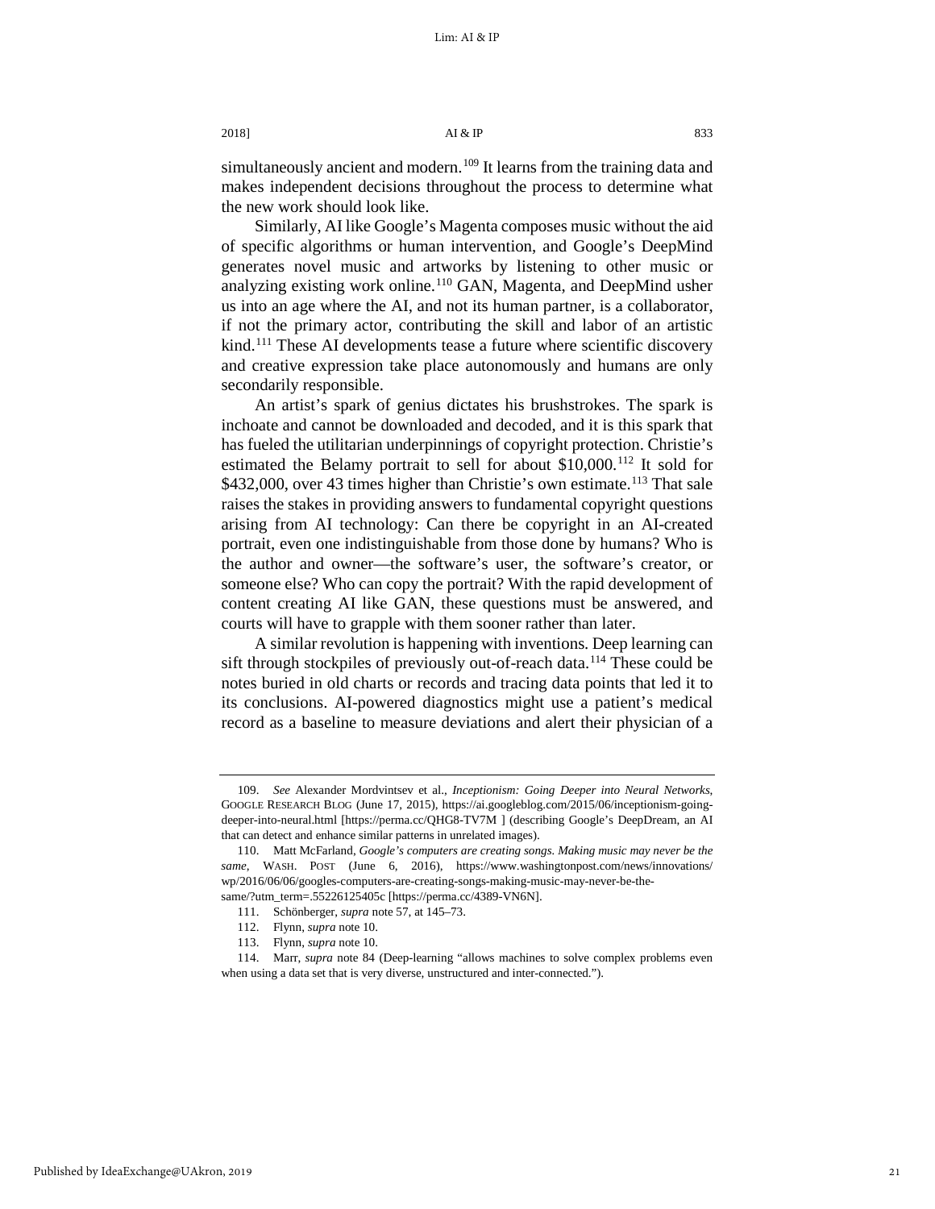simultaneously ancient and modern.[109] It learns from the training data and makes independent decisions throughout the process to determine what the new work should look like.

Similarly, AI like Google's Magenta composes music without the aid of specific algorithms or human intervention, and Google's DeepMind generates novel music and artworks by listening to other music or analyzing existing work online.[110] GAN, Magenta, and DeepMind usher us into an age where the AI, and not its human partner, is a collaborator, if not the primary actor, contributing the skill and labor of an artistic kind.[111] These AI developments tease a future where scientific discovery and creative expression take place autonomously and humans are only secondarily responsible.

An artist's spark of genius dictates his brushstrokes. The spark is inchoate and cannot be downloaded and decoded, and it is this spark that has fueled the utilitarian underpinnings of copyright protection. Christie's estimated the Belamy portrait to sell for about $10,000.[112] It sold for $432,000, over 43 times higher than Christie's own estimate.[113] That sale raises the stakes in providing answers to fundamental copyright questions arising from AI technology: Can there be copyright in an AI-created portrait, even one indistinguishable from those done by humans? Who is the author and owner—the software's user, the software's creator, or someone else? Who can copy the portrait? With the rapid development of content creating AI like GAN, these questions must be answered, and courts will have to grapple with them sooner rather than later.

A similar revolution is happening with inventions. Deep learning can sift through stockpiles of previously out-of-reach data.[114] These could be notes buried in old charts or records and tracing data points that led it to its conclusions. AI-powered diagnostics might use a patient's medical record as a baseline to measure deviations and alert their physician of a

---

109. *See* Alexander Mordvintsev et al., *Inceptionism: Going Deeper into Neural Networks*, GOOGLE RESEARCH BLOG (June 17, 2015), https://ai.googleblog.com/2015/06/inceptionism-going-deeper-into-neural.html [https://perma.cc/QHG8-TV7M ] (describing Google's DeepDream, an AI that can detect and enhance similar patterns in unrelated images).

110. Matt McFarland, *Google's computers are creating songs. Making music may never be the same*, WASH. POST (June 6, 2016), https://www.washingtonpost.com/news/innovations/wp/2016/06/06/googles-computers-are-creating-songs-making-music-may-never-be-the-same/?utm_term=.55226125405c [https://perma.cc/4389-VN6N].

111. Schönberger, *supra* note 57, at 145–73.

112. Flynn, *supra* note 10.

113. Flynn, *supra* note 10.

114. Marr, *supra* note 84 (Deep-learning "allows machines to solve complex problems even when using a data set that is very diverse, unstructured and inter-connected.").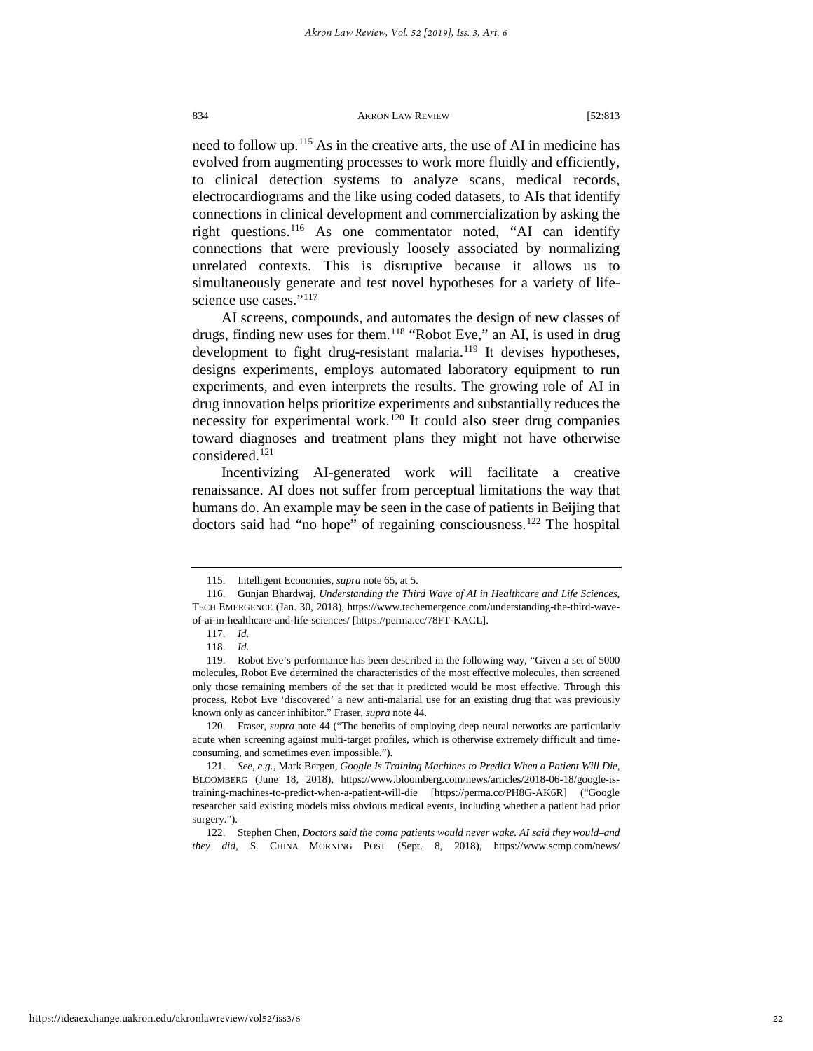need to follow up.[115] As in the creative arts, the use of AI in medicine has evolved from augmenting processes to work more fluidly and efficiently, to clinical detection systems to analyze scans, medical records, electrocardiograms and the like using coded datasets, to AIs that identify connections in clinical development and commercialization by asking the right questions.[116] As one commentator noted, "AI can identify connections that were previously loosely associated by normalizing unrelated contexts. This is disruptive because it allows us to simultaneously generate and test novel hypotheses for a variety of life-science use cases."[117]

AI screens, compounds, and automates the design of new classes of drugs, finding new uses for them.[118] "Robot Eve," an AI, is used in drug development to fight drug-resistant malaria.[119] It devises hypotheses, designs experiments, employs automated laboratory equipment to run experiments, and even interprets the results. The growing role of AI in drug innovation helps prioritize experiments and substantially reduces the necessity for experimental work.[120] It could also steer drug companies toward diagnoses and treatment plans they might not have otherwise considered.[121]

Incentivizing AI-generated work will facilitate a creative renaissance. AI does not suffer from perceptual limitations the way that humans do. An example may be seen in the case of patients in Beijing that doctors said had "no hope" of regaining consciousness.[122] The hospital

---

115. Intelligent Economies, *supra* note 65, at 5.

116. Gunjan Bhardwaj, *Understanding the Third Wave of AI in Healthcare and Life Sciences*, TECH EMERGENCE (Jan. 30, 2018), https://www.techemergence.com/understanding-the-third-wave-of-ai-in-healthcare-and-life-sciences/ [https://perma.cc/78FT-KACL].

117. *Id.*

118. *Id.*

119. Robot Eve's performance has been described in the following way, "Given a set of 5000 molecules, Robot Eve determined the characteristics of the most effective molecules, then screened only those remaining members of the set that it predicted would be most effective. Through this process, Robot Eve 'discovered' a new anti-malarial use for an existing drug that was previously known only as cancer inhibitor." Fraser, *supra* note 44.

120. Fraser, *supra* note 44 ("The benefits of employing deep neural networks are particularly acute when screening against multi-target profiles, which is otherwise extremely difficult and time-consuming, and sometimes even impossible.").

121. *See, e.g.*, Mark Bergen, *Google Is Training Machines to Predict When a Patient Will Die*, BLOOMBERG (June 18, 2018), https://www.bloomberg.com/news/articles/2018-06-18/google-is-training-machines-to-predict-when-a-patient-will-die [https://perma.cc/PH8G-AK6R] ("Google researcher said existing models miss obvious medical events, including whether a patient had prior surgery.").

122. Stephen Chen, *Doctors said the coma patients would never wake. AI said they would–and they did*, S. CHINA MORNING POST (Sept. 8, 2018), https://www.scmp.com/news/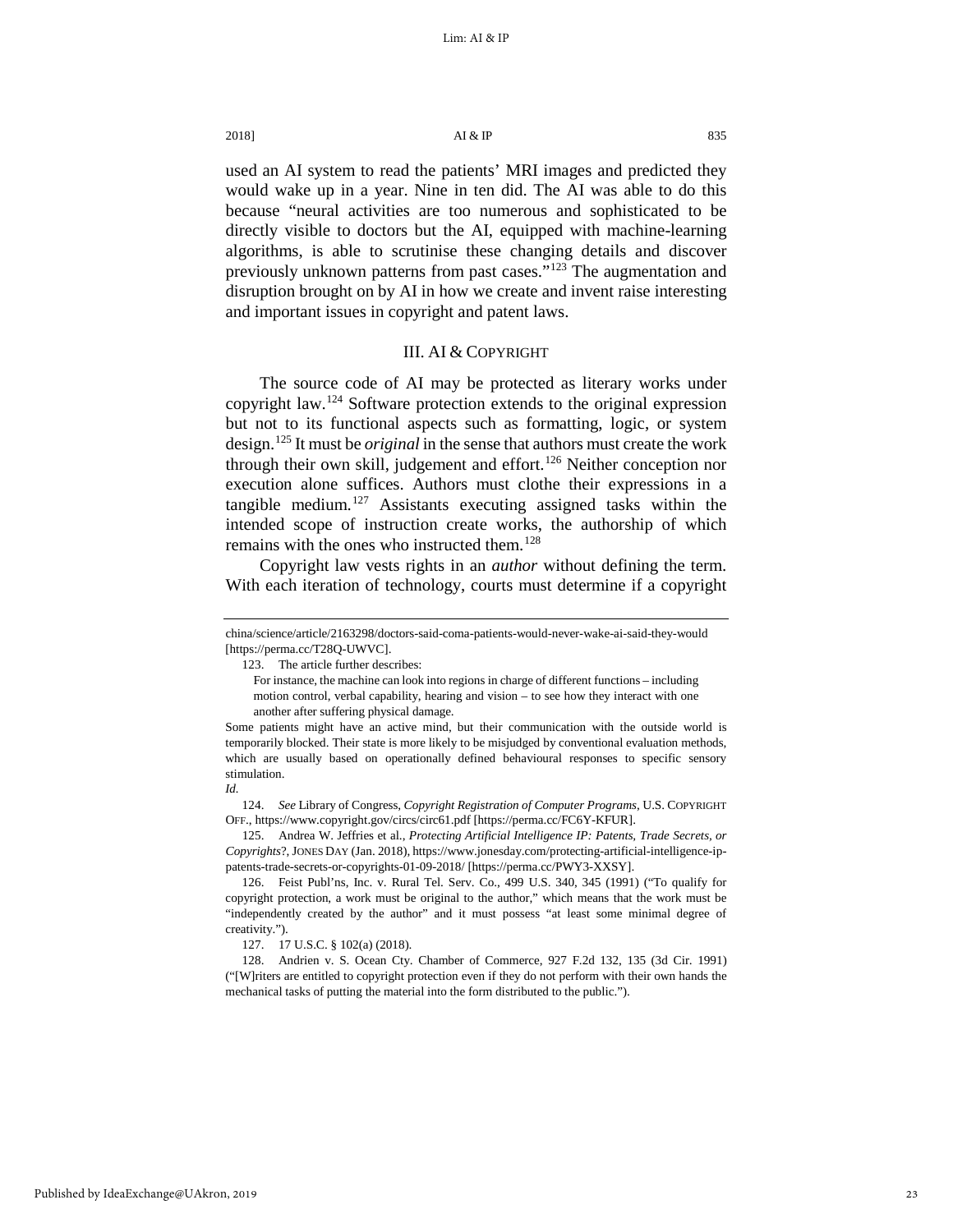used an AI system to read the patients' MRI images and predicted they would wake up in a year. Nine in ten did. The AI was able to do this because "neural activities are too numerous and sophisticated to be directly visible to doctors but the AI, equipped with machine-learning algorithms, is able to scrutinise these changing details and discover previously unknown patterns from past cases."[123] The augmentation and disruption brought on by AI in how we create and invent raise interesting and important issues in copyright and patent laws.

## III. AI & COPYRIGHT

The source code of AI may be protected as literary works under copyright law.[124] Software protection extends to the original expression but not to its functional aspects such as formatting, logic, or system design.[125] It must be *original* in the sense that authors must create the work through their own skill, judgement and effort.[126] Neither conception nor execution alone suffices. Authors must clothe their expressions in a tangible medium.[127] Assistants executing assigned tasks within the intended scope of instruction create works, the authorship of which remains with the ones who instructed them.[128]

Copyright law vests rights in an *author* without defining the term. With each iteration of technology, courts must determine if a copyright

---

china/science/article/2163298/doctors-said-coma-patients-would-never-wake-ai-said-they-would [https://perma.cc/T28Q-UWVC].

123. The article further describes:

> For instance, the machine can look into regions in charge of different functions – including motion control, verbal capability, hearing and vision – to see how they interact with one another after suffering physical damage.

Some patients might have an active mind, but their communication with the outside world is temporarily blocked. Their state is more likely to be misjudged by conventional evaluation methods, which are usually based on operationally defined behavioural responses to specific sensory stimulation.

*Id.*

124. *See* Library of Congress, *Copyright Registration of Computer Programs*, U.S. COPYRIGHT OFF., https://www.copyright.gov/circs/circ61.pdf [https://perma.cc/FC6Y-KFUR].

125. Andrea W. Jeffries et al., *Protecting Artificial Intelligence IP: Patents, Trade Secrets, or Copyrights?*, JONES DAY (Jan. 2018), https://www.jonesday.com/protecting-artificial-intelligence-ip-patents-trade-secrets-or-copyrights-01-09-2018/ [https://perma.cc/PWY3-XXSY].

126. Feist Publ'ns, Inc. v. Rural Tel. Serv. Co., 499 U.S. 340, 345 (1991) ("To qualify for copyright protection, a work must be original to the author," which means that the work must be "independently created by the author" and it must possess "at least some minimal degree of creativity.").

127. 17 U.S.C. § 102(a) (2018).

128. Andrien v. S. Ocean Cty. Chamber of Commerce, 927 F.2d 132, 135 (3d Cir. 1991) ("[W]riters are entitled to copyright protection even if they do not perform with their own hands the mechanical tasks of putting the material into the form distributed to the public.").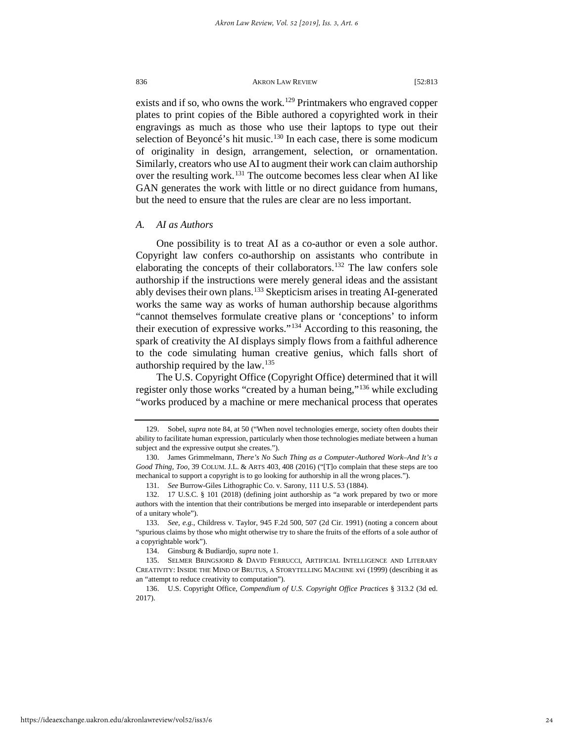exists and if so, who owns the work.[129] Printmakers who engraved copper plates to print copies of the Bible authored a copyrighted work in their engravings as much as those who use their laptops to type out their selection of Beyoncé's hit music.[130] In each case, there is some modicum of originality in design, arrangement, selection, or ornamentation. Similarly, creators who use AI to augment their work can claim authorship over the resulting work.[131] The outcome becomes less clear when AI like GAN generates the work with little or no direct guidance from humans, but the need to ensure that the rules are clear are no less important.

### *A. AI as Authors*

One possibility is to treat AI as a co-author or even a sole author. Copyright law confers co-authorship on assistants who contribute in elaborating the concepts of their collaborators.[132] The law confers sole authorship if the instructions were merely general ideas and the assistant ably devises their own plans.[133] Skepticism arises in treating AI-generated works the same way as works of human authorship because algorithms "cannot themselves formulate creative plans or 'conceptions' to inform their execution of expressive works."[134] According to this reasoning, the spark of creativity the AI displays simply flows from a faithful adherence to the code simulating human creative genius, which falls short of authorship required by the law.[135]

The U.S. Copyright Office (Copyright Office) determined that it will register only those works "created by a human being,"[136] while excluding "works produced by a machine or mere mechanical process that operates

---

129. Sobel, *supra* note 84, at 50 ("When novel technologies emerge, society often doubts their ability to facilitate human expression, particularly when those technologies mediate between a human subject and the expressive output she creates.").

130. James Grimmelmann, *There's No Such Thing as a Computer-Authored Work–And It's a Good Thing, Too*, 39 COLUM. J.L. & ARTS 403, 408 (2016) ("[T]o complain that these steps are too mechanical to support a copyright is to go looking for authorship in all the wrong places.").

131. *See* Burrow-Giles Lithographic Co. v. Sarony, 111 U.S. 53 (1884).

132. 17 U.S.C. § 101 (2018) (defining joint authorship as "a work prepared by two or more authors with the intention that their contributions be merged into inseparable or interdependent parts of a unitary whole").

133. *See, e.g.*, Childress v. Taylor, 945 F.2d 500, 507 (2d Cir. 1991) (noting a concern about "spurious claims by those who might otherwise try to share the fruits of the efforts of a sole author of a copyrightable work").

134. Ginsburg & Budiardjo, *supra* note 1.

135. SELMER BRINGSJORD & DAVID FERRUCCI, ARTIFICIAL INTELLIGENCE AND LITERARY CREATIVITY: INSIDE THE MIND OF BRUTUS, A STORYTELLING MACHINE xvi (1999) (describing it as an "attempt to reduce creativity to computation").

136. U.S. Copyright Office, *Compendium of U.S. Copyright Office Practices* § 313.2 (3d ed. 2017).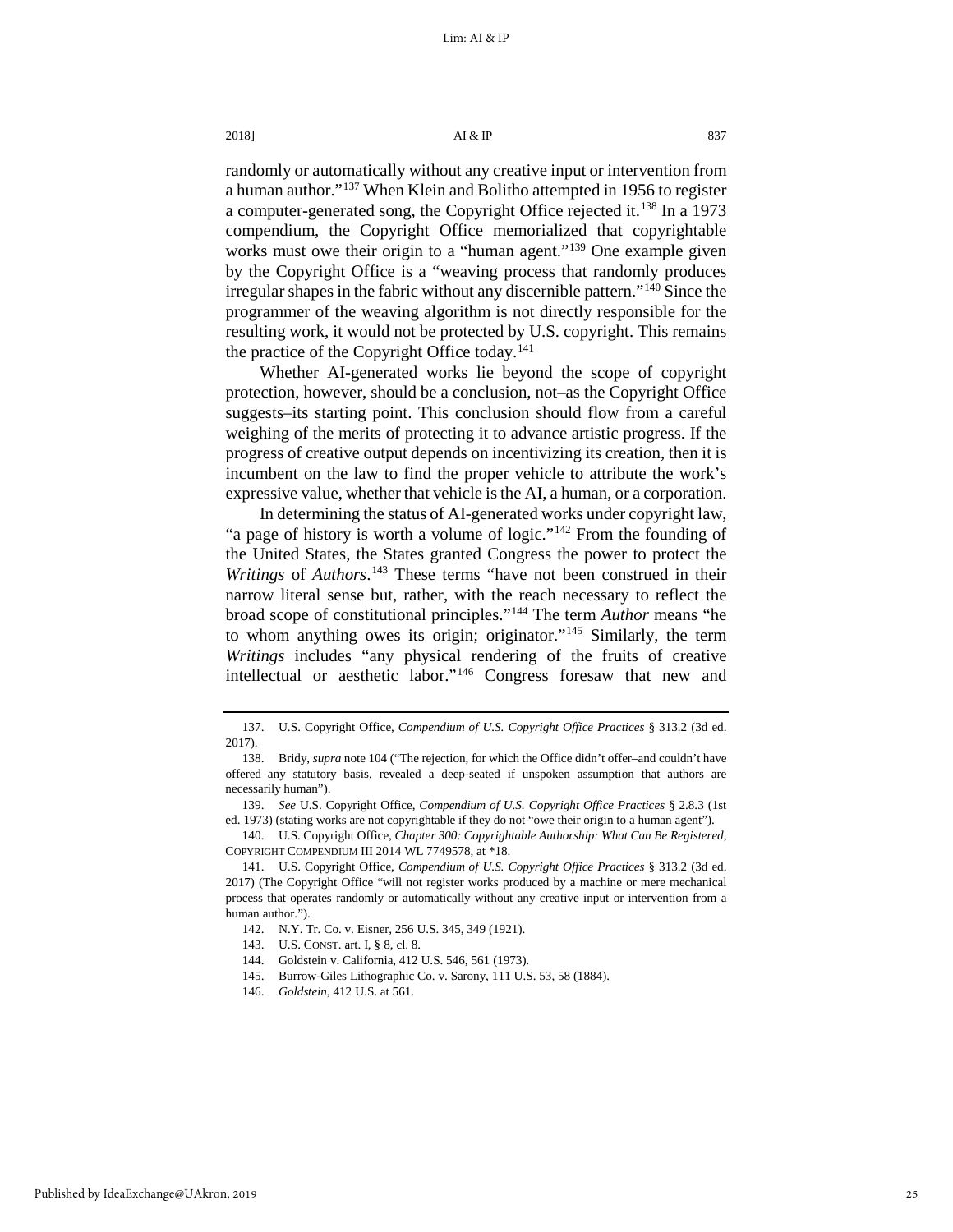randomly or automatically without any creative input or intervention from a human author."[137] When Klein and Bolitho attempted in 1956 to register a computer-generated song, the Copyright Office rejected it.[138] In a 1973 compendium, the Copyright Office memorialized that copyrightable works must owe their origin to a "human agent."[139] One example given by the Copyright Office is a "weaving process that randomly produces irregular shapes in the fabric without any discernible pattern."[140] Since the programmer of the weaving algorithm is not directly responsible for the resulting work, it would not be protected by U.S. copyright. This remains the practice of the Copyright Office today.[141]

Whether AI-generated works lie beyond the scope of copyright protection, however, should be a conclusion, not–as the Copyright Office suggests–its starting point. This conclusion should flow from a careful weighing of the merits of protecting it to advance artistic progress. If the progress of creative output depends on incentivizing its creation, then it is incumbent on the law to find the proper vehicle to attribute the work's expressive value, whether that vehicle is the AI, a human, or a corporation.

In determining the status of AI-generated works under copyright law, "a page of history is worth a volume of logic."[142] From the founding of the United States, the States granted Congress the power to protect the *Writings* of *Authors*.[143] These terms "have not been construed in their narrow literal sense but, rather, with the reach necessary to reflect the broad scope of constitutional principles."[144] The term *Author* means "he to whom anything owes its origin; originator."[145] Similarly, the term *Writings* includes "any physical rendering of the fruits of creative intellectual or aesthetic labor."[146] Congress foresaw that new and

---

137. U.S. Copyright Office, *Compendium of U.S. Copyright Office Practices* § 313.2 (3d ed. 2017).

138. Bridy, *supra* note 104 ("The rejection, for which the Office didn't offer–and couldn't have offered–any statutory basis, revealed a deep-seated if unspoken assumption that authors are necessarily human").

139. *See* U.S. Copyright Office, *Compendium of U.S. Copyright Office Practices* § 2.8.3 (1st ed. 1973) (stating works are not copyrightable if they do not "owe their origin to a human agent").

140. U.S. Copyright Office, *Chapter 300: Copyrightable Authorship: What Can Be Registered*, COPYRIGHT COMPENDIUM III 2014 WL 7749578, at *18.

141. U.S. Copyright Office, *Compendium of U.S. Copyright Office Practices* § 313.2 (3d ed. 2017) (The Copyright Office "will not register works produced by a machine or mere mechanical process that operates randomly or automatically without any creative input or intervention from a human author.").

142. N.Y. Tr. Co. v. Eisner, 256 U.S. 345, 349 (1921).

143. U.S. CONST. art. I, § 8, cl. 8.

144. Goldstein v. California, 412 U.S. 546, 561 (1973).

145. Burrow-Giles Lithographic Co. v. Sarony, 111 U.S. 53, 58 (1884).

146. *Goldstein*, 412 U.S. at 561.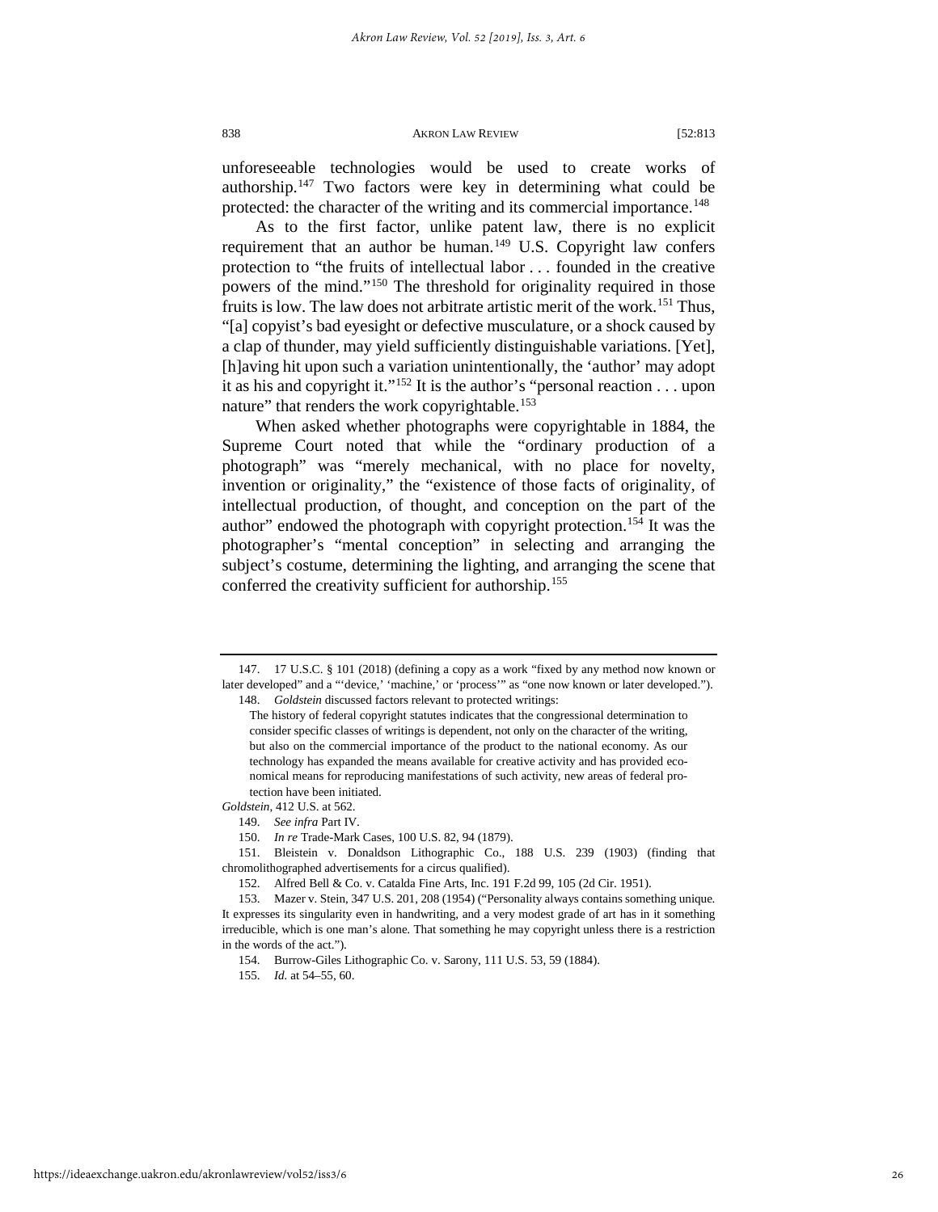unforeseeable technologies would be used to create works of authorship.[147] Two factors were key in determining what could be protected: the character of the writing and its commercial importance.[148]

As to the first factor, unlike patent law, there is no explicit requirement that an author be human.[149] U.S. Copyright law confers protection to "the fruits of intellectual labor . . . founded in the creative powers of the mind."[150] The threshold for originality required in those fruits is low. The law does not arbitrate artistic merit of the work.[151] Thus, "[a] copyist's bad eyesight or defective musculature, or a shock caused by a clap of thunder, may yield sufficiently distinguishable variations. [Yet], [h]aving hit upon such a variation unintentionally, the 'author' may adopt it as his and copyright it."[152] It is the author's "personal reaction . . . upon nature" that renders the work copyrightable.[153]

When asked whether photographs were copyrightable in 1884, the Supreme Court noted that while the "ordinary production of a photograph" was "merely mechanical, with no place for novelty, invention or originality," the "existence of those facts of originality, of intellectual production, of thought, and conception on the part of the author" endowed the photograph with copyright protection.[154] It was the photographer's "mental conception" in selecting and arranging the subject's costume, determining the lighting, and arranging the scene that conferred the creativity sufficient for authorship.[155]

---

147. 17 U.S.C. § 101 (2018) (defining a copy as a work "fixed by any method now known or later developed" and a "'device,' 'machine,' or 'process'" as "one now known or later developed.").

148. *Goldstein* discussed factors relevant to protected writings:

> The history of federal copyright statutes indicates that the congressional determination to consider specific classes of writings is dependent, not only on the character of the writing, but also on the commercial importance of the product to the national economy. As our technology has expanded the means available for creative activity and has provided economical means for reproducing manifestations of such activity, new areas of federal protection have been initiated.

*Goldstein*, 412 U.S. at 562.

149. *See infra* Part IV.

150. *In re* Trade-Mark Cases, 100 U.S. 82, 94 (1879).

151. Bleistein v. Donaldson Lithographic Co., 188 U.S. 239 (1903) (finding that chromolithographed advertisements for a circus qualified).

152. Alfred Bell & Co. v. Catalda Fine Arts, Inc. 191 F.2d 99, 105 (2d Cir. 1951).

153. Mazer v. Stein, 347 U.S. 201, 208 (1954) ("Personality always contains something unique. It expresses its singularity even in handwriting, and a very modest grade of art has in it something irreducible, which is one man's alone. That something he may copyright unless there is a restriction in the words of the act.").

154. Burrow-Giles Lithographic Co. v. Sarony, 111 U.S. 53, 59 (1884).

155. *Id.* at 54–55, 60.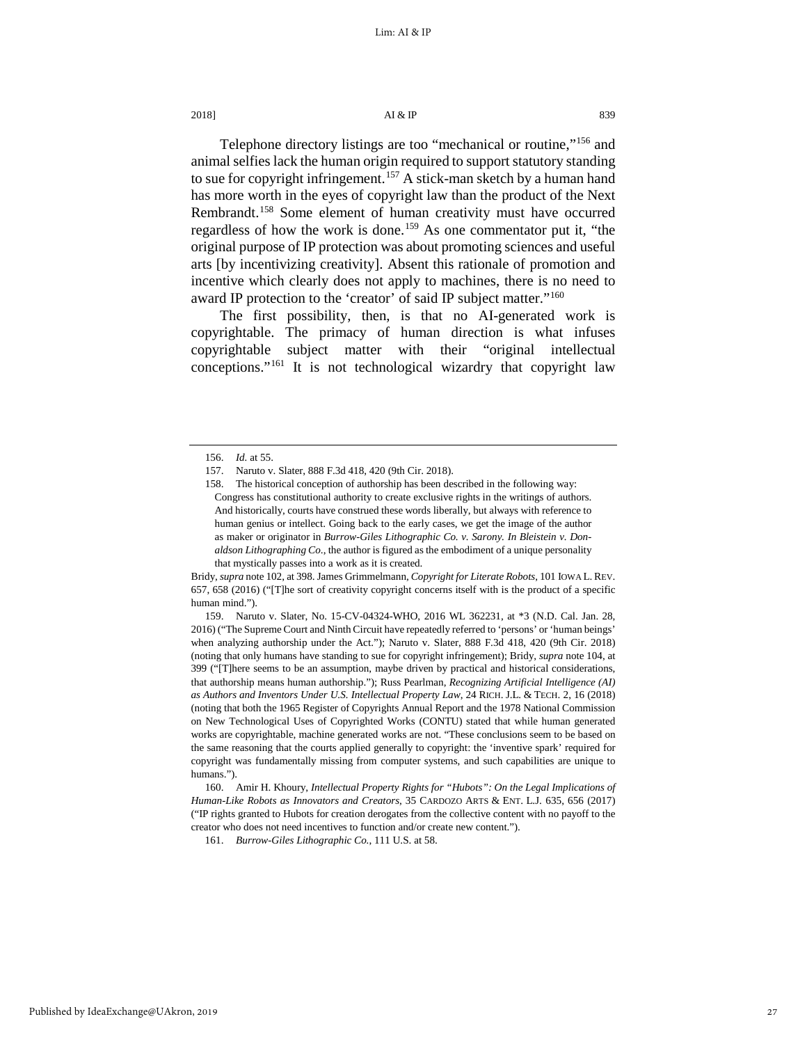Telephone directory listings are too "mechanical or routine,"[156] and animal selfies lack the human origin required to support statutory standing to sue for copyright infringement.[157] A stick-man sketch by a human hand has more worth in the eyes of copyright law than the product of the Next Rembrandt.[158] Some element of human creativity must have occurred regardless of how the work is done.[159] As one commentator put it, "the original purpose of IP protection was about promoting sciences and useful arts [by incentivizing creativity]. Absent this rationale of promotion and incentive which clearly does not apply to machines, there is no need to award IP protection to the 'creator' of said IP subject matter."[160]

The first possibility, then, is that no AI-generated work is copyrightable. The primacy of human direction is what infuses copyrightable subject matter with their "original intellectual conceptions."[161] It is not technological wizardry that copyright law

---

156. *Id.* at 55.

157. Naruto v. Slater, 888 F.3d 418, 420 (9th Cir. 2018).

158. The historical conception of authorship has been described in the following way:

> Congress has constitutional authority to create exclusive rights in the writings of authors. And historically, courts have construed these words liberally, but always with reference to human genius or intellect. Going back to the early cases, we get the image of the author as maker or originator in *Burrow-Giles Lithographic Co. v. Sarony. In Bleistein v. Donaldson Lithographing Co.*, the author is figured as the embodiment of a unique personality that mystically passes into a work as it is created.

Bridy, *supra* note 102, at 398. James Grimmelmann, *Copyright for Literate Robots*, 101 IOWA L. REV. 657, 658 (2016) ("[T]he sort of creativity copyright concerns itself with is the product of a specific human mind.").

159. Naruto v. Slater, No. 15-CV-04324-WHO, 2016 WL 362231, at *3 (N.D. Cal. Jan. 28, 2016) ("The Supreme Court and Ninth Circuit have repeatedly referred to 'persons' or 'human beings' when analyzing authorship under the Act."); Naruto v. Slater, 888 F.3d 418, 420 (9th Cir. 2018) (noting that only humans have standing to sue for copyright infringement); Bridy, *supra* note 104, at 399 ("[T]here seems to be an assumption, maybe driven by practical and historical considerations, that authorship means human authorship."); Russ Pearlman, *Recognizing Artificial Intelligence (AI) as Authors and Inventors Under U.S. Intellectual Property Law*, 24 RICH. J.L. & TECH. 2, 16 (2018) (noting that both the 1965 Register of Copyrights Annual Report and the 1978 National Commission on New Technological Uses of Copyrighted Works (CONTU) stated that while human generated works are copyrightable, machine generated works are not. "These conclusions seem to be based on the same reasoning that the courts applied generally to copyright: the 'inventive spark' required for copyright was fundamentally missing from computer systems, and such capabilities are unique to humans.").

160. Amir H. Khoury, *Intellectual Property Rights for "Hubots": On the Legal Implications of Human-Like Robots as Innovators and Creators*, 35 CARDOZO ARTS & ENT. L.J. 635, 656 (2017) ("IP rights granted to Hubots for creation derogates from the collective content with no payoff to the creator who does not need incentives to function and/or create new content.").

161. *Burrow-Giles Lithographic Co.*, 111 U.S. at 58.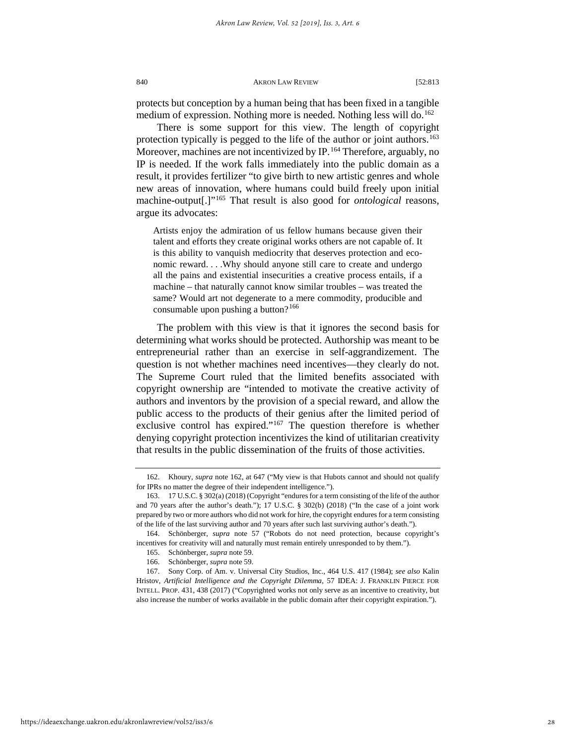protects but conception by a human being that has been fixed in a tangible medium of expression. Nothing more is needed. Nothing less will do.[162]

There is some support for this view. The length of copyright protection typically is pegged to the life of the author or joint authors.[163] Moreover, machines are not incentivized by IP.[164] Therefore, arguably, no IP is needed. If the work falls immediately into the public domain as a result, it provides fertilizer "to give birth to new artistic genres and whole new areas of innovation, where humans could build freely upon initial machine-output[.]"[165] That result is also good for *ontological* reasons, argue its advocates:

> Artists enjoy the admiration of us fellow humans because given their talent and efforts they create original works others are not capable of. It is this ability to vanquish mediocrity that deserves protection and economic reward. . . .Why should anyone still care to create and undergo all the pains and existential insecurities a creative process entails, if a machine – that naturally cannot know similar troubles – was treated the same? Would art not degenerate to a mere commodity, producible and consumable upon pushing a button?[166]

The problem with this view is that it ignores the second basis for determining what works should be protected. Authorship was meant to be entrepreneurial rather than an exercise in self-aggrandizement. The question is not whether machines need incentives—they clearly do not. The Supreme Court ruled that the limited benefits associated with copyright ownership are "intended to motivate the creative activity of authors and inventors by the provision of a special reward, and allow the public access to the products of their genius after the limited period of exclusive control has expired."[167] The question therefore is whether denying copyright protection incentivizes the kind of utilitarian creativity that results in the public dissemination of the fruits of those activities.

---

162. Khoury, *supra* note 162, at 647 ("My view is that Hubots cannot and should not qualify for IPRs no matter the degree of their independent intelligence.").

163. 17 U.S.C. § 302(a) (2018) (Copyright "endures for a term consisting of the life of the author and 70 years after the author's death."); 17 U.S.C. § 302(b) (2018) ("In the case of a joint work prepared by two or more authors who did not work for hire, the copyright endures for a term consisting of the life of the last surviving author and 70 years after such last surviving author's death.").

164. Schönberger, *supra* note 57 ("Robots do not need protection, because copyright's incentives for creativity will and naturally must remain entirely unresponded to by them.").

165. Schönberger, *supra* note 59.

166. Schönberger, *supra* note 59.

167. Sony Corp. of Am. v. Universal City Studios, Inc., 464 U.S. 417 (1984); *see also* Kalin Hristov, *Artificial Intelligence and the Copyright Dilemma*, 57 IDEA: J. FRANKLIN PIERCE FOR INTELL. PROP. 431, 438 (2017) ("Copyrighted works not only serve as an incentive to creativity, but also increase the number of works available in the public domain after their copyright expiration.").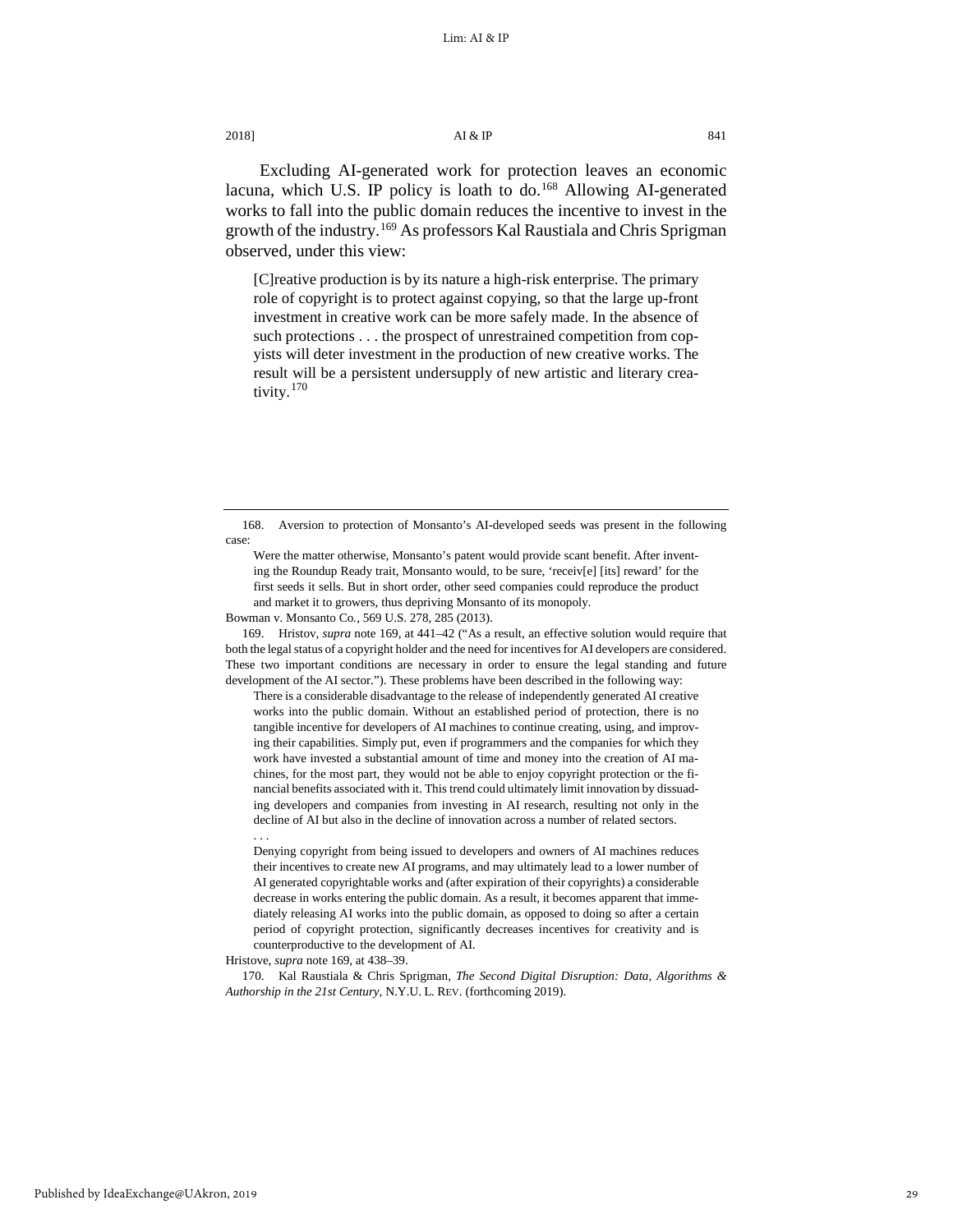Excluding AI-generated work for protection leaves an economic lacuna, which U.S. IP policy is loath to do.[168] Allowing AI-generated works to fall into the public domain reduces the incentive to invest in the growth of the industry.[169] As professors Kal Raustiala and Chris Sprigman observed, under this view:

> [C]reative production is by its nature a high-risk enterprise. The primary role of copyright is to protect against copying, so that the large up-front investment in creative work can be more safely made. In the absence of such protections . . . the prospect of unrestrained competition from copyists will deter investment in the production of new creative works. The result will be a persistent undersupply of new artistic and literary creativity.[170]

---

168. Aversion to protection of Monsanto's AI-developed seeds was present in the following case:

> Were the matter otherwise, Monsanto's patent would provide scant benefit. After inventing the Roundup Ready trait, Monsanto would, to be sure, 'receiv[e] [its] reward' for the first seeds it sells. But in short order, other seed companies could reproduce the product and market it to growers, thus depriving Monsanto of its monopoly.

Bowman v. Monsanto Co., 569 U.S. 278, 285 (2013).

169. Hristov, *supra* note 169, at 441–42 ("As a result, an effective solution would require that both the legal status of a copyright holder and the need for incentives for AI developers are considered. These two important conditions are necessary in order to ensure the legal standing and future development of the AI sector."). These problems have been described in the following way:

> There is a considerable disadvantage to the release of independently generated AI creative works into the public domain. Without an established period of protection, there is no tangible incentive for developers of AI machines to continue creating, using, and improving their capabilities. Simply put, even if programmers and the companies for which they work have invested a substantial amount of time and money into the creation of AI machines, for the most part, they would not be able to enjoy copyright protection or the financial benefits associated with it. This trend could ultimately limit innovation by dissuading developers and companies from investing in AI research, resulting not only in the decline of AI but also in the decline of innovation across a number of related sectors.
>
> . . .
>
> Denying copyright from being issued to developers and owners of AI machines reduces their incentives to create new AI programs, and may ultimately lead to a lower number of AI generated copyrightable works and (after expiration of their copyrights) a considerable decrease in works entering the public domain. As a result, it becomes apparent that immediately releasing AI works into the public domain, as opposed to doing so after a certain period of copyright protection, significantly decreases incentives for creativity and is counterproductive to the development of AI.

Hristove, *supra* note 169, at 438–39.

170. Kal Raustiala & Chris Sprigman, *The Second Digital Disruption: Data, Algorithms & Authorship in the 21st Century*, N.Y.U. L. REV. (forthcoming 2019).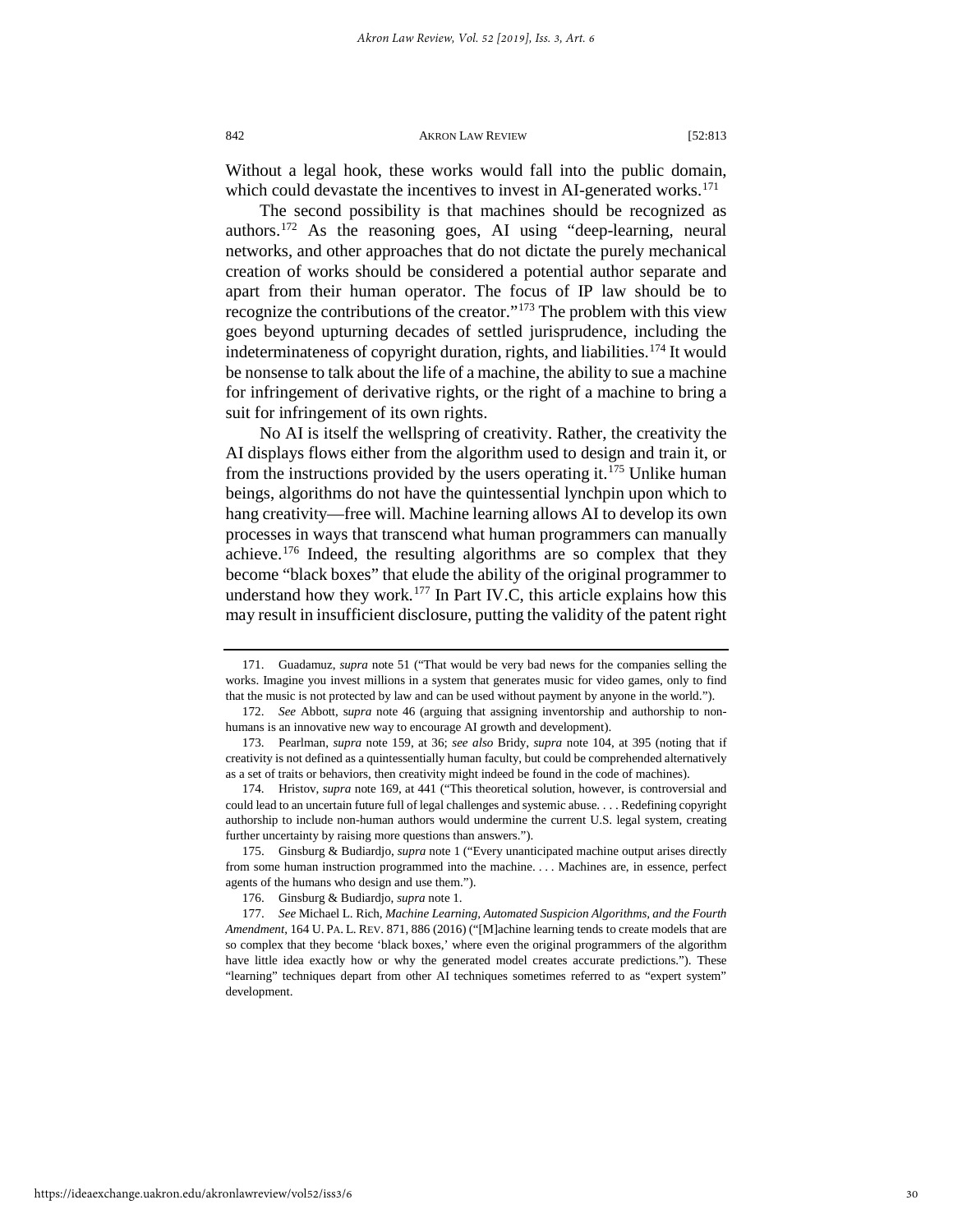Without a legal hook, these works would fall into the public domain, which could devastate the incentives to invest in AI-generated works.[171]

The second possibility is that machines should be recognized as authors.[172] As the reasoning goes, AI using "deep-learning, neural networks, and other approaches that do not dictate the purely mechanical creation of works should be considered a potential author separate and apart from their human operator. The focus of IP law should be to recognize the contributions of the creator."[173] The problem with this view goes beyond upturning decades of settled jurisprudence, including the indeterminateness of copyright duration, rights, and liabilities.[174] It would be nonsense to talk about the life of a machine, the ability to sue a machine for infringement of derivative rights, or the right of a machine to bring a suit for infringement of its own rights.

No AI is itself the wellspring of creativity. Rather, the creativity the AI displays flows either from the algorithm used to design and train it, or from the instructions provided by the users operating it.[175] Unlike human beings, algorithms do not have the quintessential lynchpin upon which to hang creativity—free will. Machine learning allows AI to develop its own processes in ways that transcend what human programmers can manually achieve.[176] Indeed, the resulting algorithms are so complex that they become "black boxes" that elude the ability of the original programmer to understand how they work.[177] In Part IV.C, this article explains how this may result in insufficient disclosure, putting the validity of the patent right

---

171. Guadamuz, *supra* note 51 ("That would be very bad news for the companies selling the works. Imagine you invest millions in a system that generates music for video games, only to find that the music is not protected by law and can be used without payment by anyone in the world.").

172. *See* Abbott, *supra* note 46 (arguing that assigning inventorship and authorship to non-humans is an innovative new way to encourage AI growth and development).

173. Pearlman, *supra* note 159, at 36; *see also* Bridy, *supra* note 104, at 395 (noting that if creativity is not defined as a quintessentially human faculty, but could be comprehended alternatively as a set of traits or behaviors, then creativity might indeed be found in the code of machines).

174. Hristov, *supra* note 169, at 441 ("This theoretical solution, however, is controversial and could lead to an uncertain future full of legal challenges and systemic abuse. . . . Redefining copyright authorship to include non-human authors would undermine the current U.S. legal system, creating further uncertainty by raising more questions than answers.").

175. Ginsburg & Budiardjo, *supra* note 1 ("Every unanticipated machine output arises directly from some human instruction programmed into the machine. . . . Machines are, in essence, perfect agents of the humans who design and use them.").

176. Ginsburg & Budiardjo, *supra* note 1.

177. *See* Michael L. Rich, *Machine Learning, Automated Suspicion Algorithms, and the Fourth Amendment*, 164 U. PA. L. REV. 871, 886 (2016) ("[M]achine learning tends to create models that are so complex that they become 'black boxes,' where even the original programmers of the algorithm have little idea exactly how or why the generated model creates accurate predictions."). These "learning" techniques depart from other AI techniques sometimes referred to as "expert system" development.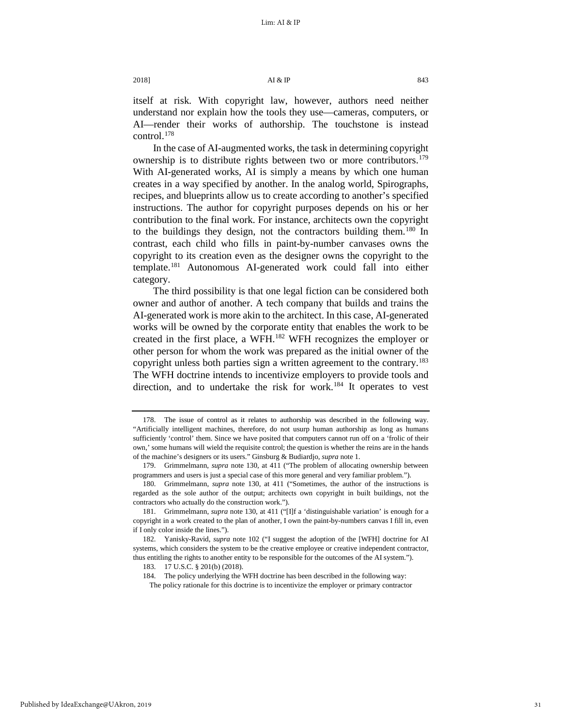itself at risk. With copyright law, however, authors need neither understand nor explain how the tools they use—cameras, computers, or AI—render their works of authorship. The touchstone is instead control.[178]

In the case of AI-augmented works, the task in determining copyright ownership is to distribute rights between two or more contributors.[179] With AI-generated works, AI is simply a means by which one human creates in a way specified by another. In the analog world, Spirographs, recipes, and blueprints allow us to create according to another's specified instructions. The author for copyright purposes depends on his or her contribution to the final work. For instance, architects own the copyright to the buildings they design, not the contractors building them.[180] In contrast, each child who fills in paint-by-number canvases owns the copyright to its creation even as the designer owns the copyright to the template.[181] Autonomous AI-generated work could fall into either category.

The third possibility is that one legal fiction can be considered both owner and author of another. A tech company that builds and trains the AI-generated work is more akin to the architect. In this case, AI-generated works will be owned by the corporate entity that enables the work to be created in the first place, a WFH.[182] WFH recognizes the employer or other person for whom the work was prepared as the initial owner of the copyright unless both parties sign a written agreement to the contrary.[183] The WFH doctrine intends to incentivize employers to provide tools and direction, and to undertake the risk for work.[184] It operates to vest

---

178. The issue of control as it relates to authorship was described in the following way. "Artificially intelligent machines, therefore, do not usurp human authorship as long as humans sufficiently 'control' them. Since we have posited that computers cannot run off on a 'frolic of their own,' some humans will wield the requisite control; the question is whether the reins are in the hands of the machine's designers or its users." Ginsburg & Budiardjo, *supra* note 1.

179. Grimmelmann, *supra* note 130, at 411 ("The problem of allocating ownership between programmers and users is just a special case of this more general and very familiar problem.").

180. Grimmelmann, *supra* note 130, at 411 ("Sometimes, the author of the instructions is regarded as the sole author of the output; architects own copyright in built buildings, not the contractors who actually do the construction work.").

181. Grimmelmann, *supra* note 130, at 411 ("[I]f a 'distinguishable variation' is enough for a copyright in a work created to the plan of another, I own the paint-by-numbers canvas I fill in, even if I only color inside the lines.").

182. Yanisky-Ravid, *supra* note 102 ("I suggest the adoption of the [WFH] doctrine for AI systems, which considers the system to be the creative employee or creative independent contractor, thus entitling the rights to another entity to be responsible for the outcomes of the AI system.").

183. 17 U.S.C. § 201(b) (2018).

184. The policy underlying the WFH doctrine has been described in the following way:

> The policy rationale for this doctrine is to incentivize the employer or primary contractor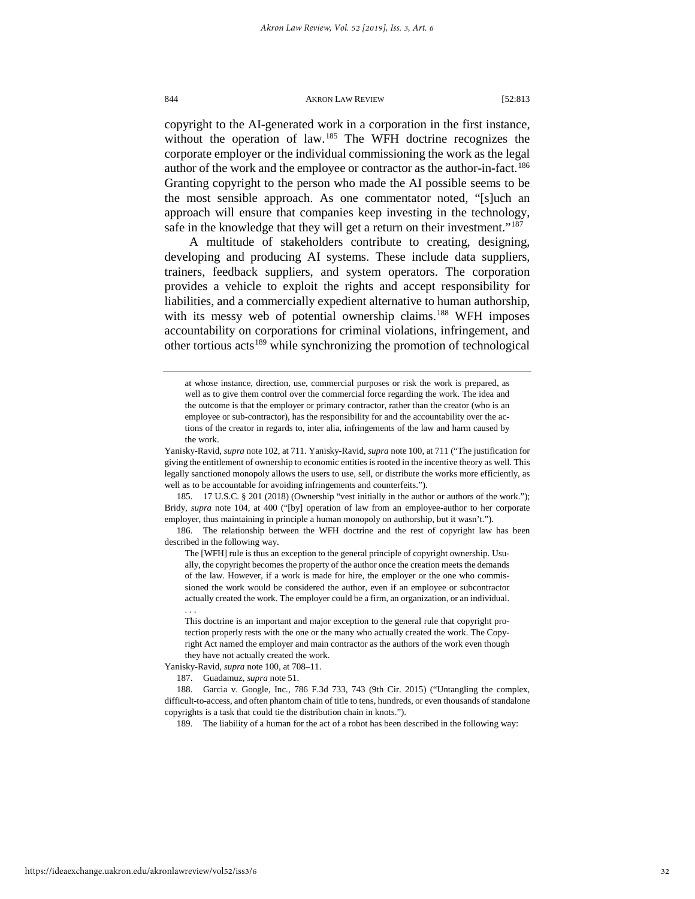copyright to the AI-generated work in a corporation in the first instance, without the operation of law.[185] The WFH doctrine recognizes the corporate employer or the individual commissioning the work as the legal author of the work and the employee or contractor as the author-in-fact.[186] Granting copyright to the person who made the AI possible seems to be the most sensible approach. As one commentator noted, "[s]uch an approach will ensure that companies keep investing in the technology, safe in the knowledge that they will get a return on their investment."[187]

A multitude of stakeholders contribute to creating, designing, developing and producing AI systems. These include data suppliers, trainers, feedback suppliers, and system operators. The corporation provides a vehicle to exploit the rights and accept responsibility for liabilities, and a commercially expedient alternative to human authorship, with its messy web of potential ownership claims.[188] WFH imposes accountability on corporations for criminal violations, infringement, and other tortious acts[189] while synchronizing the promotion of technological

---

> at whose instance, direction, use, commercial purposes or risk the work is prepared, as well as to give them control over the commercial force regarding the work. The idea and the outcome is that the employer or primary contractor, rather than the creator (who is an employee or sub-contractor), has the responsibility for and the accountability over the actions of the creator in regards to, inter alia, infringements of the law and harm caused by the work.

Yanisky-Ravid, *supra* note 102, at 711. Yanisky-Ravid, *supra* note 100, at 711 ("The justification for giving the entitlement of ownership to economic entities is rooted in the incentive theory as well. This legally sanctioned monopoly allows the users to use, sell, or distribute the works more efficiently, as well as to be accountable for avoiding infringements and counterfeits.").

185. 17 U.S.C. § 201 (2018) (Ownership "vest initially in the author or authors of the work."); Bridy, *supra* note 104, at 400 ("[by] operation of law from an employee-author to her corporate employer, thus maintaining in principle a human monopoly on authorship, but it wasn't.").

186. The relationship between the WFH doctrine and the rest of copyright law has been described in the following way.

> The [WFH] rule is thus an exception to the general principle of copyright ownership. Usually, the copyright becomes the property of the author once the creation meets the demands of the law. However, if a work is made for hire, the employer or the one who commissioned the work would be considered the author, even if an employee or subcontractor actually created the work. The employer could be a firm, an organization, or an individual.
>
> . . .
>
> This doctrine is an important and major exception to the general rule that copyright protection properly rests with the one or the many who actually created the work. The Copyright Act named the employer and main contractor as the authors of the work even though they have not actually created the work.

Yanisky-Ravid, *supra* note 100, at 708–11.

187. Guadamuz, *supra* note 51.

188. Garcia v. Google, Inc., 786 F.3d 733, 743 (9th Cir. 2015) ("Untangling the complex, difficult-to-access, and often phantom chain of title to tens, hundreds, or even thousands of standalone copyrights is a task that could tie the distribution chain in knots.").

189. The liability of a human for the act of a robot has been described in the following way: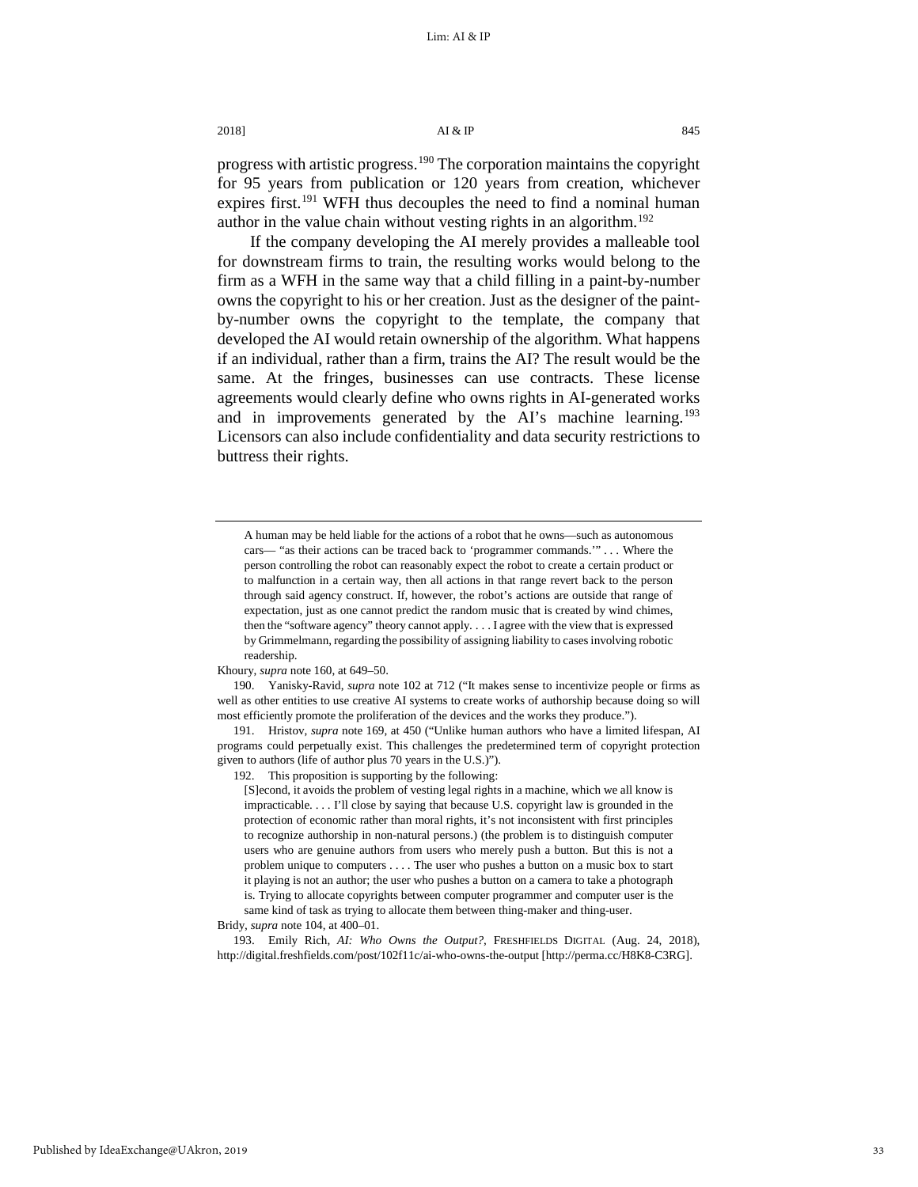progress with artistic progress.[190] The corporation maintains the copyright for 95 years from publication or 120 years from creation, whichever expires first.[191] WFH thus decouples the need to find a nominal human author in the value chain without vesting rights in an algorithm.[192]

If the company developing the AI merely provides a malleable tool for downstream firms to train, the resulting works would belong to the firm as a WFH in the same way that a child filling in a paint-by-number owns the copyright to his or her creation. Just as the designer of the paint-by-number owns the copyright to the template, the company that developed the AI would retain ownership of the algorithm. What happens if an individual, rather than a firm, trains the AI? The result would be the same. At the fringes, businesses can use contracts. These license agreements would clearly define who owns rights in AI-generated works and in improvements generated by the AI's machine learning.[193] Licensors can also include confidentiality and data security restrictions to buttress their rights.

---

> A human may be held liable for the actions of a robot that he owns—such as autonomous cars— "as their actions can be traced back to 'programmer commands.'" . . . Where the person controlling the robot can reasonably expect the robot to create a certain product or to malfunction in a certain way, then all actions in that range revert back to the person through said agency construct. If, however, the robot's actions are outside that range of expectation, just as one cannot predict the random music that is created by wind chimes, then the "software agency" theory cannot apply. . . . I agree with the view that is expressed by Grimmelmann, regarding the possibility of assigning liability to cases involving robotic readership.

Khoury, *supra* note 160, at 649–50.

190. Yanisky-Ravid, *supra* note 102 at 712 ("It makes sense to incentivize people or firms as well as other entities to use creative AI systems to create works of authorship because doing so will most efficiently promote the proliferation of the devices and the works they produce.").

191. Hristov, *supra* note 169, at 450 ("Unlike human authors who have a limited lifespan, AI programs could perpetually exist. This challenges the predetermined term of copyright protection given to authors (life of author plus 70 years in the U.S.)").

192. This proposition is supporting by the following:

> [S]econd, it avoids the problem of vesting legal rights in a machine, which we all know is impracticable. . . . I'll close by saying that because U.S. copyright law is grounded in the protection of economic rather than moral rights, it's not inconsistent with first principles to recognize authorship in non-natural persons.) (the problem is to distinguish computer users who are genuine authors from users who merely push a button. But this is not a problem unique to computers . . . . The user who pushes a button on a music box to start it playing is not an author; the user who pushes a button on a camera to take a photograph is. Trying to allocate copyrights between computer programmer and computer user is the same kind of task as trying to allocate them between thing-maker and thing-user.

Bridy, *supra* note 104, at 400–01.

193. Emily Rich, *AI: Who Owns the Output?*, FRESHFIELDS DIGITAL (Aug. 24, 2018), http://digital.freshfields.com/post/102f11c/ai-who-owns-the-output [http://perma.cc/H8K8-C3RG].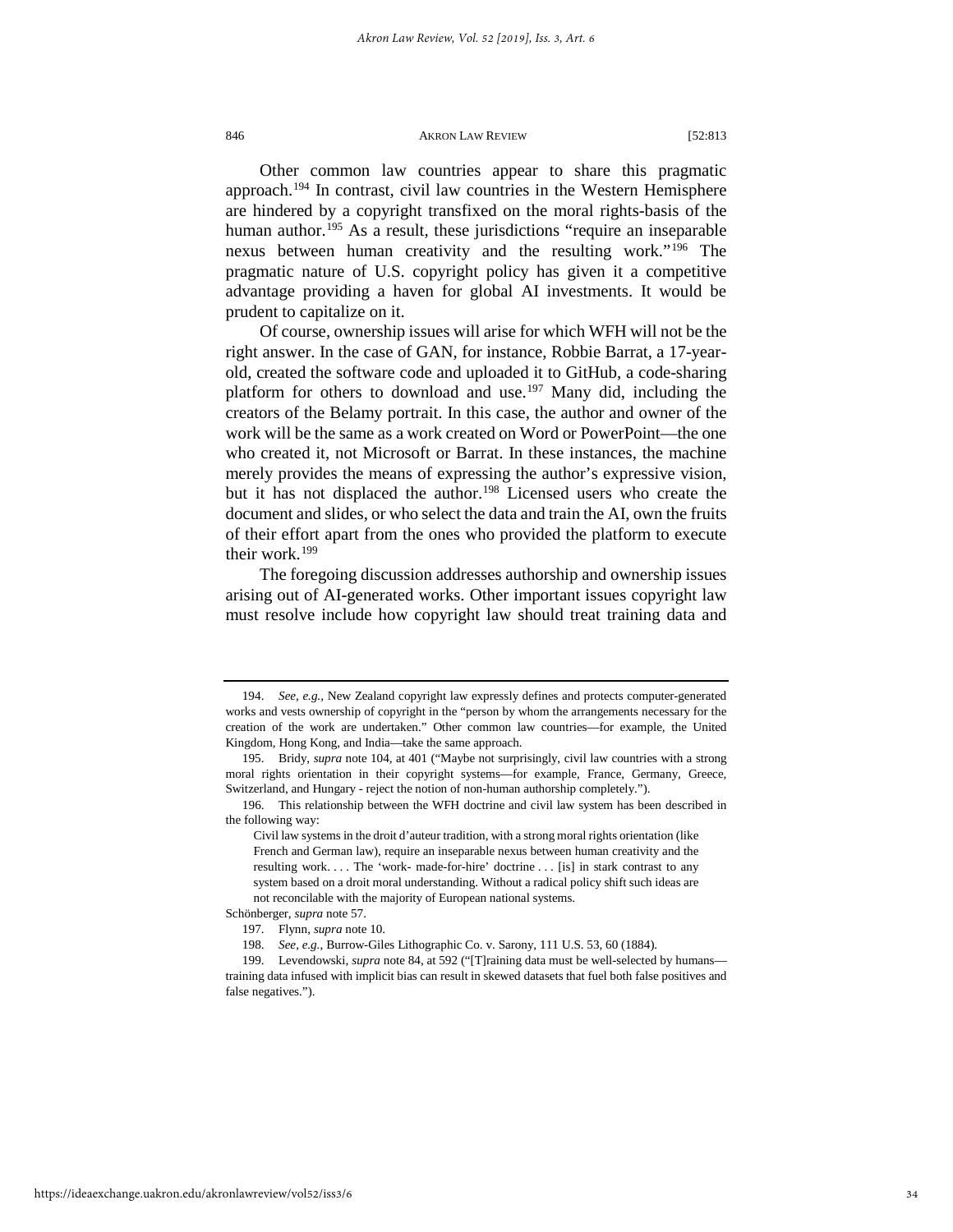Other common law countries appear to share this pragmatic approach.[194] In contrast, civil law countries in the Western Hemisphere are hindered by a copyright transfixed on the moral rights-basis of the human author.[195] As a result, these jurisdictions "require an inseparable nexus between human creativity and the resulting work."[196] The pragmatic nature of U.S. copyright policy has given it a competitive advantage providing a haven for global AI investments. It would be prudent to capitalize on it.

Of course, ownership issues will arise for which WFH will not be the right answer. In the case of GAN, for instance, Robbie Barrat, a 17-year-old, created the software code and uploaded it to GitHub, a code-sharing platform for others to download and use.[197] Many did, including the creators of the Belamy portrait. In this case, the author and owner of the work will be the same as a work created on Word or PowerPoint—the one who created it, not Microsoft or Barrat. In these instances, the machine merely provides the means of expressing the author's expressive vision, but it has not displaced the author.[198] Licensed users who create the document and slides, or who select the data and train the AI, own the fruits of their effort apart from the ones who provided the platform to execute their work.[199]

The foregoing discussion addresses authorship and ownership issues arising out of AI-generated works. Other important issues copyright law must resolve include how copyright law should treat training data and

---

194. *See, e.g.*, New Zealand copyright law expressly defines and protects computer-generated works and vests ownership of copyright in the "person by whom the arrangements necessary for the creation of the work are undertaken." Other common law countries—for example, the United Kingdom, Hong Kong, and India—take the same approach.

195. Bridy, *supra* note 104, at 401 ("Maybe not surprisingly, civil law countries with a strong moral rights orientation in their copyright systems—for example, France, Germany, Greece, Switzerland, and Hungary - reject the notion of non-human authorship completely.").

196. This relationship between the WFH doctrine and civil law system has been described in the following way:

> Civil law systems in the droit d'auteur tradition, with a strong moral rights orientation (like French and German law), require an inseparable nexus between human creativity and the resulting work. . . . The 'work- made-for-hire' doctrine . . . [is] in stark contrast to any system based on a droit moral understanding. Without a radical policy shift such ideas are not reconcilable with the majority of European national systems.

Schönberger, *supra* note 57.

197. Flynn, *supra* note 10.

198. *See, e.g.*, Burrow-Giles Lithographic Co. v. Sarony, 111 U.S. 53, 60 (1884).

199. Levendowski, *supra* note 84, at 592 ("[T]raining data must be well-selected by humans—training data infused with implicit bias can result in skewed datasets that fuel both false positives and false negatives.").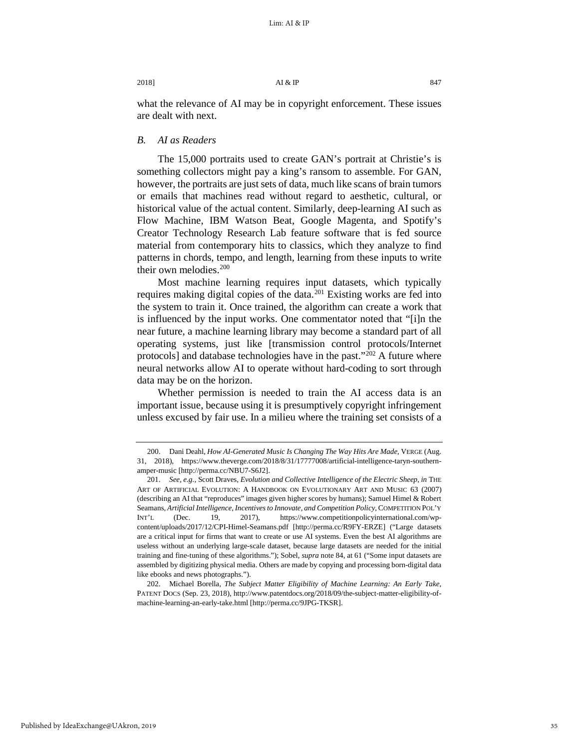what the relevance of AI may be in copyright enforcement. These issues are dealt with next.

### *B. AI as Readers*

The 15,000 portraits used to create GAN's portrait at Christie's is something collectors might pay a king's ransom to assemble. For GAN, however, the portraits are just sets of data, much like scans of brain tumors or emails that machines read without regard to aesthetic, cultural, or historical value of the actual content. Similarly, deep-learning AI such as Flow Machine, IBM Watson Beat, Google Magenta, and Spotify's Creator Technology Research Lab feature software that is fed source material from contemporary hits to classics, which they analyze to find patterns in chords, tempo, and length, learning from these inputs to write their own melodies.[200]

Most machine learning requires input datasets, which typically requires making digital copies of the data.[201] Existing works are fed into the system to train it. Once trained, the algorithm can create a work that is influenced by the input works. One commentator noted that "[i]n the near future, a machine learning library may become a standard part of all operating systems, just like [transmission control protocols/Internet protocols] and database technologies have in the past."[202] A future where neural networks allow AI to operate without hard-coding to sort through data may be on the horizon.

Whether permission is needed to train the AI access data is an important issue, because using it is presumptively copyright infringement unless excused by fair use. In a milieu where the training set consists of a

---

200. Dani Deahl, *How AI-Generated Music Is Changing The Way Hits Are Made*, VERGE (Aug. 31, 2018), https://www.theverge.com/2018/8/31/17777008/artificial-intelligence-taryn-southern-amper-music [http://perma.cc/NBU7-S6J2].

201. *See, e.g.*, Scott Draves, *Evolution and Collective Intelligence of the Electric Sheep*, *in* THE ART OF ARTIFICIAL EVOLUTION: A HANDBOOK ON EVOLUTIONARY ART AND MUSIC 63 (2007) (describing an AI that "reproduces" images given higher scores by humans); Samuel Himel & Robert Seamans, *Artificial Intelligence, Incentives to Innovate, and Competition Policy*, COMPETITION POL'Y INT'L (Dec. 19, 2017), https://www.competitionpolicyinternational.com/wp-content/uploads/2017/12/CPI-Himel-Seamans.pdf [http://perma.cc/R9FY-ERZE] ("Large datasets are a critical input for firms that want to create or use AI systems. Even the best AI algorithms are useless without an underlying large-scale dataset, because large datasets are needed for the initial training and fine-tuning of these algorithms."); Sobel, *supra* note 84, at 61 ("Some input datasets are assembled by digitizing physical media. Others are made by copying and processing born-digital data like ebooks and news photographs.").

202. Michael Borella, *The Subject Matter Eligibility of Machine Learning: An Early Take*, PATENT DOCS (Sep. 23, 2018), http://www.patentdocs.org/2018/09/the-subject-matter-eligibility-of-machine-learning-an-early-take.html [http://perma.cc/9JPG-TKSR].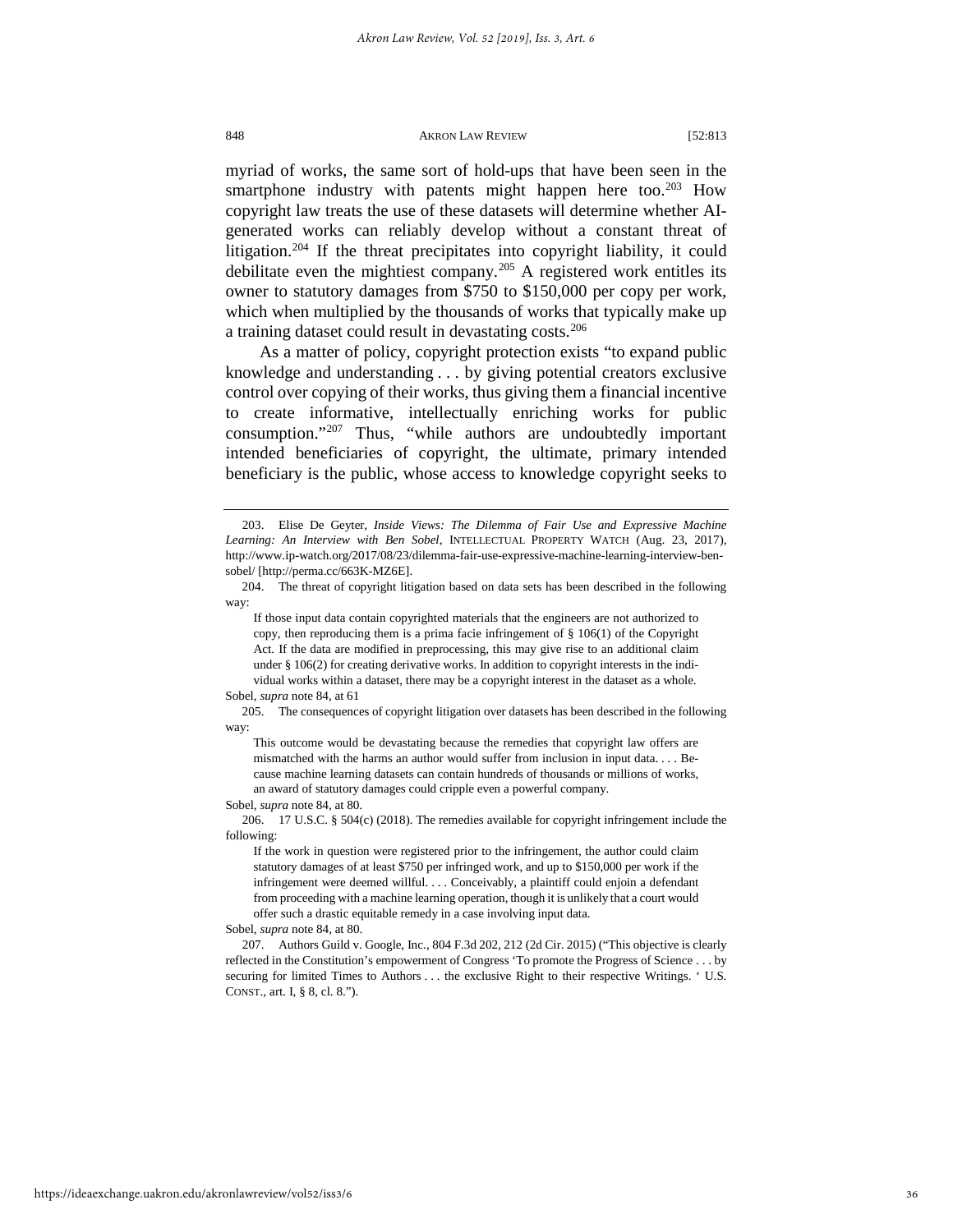myriad of works, the same sort of hold-ups that have been seen in the smartphone industry with patents might happen here too.[203] How copyright law treats the use of these datasets will determine whether AI-generated works can reliably develop without a constant threat of litigation.[204] If the threat precipitates into copyright liability, it could debilitate even the mightiest company.[205] A registered work entitles its owner to statutory damages from $750 to $150,000 per copy per work, which when multiplied by the thousands of works that typically make up a training dataset could result in devastating costs.[206]

As a matter of policy, copyright protection exists "to expand public knowledge and understanding . . . by giving potential creators exclusive control over copying of their works, thus giving them a financial incentive to create informative, intellectually enriching works for public consumption."[207] Thus, "while authors are undoubtedly important intended beneficiaries of copyright, the ultimate, primary intended beneficiary is the public, whose access to knowledge copyright seeks to

---

203. Elise De Geyter, *Inside Views: The Dilemma of Fair Use and Expressive Machine Learning: An Interview with Ben Sobel*, INTELLECTUAL PROPERTY WATCH (Aug. 23, 2017), http://www.ip-watch.org/2017/08/23/dilemma-fair-use-expressive-machine-learning-interview-ben-sobel/ [http://perma.cc/663K-MZ6E].

204. The threat of copyright litigation based on data sets has been described in the following way:

> If those input data contain copyrighted materials that the engineers are not authorized to copy, then reproducing them is a prima facie infringement of § 106(1) of the Copyright Act. If the data are modified in preprocessing, this may give rise to an additional claim under § 106(2) for creating derivative works. In addition to copyright interests in the individual works within a dataset, there may be a copyright interest in the dataset as a whole.

Sobel, *supra* note 84, at 61

205. The consequences of copyright litigation over datasets has been described in the following way:

> This outcome would be devastating because the remedies that copyright law offers are mismatched with the harms an author would suffer from inclusion in input data. . . . Because machine learning datasets can contain hundreds of thousands or millions of works, an award of statutory damages could cripple even a powerful company.

Sobel, *supra* note 84, at 80.

206. 17 U.S.C. § 504(c) (2018). The remedies available for copyright infringement include the following:

> If the work in question were registered prior to the infringement, the author could claim statutory damages of at least $750 per infringed work, and up to $150,000 per work if the infringement were deemed willful. . . . Conceivably, a plaintiff could enjoin a defendant from proceeding with a machine learning operation, though it is unlikely that a court would offer such a drastic equitable remedy in a case involving input data.

Sobel, *supra* note 84, at 80.

207. Authors Guild v. Google, Inc., 804 F.3d 202, 212 (2d Cir. 2015) ("This objective is clearly reflected in the Constitution's empowerment of Congress 'To promote the Progress of Science . . . by securing for limited Times to Authors . . . the exclusive Right to their respective Writings. ' U.S. CONST., art. I, § 8, cl. 8.").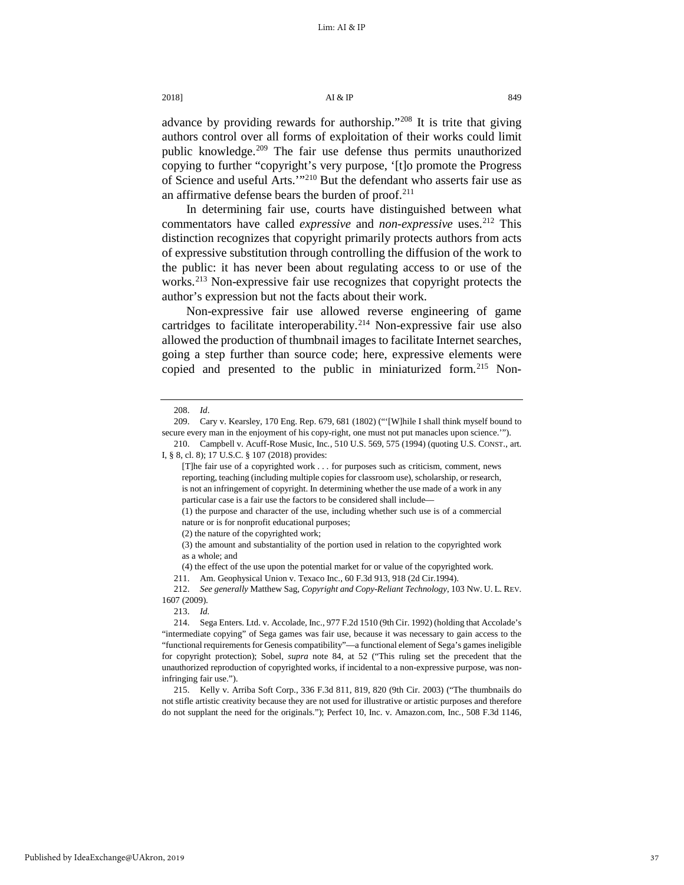advance by providing rewards for authorship."[208] It is trite that giving authors control over all forms of exploitation of their works could limit public knowledge.[209] The fair use defense thus permits unauthorized copying to further "copyright's very purpose, '[t]o promote the Progress of Science and useful Arts.'"[210] But the defendant who asserts fair use as an affirmative defense bears the burden of proof.[211]

In determining fair use, courts have distinguished between what commentators have called *expressive* and *non-expressive* uses.[212] This distinction recognizes that copyright primarily protects authors from acts of expressive substitution through controlling the diffusion of the work to the public: it has never been about regulating access to or use of the works.[213] Non-expressive fair use recognizes that copyright protects the author's expression but not the facts about their work.

Non-expressive fair use allowed reverse engineering of game cartridges to facilitate interoperability.[214] Non-expressive fair use also allowed the production of thumbnail images to facilitate Internet searches, going a step further than source code; here, expressive elements were copied and presented to the public in miniaturized form.[215] Non-

---

208. *Id*.

209. Cary v. Kearsley, 170 Eng. Rep. 679, 681 (1802) ("'[W]hile I shall think myself bound to secure every man in the enjoyment of his copy-right, one must not put manacles upon science.'").

210. Campbell v. Acuff-Rose Music, Inc., 510 U.S. 569, 575 (1994) (quoting U.S. CONST., art. I, § 8, cl. 8); 17 U.S.C. § 107 (2018) provides:

> [T]he fair use of a copyrighted work . . . for purposes such as criticism, comment, news reporting, teaching (including multiple copies for classroom use), scholarship, or research, is not an infringement of copyright. In determining whether the use made of a work in any particular case is a fair use the factors to be considered shall include—
>
> (1) the purpose and character of the use, including whether such use is of a commercial nature or is for nonprofit educational purposes;
>
> (2) the nature of the copyrighted work;
>
> (3) the amount and substantiality of the portion used in relation to the copyrighted work as a whole; and
>
> (4) the effect of the use upon the potential market for or value of the copyrighted work.

211. Am. Geophysical Union v. Texaco Inc., 60 F.3d 913, 918 (2d Cir.1994).

212. *See generally* Matthew Sag, *Copyright and Copy-Reliant Technology*, 103 NW. U. L. REV. 1607 (2009).

213. *Id.*

214. Sega Enters. Ltd. v. Accolade, Inc., 977 F.2d 1510 (9th Cir. 1992) (holding that Accolade's "intermediate copying" of Sega games was fair use, because it was necessary to gain access to the "functional requirements for Genesis compatibility"—a functional element of Sega's games ineligible for copyright protection); Sobel, *supra* note 84, at 52 ("This ruling set the precedent that the unauthorized reproduction of copyrighted works, if incidental to a non-expressive purpose, was non-infringing fair use.").

215. Kelly v. Arriba Soft Corp., 336 F.3d 811, 819, 820 (9th Cir. 2003) ("The thumbnails do not stifle artistic creativity because they are not used for illustrative or artistic purposes and therefore do not supplant the need for the originals."); Perfect 10, Inc. v. Amazon.com, Inc., 508 F.3d 1146,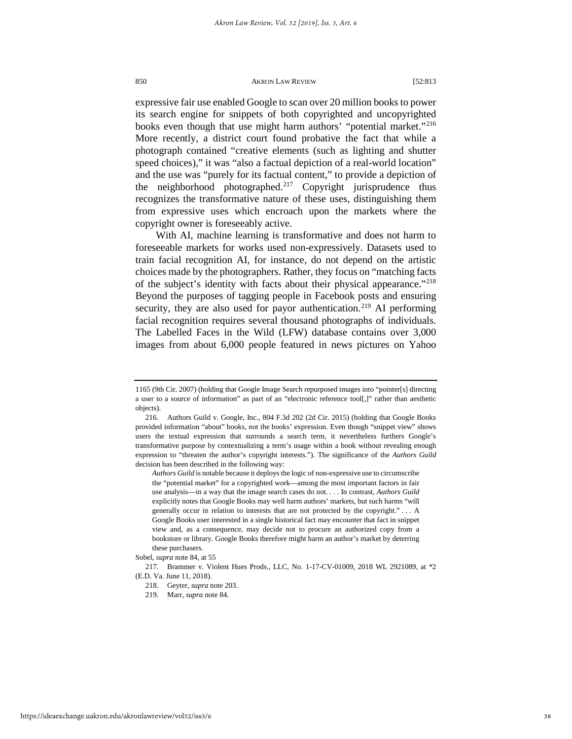expressive fair use enabled Google to scan over 20 million books to power its search engine for snippets of both copyrighted and uncopyrighted books even though that use might harm authors' "potential market."[216] More recently, a district court found probative the fact that while a photograph contained "creative elements (such as lighting and shutter speed choices)," it was "also a factual depiction of a real-world location" and the use was "purely for its factual content," to provide a depiction of the neighborhood photographed.[217] Copyright jurisprudence thus recognizes the transformative nature of these uses, distinguishing them from expressive uses which encroach upon the markets where the copyright owner is foreseeably active.

With AI, machine learning is transformative and does not harm to foreseeable markets for works used non-expressively. Datasets used to train facial recognition AI, for instance, do not depend on the artistic choices made by the photographers. Rather, they focus on "matching facts of the subject's identity with facts about their physical appearance."[218] Beyond the purposes of tagging people in Facebook posts and ensuring security, they are also used for payor authentication.[219] AI performing facial recognition requires several thousand photographs of individuals. The Labelled Faces in the Wild (LFW) database contains over 3,000 images from about 6,000 people featured in news pictures on Yahoo

---

1165 (9th Cir. 2007) (holding that Google Image Search repurposed images into "pointer[s] directing a user to a source of information" as part of an "electronic reference tool[,]" rather than aesthetic objects).

216. Authors Guild v. Google, Inc., 804 F.3d 202 (2d Cir. 2015) (holding that Google Books provided information "about" books, not the books' expression. Even though "snippet view" shows users the textual expression that surrounds a search term, it nevertheless furthers Google's transformative purpose by contextualizing a term's usage within a book without revealing enough expression to "threaten the author's copyright interests."). The significance of the *Authors Guild* decision has been described in the following way:

> *Authors Guild* is notable because it deploys the logic of non-expressive use to circumscribe the "potential market" for a copyrighted work—among the most important factors in fair use analysis—in a way that the image search cases do not. . . . In contrast, *Authors Guild* explicitly notes that Google Books may well harm authors' markets, but such harms "will generally occur in relation to interests that are not protected by the copyright." . . . A Google Books user interested in a single historical fact may encounter that fact in snippet view and, as a consequence, may decide not to procure an authorized copy from a bookstore or library. Google Books therefore might harm an author's market by deterring these purchasers.

Sobel, *supra* note 84, at 55

217. Brammer v. Violent Hues Prods., LLC, No. 1-17-CV-01009, 2018 WL 2921089, at *2 (E.D. Va. June 11, 2018).

218. Geyter, *supra* note 203.

219. Marr, *supra* note 84.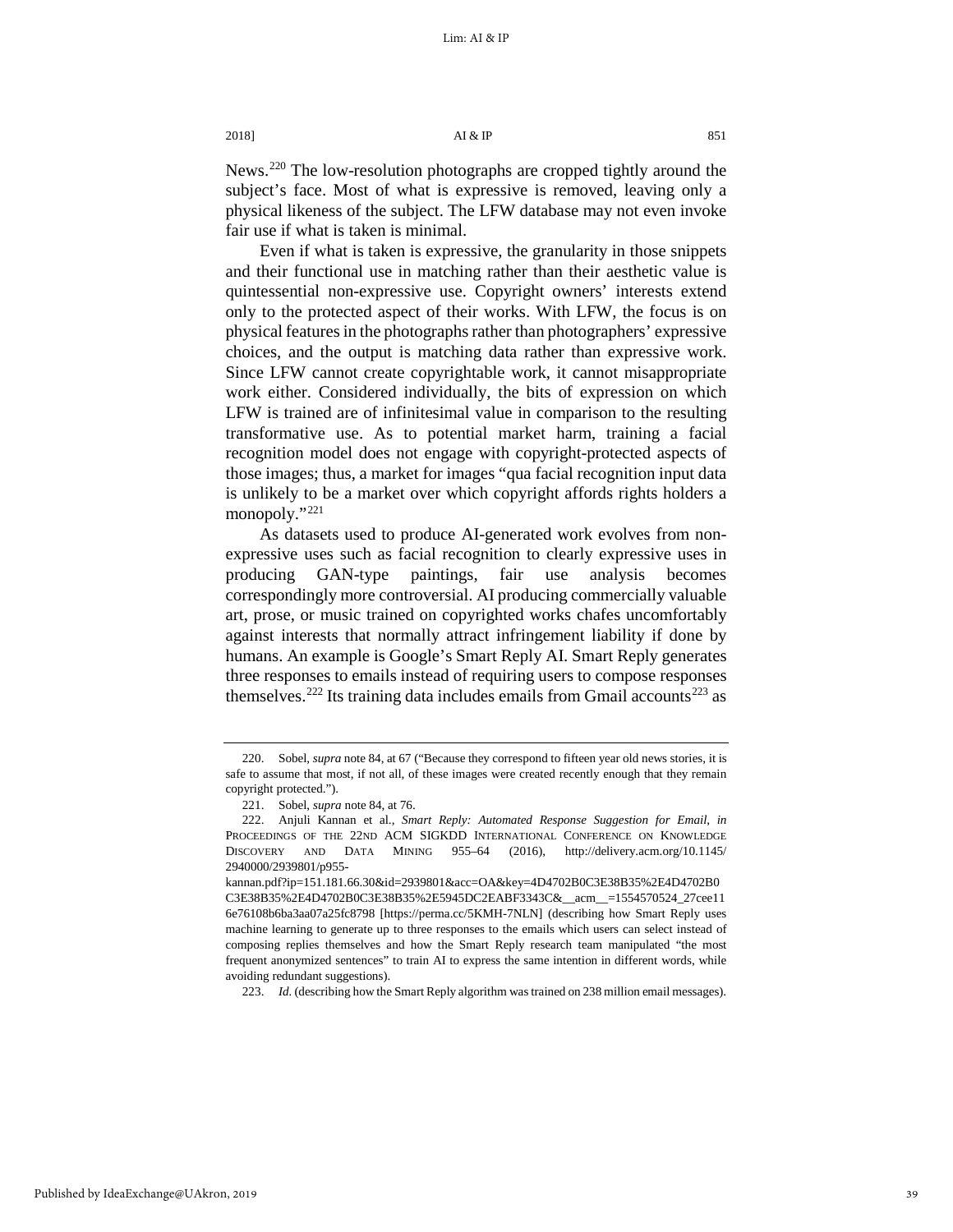News.[220] The low-resolution photographs are cropped tightly around the subject's face. Most of what is expressive is removed, leaving only a physical likeness of the subject. The LFW database may not even invoke fair use if what is taken is minimal.

Even if what is taken is expressive, the granularity in those snippets and their functional use in matching rather than their aesthetic value is quintessential non-expressive use. Copyright owners' interests extend only to the protected aspect of their works. With LFW, the focus is on physical features in the photographs rather than photographers' expressive choices, and the output is matching data rather than expressive work. Since LFW cannot create copyrightable work, it cannot misappropriate work either. Considered individually, the bits of expression on which LFW is trained are of infinitesimal value in comparison to the resulting transformative use. As to potential market harm, training a facial recognition model does not engage with copyright-protected aspects of those images; thus, a market for images "qua facial recognition input data is unlikely to be a market over which copyright affords rights holders a monopoly."[221]

As datasets used to produce AI-generated work evolves from non-expressive uses such as facial recognition to clearly expressive uses in producing GAN-type paintings, fair use analysis becomes correspondingly more controversial. AI producing commercially valuable art, prose, or music trained on copyrighted works chafes uncomfortably against interests that normally attract infringement liability if done by humans. An example is Google's Smart Reply AI. Smart Reply generates three responses to emails instead of requiring users to compose responses themselves.[222] Its training data includes emails from Gmail accounts[223] as

---

220. Sobel, *supra* note 84, at 67 ("Because they correspond to fifteen year old news stories, it is safe to assume that most, if not all, of these images were created recently enough that they remain copyright protected.").

221. Sobel, *supra* note 84, at 76.

222. Anjuli Kannan et al., *Smart Reply: Automated Response Suggestion for Email*, *in* PROCEEDINGS OF THE 22ND ACM SIGKDD INTERNATIONAL CONFERENCE ON KNOWLEDGE DISCOVERY AND DATA MINING 955–64 (2016), http://delivery.acm.org/10.1145/2940000/2939801/p955-kannan.pdf?ip=151.181.66.30&id=2939801&acc=OA&key=4D4702B0C3E38B35%2E4D4702B0C3E38B35%2E4D4702B0C3E38B35%2E5945DC2EABF3343C&__acm__=1554570524_27cee116e76108b6ba3aa07a25fc8798 [https://perma.cc/5KMH-7NLN] (describing how Smart Reply uses machine learning to generate up to three responses to the emails which users can select instead of composing replies themselves and how the Smart Reply research team manipulated "the most frequent anonymized sentences" to train AI to express the same intention in different words, while avoiding redundant suggestions).

223. *Id.* (describing how the Smart Reply algorithm was trained on 238 million email messages).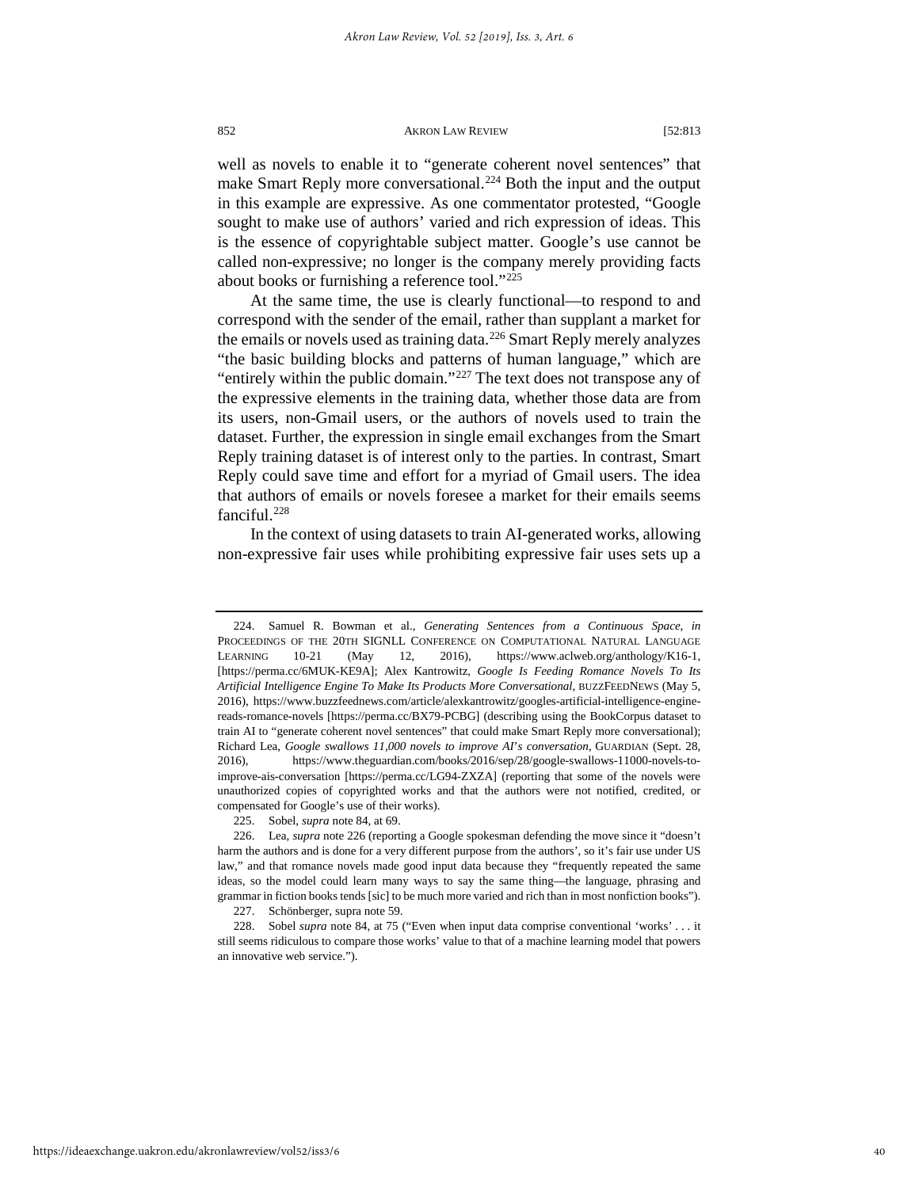well as novels to enable it to "generate coherent novel sentences" that make Smart Reply more conversational.[224] Both the input and the output in this example are expressive. As one commentator protested, "Google sought to make use of authors' varied and rich expression of ideas. This is the essence of copyrightable subject matter. Google's use cannot be called non-expressive; no longer is the company merely providing facts about books or furnishing a reference tool."[225]

At the same time, the use is clearly functional—to respond to and correspond with the sender of the email, rather than supplant a market for the emails or novels used as training data.[226] Smart Reply merely analyzes "the basic building blocks and patterns of human language," which are "entirely within the public domain."[227] The text does not transpose any of the expressive elements in the training data, whether those data are from its users, non-Gmail users, or the authors of novels used to train the dataset. Further, the expression in single email exchanges from the Smart Reply training dataset is of interest only to the parties. In contrast, Smart Reply could save time and effort for a myriad of Gmail users. The idea that authors of emails or novels foresee a market for their emails seems fanciful.[228]

In the context of using datasets to train AI-generated works, allowing non-expressive fair uses while prohibiting expressive fair uses sets up a

---

224. Samuel R. Bowman et al., *Generating Sentences from a Continuous Space*, *in* PROCEEDINGS OF THE 20TH SIGNLL CONFERENCE ON COMPUTATIONAL NATURAL LANGUAGE LEARNING 10-21 (May 12, 2016), https://www.aclweb.org/anthology/K16-1, [https://perma.cc/6MUK-KE9A]; Alex Kantrowitz, *Google Is Feeding Romance Novels To Its Artificial Intelligence Engine To Make Its Products More Conversational*, BUZZFEEDNEWS (May 5, 2016), https://www.buzzfeednews.com/article/alexkantrowitz/googles-artificial-intelligence-engine-reads-romance-novels [https://perma.cc/BX79-PCBG] (describing using the BookCorpus dataset to train AI to "generate coherent novel sentences" that could make Smart Reply more conversational); Richard Lea, *Google swallows 11,000 novels to improve AI's conversation*, GUARDIAN (Sept. 28, 2016), https://www.theguardian.com/books/2016/sep/28/google-swallows-11000-novels-to-improve-ais-conversation [https://perma.cc/LG94-ZXZA] (reporting that some of the novels were unauthorized copies of copyrighted works and that the authors were not notified, credited, or compensated for Google's use of their works).

225. Sobel, *supra* note 84, at 69.

226. Lea, *supra* note 226 (reporting a Google spokesman defending the move since it "doesn't harm the authors and is done for a very different purpose from the authors', so it's fair use under US law," and that romance novels made good input data because they "frequently repeated the same ideas, so the model could learn many ways to say the same thing—the language, phrasing and grammar in fiction books tends [sic] to be much more varied and rich than in most nonfiction books").

227. Schönberger, supra note 59.

228. Sobel *supra* note 84, at 75 ("Even when input data comprise conventional 'works' . . . it still seems ridiculous to compare those works' value to that of a machine learning model that powers an innovative web service.").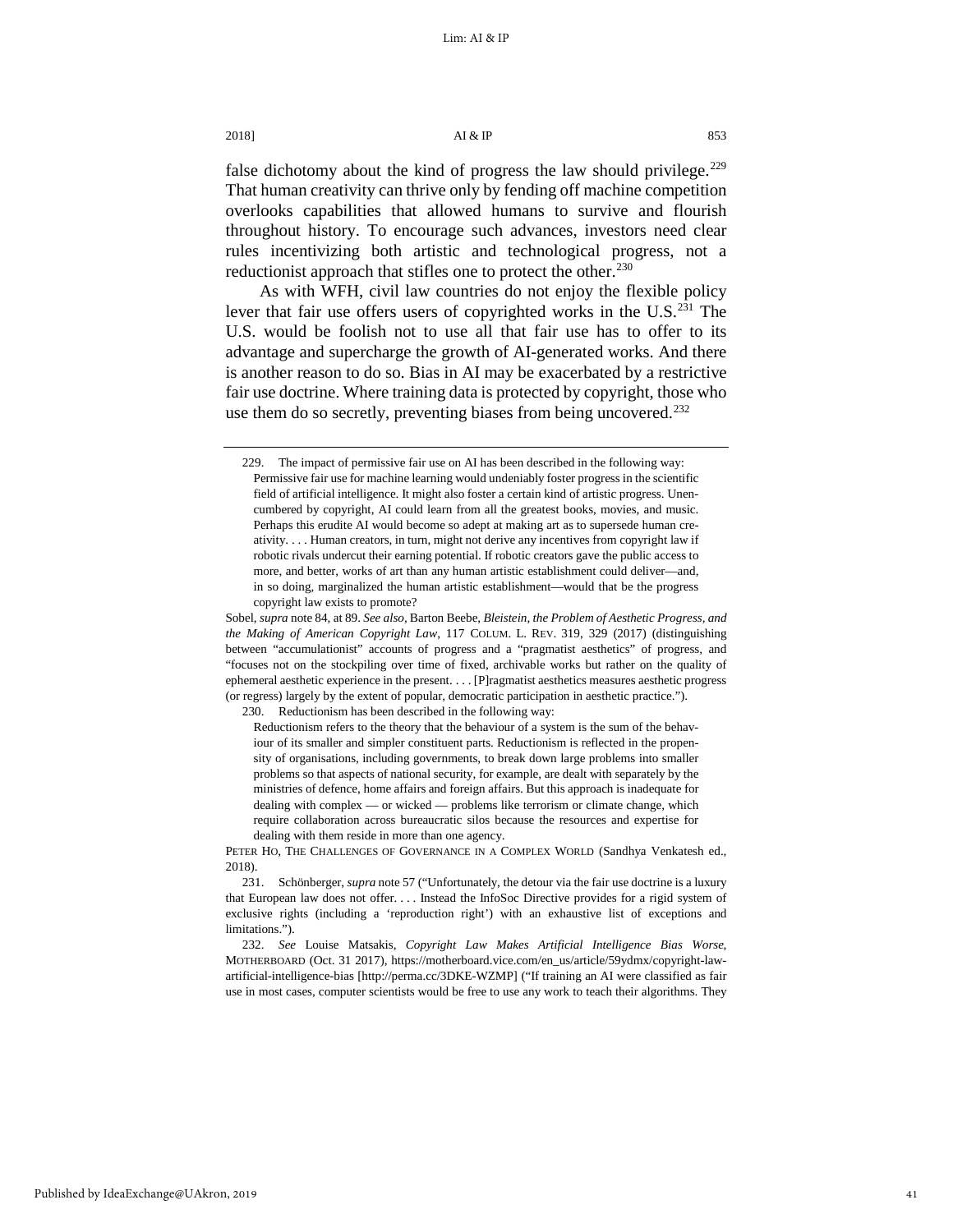false dichotomy about the kind of progress the law should privilege.[229] That human creativity can thrive only by fending off machine competition overlooks capabilities that allowed humans to survive and flourish throughout history. To encourage such advances, investors need clear rules incentivizing both artistic and technological progress, not a reductionist approach that stifles one to protect the other.[230]

As with WFH, civil law countries do not enjoy the flexible policy lever that fair use offers users of copyrighted works in the U.S.[231] The U.S. would be foolish not to use all that fair use has to offer to its advantage and supercharge the growth of AI-generated works. And there is another reason to do so. Bias in AI may be exacerbated by a restrictive fair use doctrine. Where training data is protected by copyright, those who use them do so secretly, preventing biases from being uncovered.[232]

---

229. The impact of permissive fair use on AI has been described in the following way:

> Permissive fair use for machine learning would undeniably foster progress in the scientific field of artificial intelligence. It might also foster a certain kind of artistic progress. Unencumbered by copyright, AI could learn from all the greatest books, movies, and music. Perhaps this erudite AI would become so adept at making art as to supersede human creativity. . . . Human creators, in turn, might not derive any incentives from copyright law if robotic rivals undercut their earning potential. If robotic creators gave the public access to more, and better, works of art than any human artistic establishment could deliver—and, in so doing, marginalized the human artistic establishment—would that be the progress copyright law exists to promote?

Sobel, *supra* note 84, at 89. *See also*, Barton Beebe, *Bleistein, the Problem of Aesthetic Progress, and the Making of American Copyright Law*, 117 COLUM. L. REV. 319, 329 (2017) (distinguishing between "accumulationist" accounts of progress and a "pragmatist aesthetics" of progress, and "focuses not on the stockpiling over time of fixed, archivable works but rather on the quality of ephemeral aesthetic experience in the present. . . . [P]ragmatist aesthetics measures aesthetic progress (or regress) largely by the extent of popular, democratic participation in aesthetic practice.").

230. Reductionism has been described in the following way:

> Reductionism refers to the theory that the behaviour of a system is the sum of the behaviour of its smaller and simpler constituent parts. Reductionism is reflected in the propensity of organisations, including governments, to break down large problems into smaller problems so that aspects of national security, for example, are dealt with separately by the ministries of defence, home affairs and foreign affairs. But this approach is inadequate for dealing with complex — or wicked — problems like terrorism or climate change, which require collaboration across bureaucratic silos because the resources and expertise for dealing with them reside in more than one agency.

PETER HO, THE CHALLENGES OF GOVERNANCE IN A COMPLEX WORLD (Sandhya Venkatesh ed., 2018).

231. Schönberger, *supra* note 57 ("Unfortunately, the detour via the fair use doctrine is a luxury that European law does not offer. . . . Instead the InfoSoc Directive provides for a rigid system of exclusive rights (including a 'reproduction right') with an exhaustive list of exceptions and limitations.").

232. *See* Louise Matsakis, *Copyright Law Makes Artificial Intelligence Bias Worse*, MOTHERBOARD (Oct. 31 2017), https://motherboard.vice.com/en_us/article/59ydmx/copyright-law-artificial-intelligence-bias [http://perma.cc/3DKE-WZMP] ("If training an AI were classified as fair use in most cases, computer scientists would be free to use any work to teach their algorithms. They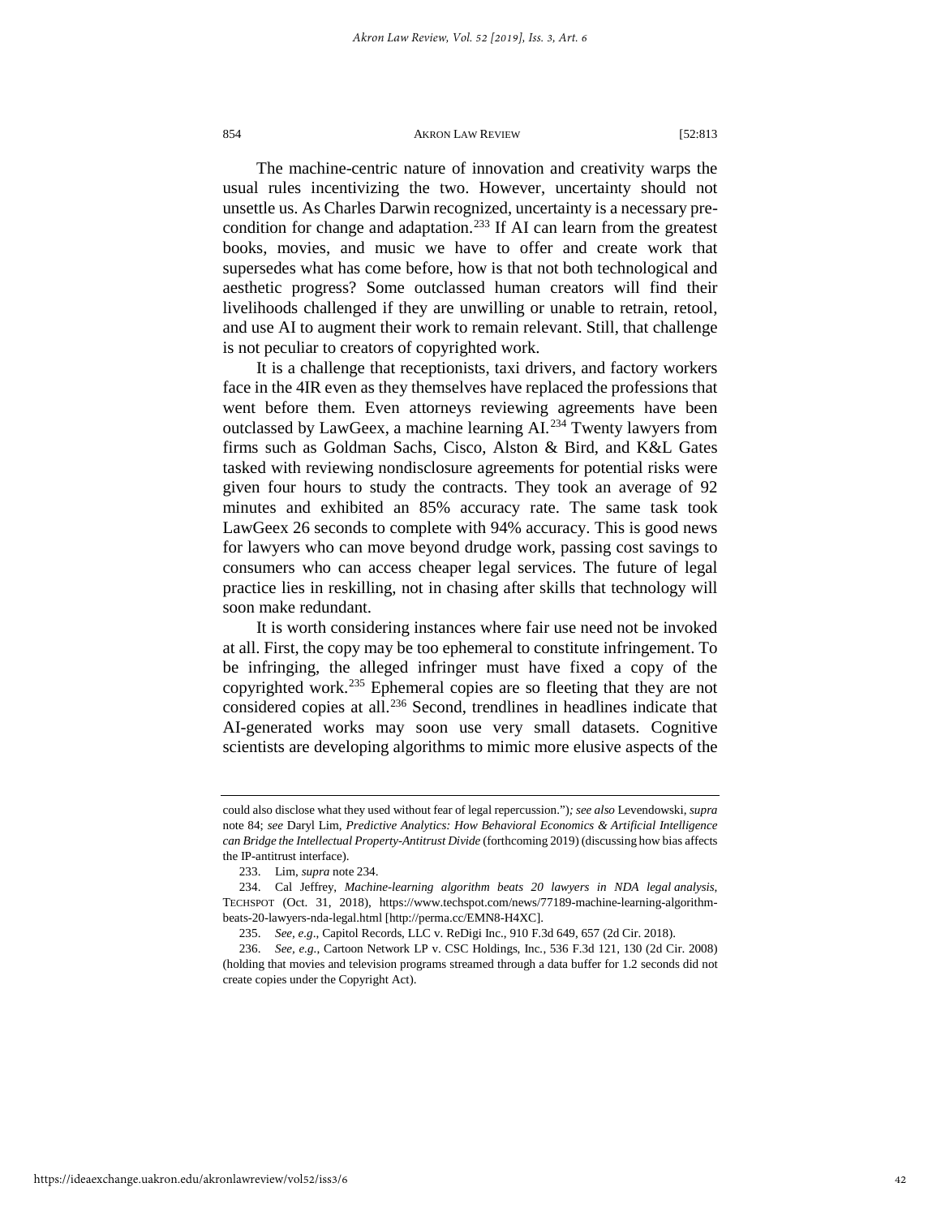The machine-centric nature of innovation and creativity warps the usual rules incentivizing the two. However, uncertainty should not unsettle us. As Charles Darwin recognized, uncertainty is a necessary precondition for change and adaptation.[233] If AI can learn from the greatest books, movies, and music we have to offer and create work that supersedes what has come before, how is that not both technological and aesthetic progress? Some outclassed human creators will find their livelihoods challenged if they are unwilling or unable to retrain, retool, and use AI to augment their work to remain relevant. Still, that challenge is not peculiar to creators of copyrighted work.

It is a challenge that receptionists, taxi drivers, and factory workers face in the 4IR even as they themselves have replaced the professions that went before them. Even attorneys reviewing agreements have been outclassed by LawGeex, a machine learning AI.[234] Twenty lawyers from firms such as Goldman Sachs, Cisco, Alston & Bird, and K&L Gates tasked with reviewing nondisclosure agreements for potential risks were given four hours to study the contracts. They took an average of 92 minutes and exhibited an 85% accuracy rate. The same task took LawGeex 26 seconds to complete with 94% accuracy. This is good news for lawyers who can move beyond drudge work, passing cost savings to consumers who can access cheaper legal services. The future of legal practice lies in reskilling, not in chasing after skills that technology will soon make redundant.

It is worth considering instances where fair use need not be invoked at all. First, the copy may be too ephemeral to constitute infringement. To be infringing, the alleged infringer must have fixed a copy of the copyrighted work.[235] Ephemeral copies are so fleeting that they are not considered copies at all.[236] Second, trendlines in headlines indicate that AI-generated works may soon use very small datasets. Cognitive scientists are developing algorithms to mimic more elusive aspects of the

---

could also disclose what they used without fear of legal repercussion."); *see also* Levendowski, *supra* note 84; *see* Daryl Lim, *Predictive Analytics: How Behavioral Economics & Artificial Intelligence can Bridge the Intellectual Property-Antitrust Divide* (forthcoming 2019) (discussing how bias affects the IP-antitrust interface).

233. Lim, *supra* note 234.

234. Cal Jeffrey, *Machine-learning algorithm beats 20 lawyers in NDA legal analysis*, TECHSPOT (Oct. 31, 2018), https://www.techspot.com/news/77189-machine-learning-algorithm-beats-20-lawyers-nda-legal.html [http://perma.cc/EMN8-H4XC].

235. *See, e.g*., Capitol Records, LLC v. ReDigi Inc., 910 F.3d 649, 657 (2d Cir. 2018).

236. *See, e.g.*, Cartoon Network LP v. CSC Holdings, Inc., 536 F.3d 121, 130 (2d Cir. 2008) (holding that movies and television programs streamed through a data buffer for 1.2 seconds did not create copies under the Copyright Act).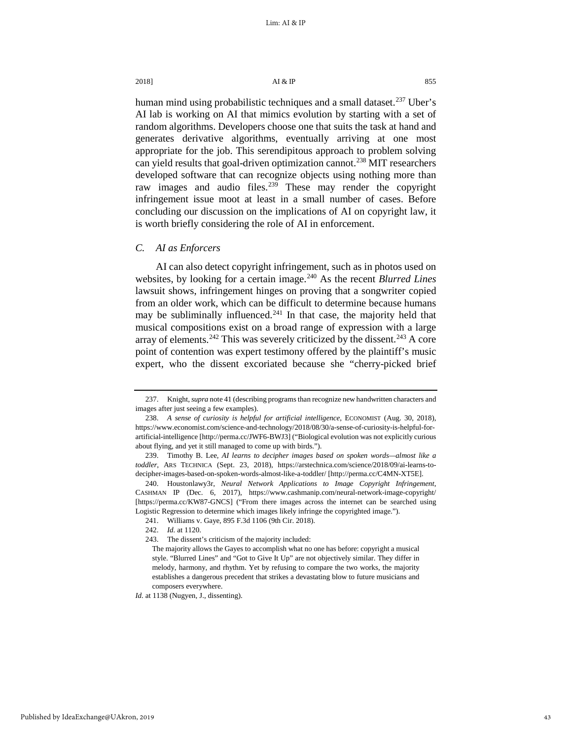human mind using probabilistic techniques and a small dataset.[237] Uber's AI lab is working on AI that mimics evolution by starting with a set of random algorithms. Developers choose one that suits the task at hand and generates derivative algorithms, eventually arriving at one most appropriate for the job. This serendipitous approach to problem solving can yield results that goal-driven optimization cannot.[238] MIT researchers developed software that can recognize objects using nothing more than raw images and audio files.[239] These may render the copyright infringement issue moot at least in a small number of cases. Before concluding our discussion on the implications of AI on copyright law, it is worth briefly considering the role of AI in enforcement.

### *C. AI as Enforcers*

AI can also detect copyright infringement, such as in photos used on websites, by looking for a certain image.[240] As the recent *Blurred Lines* lawsuit shows, infringement hinges on proving that a songwriter copied from an older work, which can be difficult to determine because humans may be subliminally influenced.[241] In that case, the majority held that musical compositions exist on a broad range of expression with a large array of elements.[242] This was severely criticized by the dissent.[243] A core point of contention was expert testimony offered by the plaintiff's music expert, who the dissent excoriated because she "cherry-picked brief

---

237. Knight, *supra* note 41 (describing programs than recognize new handwritten characters and images after just seeing a few examples).

238. *A sense of curiosity is helpful for artificial intelligence*, ECONOMIST (Aug. 30, 2018), https://www.economist.com/science-and-technology/2018/08/30/a-sense-of-curiosity-is-helpful-for-artificial-intelligence [http://perma.cc/JWF6-BWJ3] ("Biological evolution was not explicitly curious about flying, and yet it still managed to come up with birds.").

239. Timothy B. Lee, *AI learns to decipher images based on spoken words—almost like a toddler*, ARS TECHNICA (Sept. 23, 2018), https://arstechnica.com/science/2018/09/ai-learns-to-decipher-images-based-on-spoken-words-almost-like-a-toddler/ [http://perma.cc/C4MN-XT5E].

240. Houstonlawy3r, *Neural Network Applications to Image Copyright Infringement*, CASHMAN IP (Dec. 6, 2017), https://www.cashmanip.com/neural-network-image-copyright/ [https://perma.cc/KW87-GNCS] ("From there images across the internet can be searched using Logistic Regression to determine which images likely infringe the copyrighted image.").

241. Williams v. Gaye, 895 F.3d 1106 (9th Cir. 2018).

242. *Id.* at 1120.

243. The dissent's criticism of the majority included:

> The majority allows the Gayes to accomplish what no one has before: copyright a musical style. "Blurred Lines" and "Got to Give It Up" are not objectively similar. They differ in melody, harmony, and rhythm. Yet by refusing to compare the two works, the majority establishes a dangerous precedent that strikes a devastating blow to future musicians and composers everywhere.

*Id.* at 1138 (Nugyen, J., dissenting).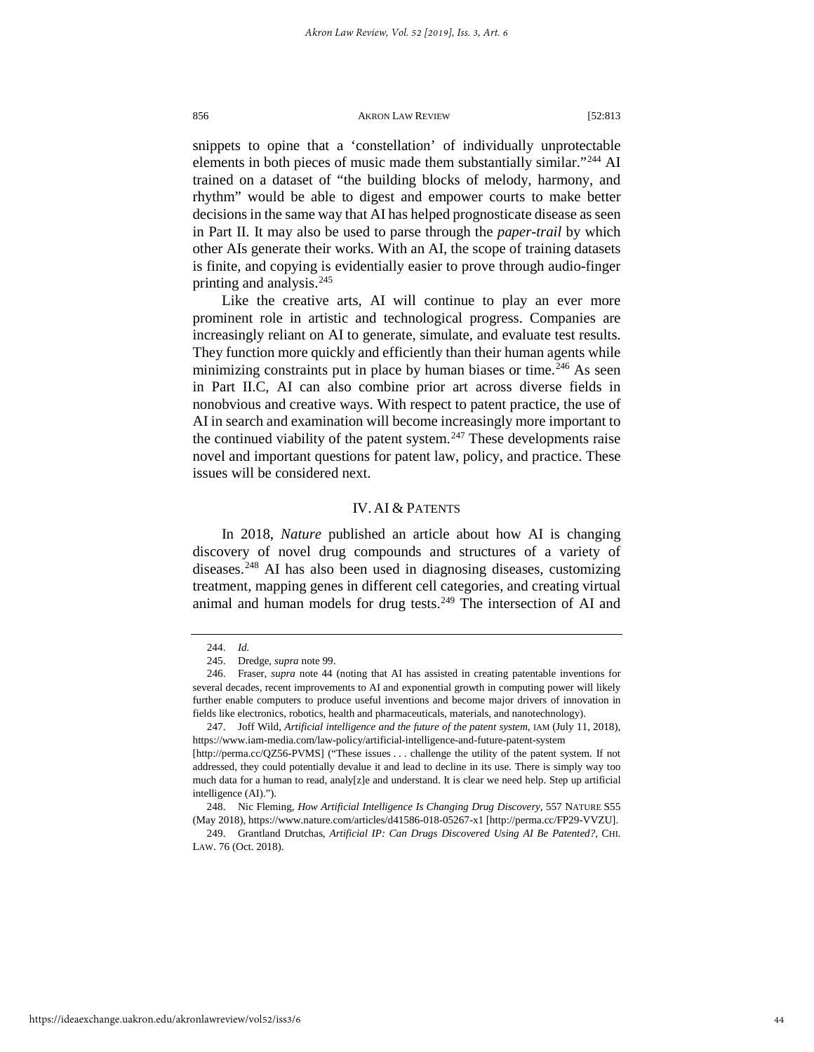snippets to opine that a 'constellation' of individually unprotectable elements in both pieces of music made them substantially similar."[244] AI trained on a dataset of "the building blocks of melody, harmony, and rhythm" would be able to digest and empower courts to make better decisions in the same way that AI has helped prognosticate disease as seen in Part II. It may also be used to parse through the *paper-trail* by which other AIs generate their works. With an AI, the scope of training datasets is finite, and copying is evidentially easier to prove through audio-finger printing and analysis.[245]

Like the creative arts, AI will continue to play an ever more prominent role in artistic and technological progress. Companies are increasingly reliant on AI to generate, simulate, and evaluate test results. They function more quickly and efficiently than their human agents while minimizing constraints put in place by human biases or time.[246] As seen in Part II.C, AI can also combine prior art across diverse fields in nonobvious and creative ways. With respect to patent practice, the use of AI in search and examination will become increasingly more important to the continued viability of the patent system.[247] These developments raise novel and important questions for patent law, policy, and practice. These issues will be considered next.

## IV. AI & PATENTS

In 2018, *Nature* published an article about how AI is changing discovery of novel drug compounds and structures of a variety of diseases.[248] AI has also been used in diagnosing diseases, customizing treatment, mapping genes in different cell categories, and creating virtual animal and human models for drug tests.[249] The intersection of AI and

---

244. *Id.*

245. Dredge, *supra* note 99.

246. Fraser, *supra* note 44 (noting that AI has assisted in creating patentable inventions for several decades, recent improvements to AI and exponential growth in computing power will likely further enable computers to produce useful inventions and become major drivers of innovation in fields like electronics, robotics, health and pharmaceuticals, materials, and nanotechnology).

247. Joff Wild, *Artificial intelligence and the future of the patent system*, IAM (July 11, 2018), https://www.iam-media.com/law-policy/artificial-intelligence-and-future-patent-system [http://perma.cc/QZ56-PVMS] ("These issues . . . challenge the utility of the patent system. If not addressed, they could potentially devalue it and lead to decline in its use. There is simply way too much data for a human to read, analy[z]e and understand. It is clear we need help. Step up artificial intelligence (AI).").

248. Nic Fleming, *How Artificial Intelligence Is Changing Drug Discovery*, 557 NATURE S55 (May 2018), https://www.nature.com/articles/d41586-018-05267-x1 [http://perma.cc/FP29-VVZU].

249. Grantland Drutchas, *Artificial IP: Can Drugs Discovered Using AI Be Patented?*, CHI. LAW. 76 (Oct. 2018).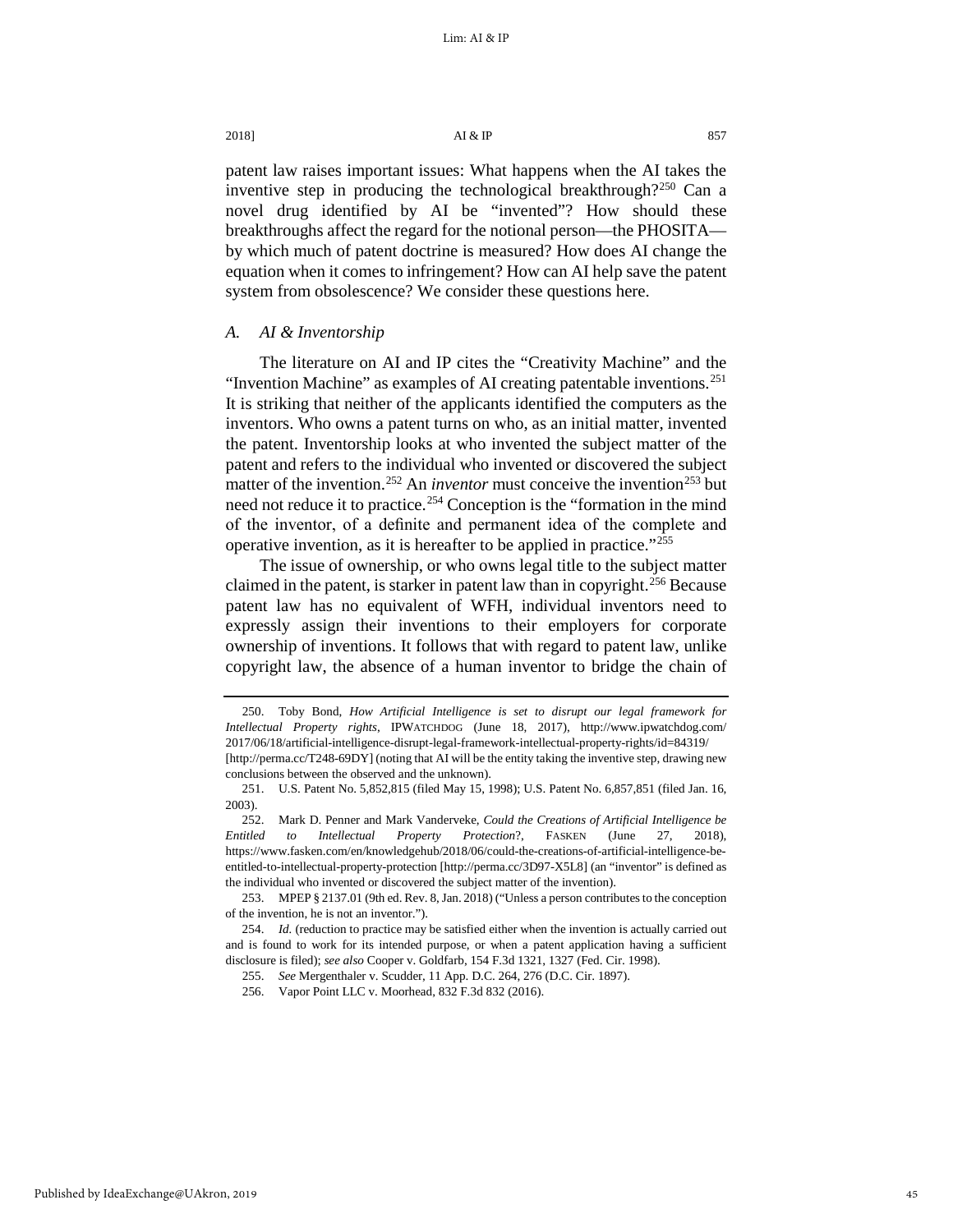patent law raises important issues: What happens when the AI takes the inventive step in producing the technological breakthrough?[250] Can a novel drug identified by AI be "invented"? How should these breakthroughs affect the regard for the notional person—the PHOSITA—by which much of patent doctrine is measured? How does AI change the equation when it comes to infringement? How can AI help save the patent system from obsolescence? We consider these questions here.

### *A. AI & Inventorship*

The literature on AI and IP cites the "Creativity Machine" and the "Invention Machine" as examples of AI creating patentable inventions.[251] It is striking that neither of the applicants identified the computers as the inventors. Who owns a patent turns on who, as an initial matter, invented the patent. Inventorship looks at who invented the subject matter of the patent and refers to the individual who invented or discovered the subject matter of the invention.[252] An *inventor* must conceive the invention[253] but need not reduce it to practice.[254] Conception is the "formation in the mind of the inventor, of a definite and permanent idea of the complete and operative invention, as it is hereafter to be applied in practice."[255]

The issue of ownership, or who owns legal title to the subject matter claimed in the patent, is starker in patent law than in copyright.[256] Because patent law has no equivalent of WFH, individual inventors need to expressly assign their inventions to their employers for corporate ownership of inventions. It follows that with regard to patent law, unlike copyright law, the absence of a human inventor to bridge the chain of

---

250. Toby Bond, *How Artificial Intelligence is set to disrupt our legal framework for Intellectual Property rights*, IPWATCHDOG (June 18, 2017), http://www.ipwatchdog.com/2017/06/18/artificial-intelligence-disrupt-legal-framework-intellectual-property-rights/id=84319/ [http://perma.cc/T248-69DY] (noting that AI will be the entity taking the inventive step, drawing new conclusions between the observed and the unknown).

251. U.S. Patent No. 5,852,815 (filed May 15, 1998); U.S. Patent No. 6,857,851 (filed Jan. 16, 2003).

252. Mark D. Penner and Mark Vanderveke, *Could the Creations of Artificial Intelligence be Entitled to Intellectual Property Protection*?, FASKEN (June 27, 2018), https://www.fasken.com/en/knowledgehub/2018/06/could-the-creations-of-artificial-intelligence-be-entitled-to-intellectual-property-protection [http://perma.cc/3D97-X5L8] (an "inventor" is defined as the individual who invented or discovered the subject matter of the invention).

253. MPEP § 2137.01 (9th ed. Rev. 8, Jan. 2018) ("Unless a person contributes to the conception of the invention, he is not an inventor.").

254. *Id.* (reduction to practice may be satisfied either when the invention is actually carried out and is found to work for its intended purpose, or when a patent application having a sufficient disclosure is filed); *see also* Cooper v. Goldfarb, 154 F.3d 1321, 1327 (Fed. Cir. 1998).

255. *See* Mergenthaler v. Scudder, 11 App. D.C. 264, 276 (D.C. Cir. 1897).

256. Vapor Point LLC v. Moorhead, 832 F.3d 832 (2016).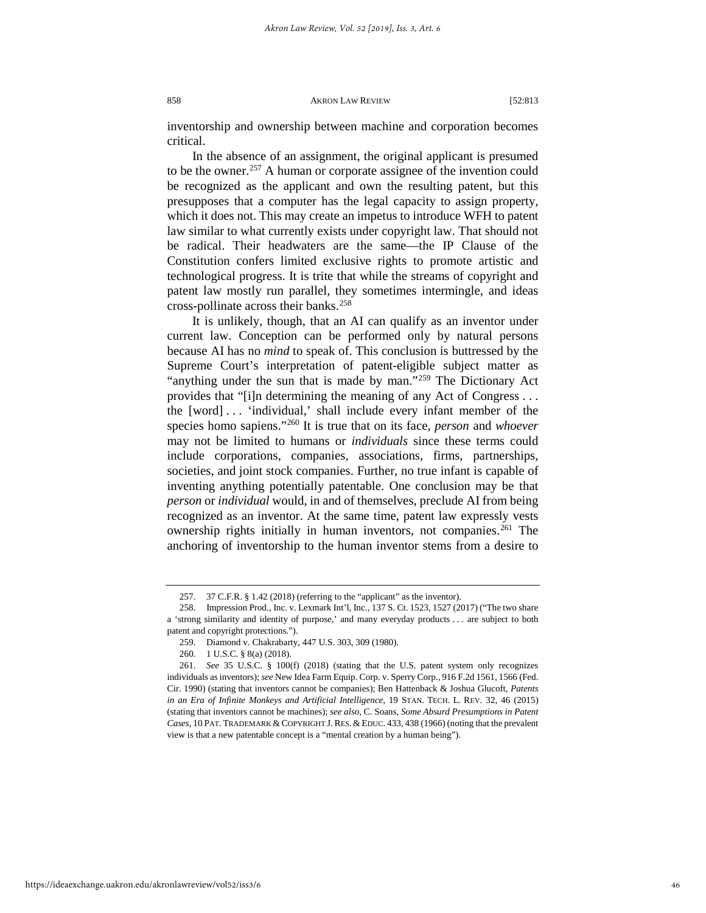inventorship and ownership between machine and corporation becomes critical.

In the absence of an assignment, the original applicant is presumed to be the owner.[257] A human or corporate assignee of the invention could be recognized as the applicant and own the resulting patent, but this presupposes that a computer has the legal capacity to assign property, which it does not. This may create an impetus to introduce WFH to patent law similar to what currently exists under copyright law. That should not be radical. Their headwaters are the same—the IP Clause of the Constitution confers limited exclusive rights to promote artistic and technological progress. It is trite that while the streams of copyright and patent law mostly run parallel, they sometimes intermingle, and ideas cross-pollinate across their banks.[258]

It is unlikely, though, that an AI can qualify as an inventor under current law. Conception can be performed only by natural persons because AI has no *mind* to speak of. This conclusion is buttressed by the Supreme Court's interpretation of patent-eligible subject matter as "anything under the sun that is made by man."[259] The Dictionary Act provides that "[i]n determining the meaning of any Act of Congress . . . the [word] . . . 'individual,' shall include every infant member of the species homo sapiens."[260] It is true that on its face, *person* and *whoever* may not be limited to humans or *individuals* since these terms could include corporations, companies, associations, firms, partnerships, societies, and joint stock companies. Further, no true infant is capable of inventing anything potentially patentable. One conclusion may be that *person* or *individual* would, in and of themselves, preclude AI from being recognized as an inventor. At the same time, patent law expressly vests ownership rights initially in human inventors, not companies.[261] The anchoring of inventorship to the human inventor stems from a desire to

---

257. 37 C.F.R. § 1.42 (2018) (referring to the "applicant" as the inventor).

258. Impression Prod., Inc. v. Lexmark Int'l, Inc., 137 S. Ct. 1523, 1527 (2017) ("The two share a 'strong similarity and identity of purpose,' and many everyday products . . . are subject to both patent and copyright protections.").

259. Diamond v. Chakrabarty, 447 U.S. 303, 309 (1980).

260. 1 U.S.C. § 8(a) (2018).

261. *See* 35 U.S.C. § 100(f) (2018) (stating that the U.S. patent system only recognizes individuals as inventors); *see* New Idea Farm Equip. Corp. v. Sperry Corp., 916 F.2d 1561, 1566 (Fed. Cir. 1990) (stating that inventors cannot be companies); Ben Hattenback & Joshua Glucoft, *Patents in an Era of Infinite Monkeys and Artificial Intelligence*, 19 STAN. TECH. L. REV. 32, 46 (2015) (stating that inventors cannot be machines); *see also*, C. Soans, *Some Absurd Presumptions in Patent Cases*, 10 PAT. TRADEMARK & COPYRIGHT J. RES. & EDUC. 433, 438 (1966) (noting that the prevalent view is that a new patentable concept is a "mental creation by a human being").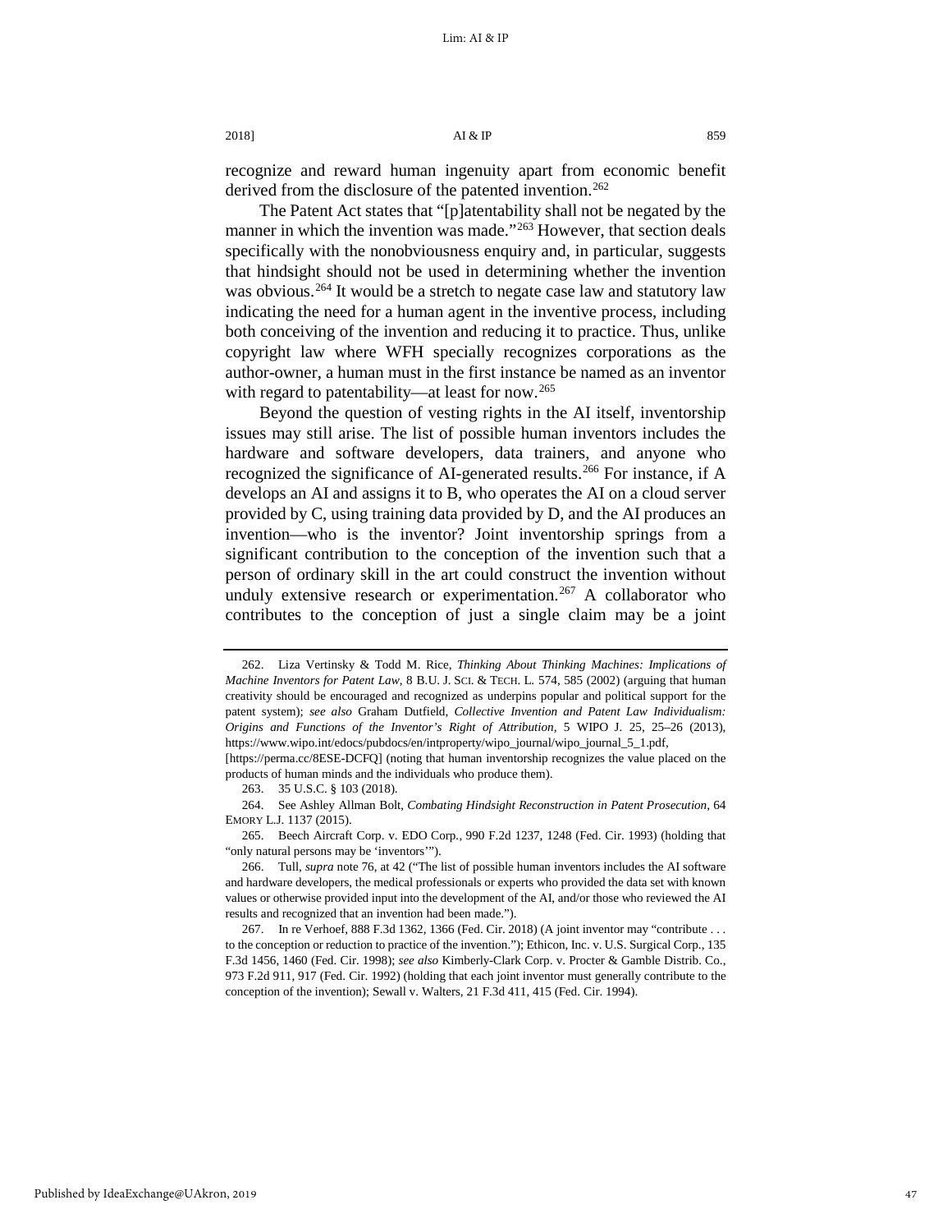recognize and reward human ingenuity apart from economic benefit derived from the disclosure of the patented invention.[262]

The Patent Act states that "[p]atentability shall not be negated by the manner in which the invention was made."[263] However, that section deals specifically with the nonobviousness enquiry and, in particular, suggests that hindsight should not be used in determining whether the invention was obvious.[264] It would be a stretch to negate case law and statutory law indicating the need for a human agent in the inventive process, including both conceiving of the invention and reducing it to practice. Thus, unlike copyright law where WFH specially recognizes corporations as the author-owner, a human must in the first instance be named as an inventor with regard to patentability—at least for now.[265]

Beyond the question of vesting rights in the AI itself, inventorship issues may still arise. The list of possible human inventors includes the hardware and software developers, data trainers, and anyone who recognized the significance of AI-generated results.[266] For instance, if A develops an AI and assigns it to B, who operates the AI on a cloud server provided by C, using training data provided by D, and the AI produces an invention—who is the inventor? Joint inventorship springs from a significant contribution to the conception of the invention such that a person of ordinary skill in the art could construct the invention without unduly extensive research or experimentation.[267] A collaborator who contributes to the conception of just a single claim may be a joint

262. Liza Vertinsky & Todd M. Rice, *Thinking About Thinking Machines: Implications of Machine Inventors for Patent Law*, 8 B.U. J. SCI. & TECH. L. 574, 585 (2002) (arguing that human creativity should be encouraged and recognized as underpins popular and political support for the patent system); *see also* Graham Dutfield, *Collective Invention and Patent Law Individualism: Origins and Functions of the Inventor's Right of Attribution*, 5 WIPO J. 25, 25–26 (2013), https://www.wipo.int/edocs/pubdocs/en/intproperty/wipo_journal/wipo_journal_5_1.pdf, [https://perma.cc/8ESE-DCFQ] (noting that human inventorship recognizes the value placed on the products of human minds and the individuals who produce them).

263. 35 U.S.C. § 103 (2018).

264. See Ashley Allman Bolt, *Combating Hindsight Reconstruction in Patent Prosecution*, 64 EMORY L.J. 1137 (2015).

265. Beech Aircraft Corp. v. EDO Corp., 990 F.2d 1237, 1248 (Fed. Cir. 1993) (holding that "only natural persons may be 'inventors'").

266. Tull, *supra* note 76, at 42 ("The list of possible human inventors includes the AI software and hardware developers, the medical professionals or experts who provided the data set with known values or otherwise provided input into the development of the AI, and/or those who reviewed the AI results and recognized that an invention had been made.").

267. In re Verhoef, 888 F.3d 1362, 1366 (Fed. Cir. 2018) (A joint inventor may "contribute . . . to the conception or reduction to practice of the invention."); Ethicon, Inc. v. U.S. Surgical Corp., 135 F.3d 1456, 1460 (Fed. Cir. 1998); *see also* Kimberly-Clark Corp. v. Procter & Gamble Distrib. Co., 973 F.2d 911, 917 (Fed. Cir. 1992) (holding that each joint inventor must generally contribute to the conception of the invention); Sewall v. Walters, 21 F.3d 411, 415 (Fed. Cir. 1994).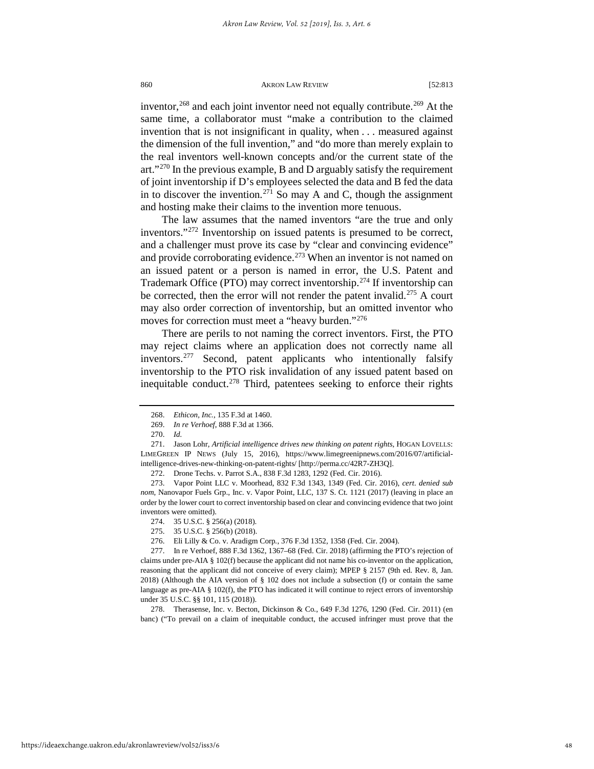inventor,[268] and each joint inventor need not equally contribute.[269] At the same time, a collaborator must "make a contribution to the claimed invention that is not insignificant in quality, when . . . measured against the dimension of the full invention," and "do more than merely explain to the real inventors well-known concepts and/or the current state of the art."[270] In the previous example, B and D arguably satisfy the requirement of joint inventorship if D's employees selected the data and B fed the data in to discover the invention.[271] So may A and C, though the assignment and hosting make their claims to the invention more tenuous.

The law assumes that the named inventors "are the true and only inventors."[272] Inventorship on issued patents is presumed to be correct, and a challenger must prove its case by "clear and convincing evidence" and provide corroborating evidence.[273] When an inventor is not named on an issued patent or a person is named in error, the U.S. Patent and Trademark Office (PTO) may correct inventorship.[274] If inventorship can be corrected, then the error will not render the patent invalid.[275] A court may also order correction of inventorship, but an omitted inventor who moves for correction must meet a "heavy burden."[276]

There are perils to not naming the correct inventors. First, the PTO may reject claims where an application does not correctly name all inventors.[277] Second, patent applicants who intentionally falsify inventorship to the PTO risk invalidation of any issued patent based on inequitable conduct.[278] Third, patentees seeking to enforce their rights

---

268. *Ethicon, Inc.*, 135 F.3d at 1460.

269. *In re Verhoef*, 888 F.3d at 1366.

270. *Id.*

271. Jason Lohr, *Artificial intelligence drives new thinking on patent rights*, HOGAN LOVELLS: LIMEGREEN IP NEWS (July 15, 2016), https://www.limegreenipnews.com/2016/07/artificial-intelligence-drives-new-thinking-on-patent-rights/ [http://perma.cc/42R7-ZH3Q].

272. Drone Techs. v. Parrot S.A., 838 F.3d 1283, 1292 (Fed. Cir. 2016).

273. Vapor Point LLC v. Moorhead, 832 F.3d 1343, 1349 (Fed. Cir. 2016), *cert. denied sub nom*, Nanovapor Fuels Grp., Inc. v. Vapor Point, LLC, 137 S. Ct. 1121 (2017) (leaving in place an order by the lower court to correct inventorship based on clear and convincing evidence that two joint inventors were omitted).

274. 35 U.S.C. § 256(a) (2018).

275. 35 U.S.C. § 256(b) (2018).

276. Eli Lilly & Co. v. Aradigm Corp., 376 F.3d 1352, 1358 (Fed. Cir. 2004).

277. In re Verhoef, 888 F.3d 1362, 1367–68 (Fed. Cir. 2018) (affirming the PTO's rejection of claims under pre-AIA § 102(f) because the applicant did not name his co-inventor on the application, reasoning that the applicant did not conceive of every claim); MPEP § 2157 (9th ed. Rev. 8, Jan. 2018) (Although the AIA version of § 102 does not include a subsection (f) or contain the same language as pre-AIA § 102(f), the PTO has indicated it will continue to reject errors of inventorship under 35 U.S.C. §§ 101, 115 (2018)).

278. Therasense, Inc. v. Becton, Dickinson & Co., 649 F.3d 1276, 1290 (Fed. Cir. 2011) (en banc) ("To prevail on a claim of inequitable conduct, the accused infringer must prove that the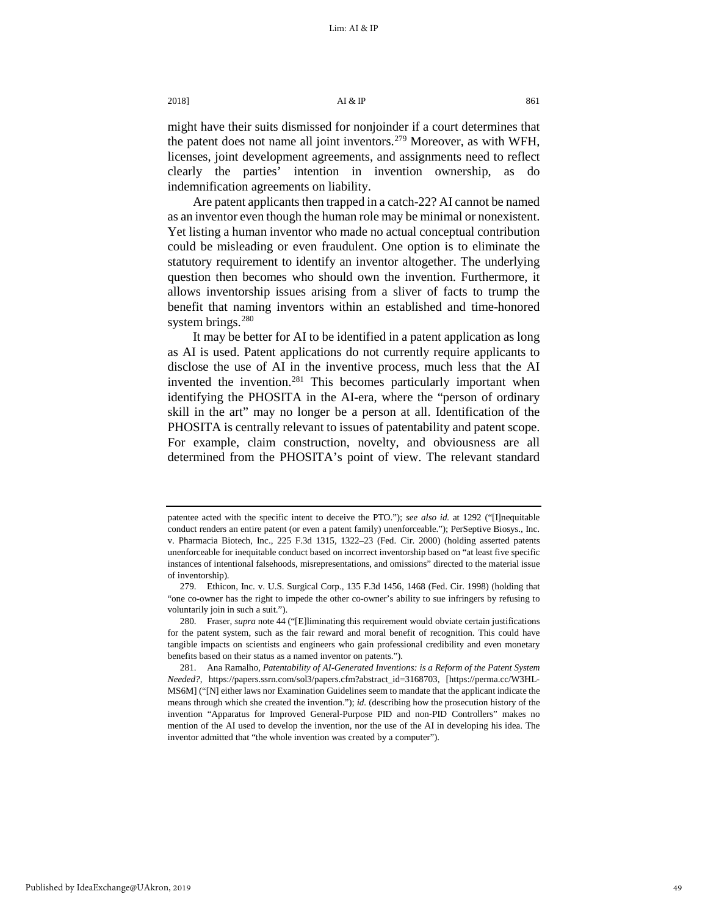might have their suits dismissed for nonjoinder if a court determines that the patent does not name all joint inventors.[279] Moreover, as with WFH, licenses, joint development agreements, and assignments need to reflect clearly the parties' intention in invention ownership, as do indemnification agreements on liability.

Are patent applicants then trapped in a catch-22? AI cannot be named as an inventor even though the human role may be minimal or nonexistent. Yet listing a human inventor who made no actual conceptual contribution could be misleading or even fraudulent. One option is to eliminate the statutory requirement to identify an inventor altogether. The underlying question then becomes who should own the invention. Furthermore, it allows inventorship issues arising from a sliver of facts to trump the benefit that naming inventors within an established and time-honored system brings.[280]

It may be better for AI to be identified in a patent application as long as AI is used. Patent applications do not currently require applicants to disclose the use of AI in the inventive process, much less that the AI invented the invention.[281] This becomes particularly important when identifying the PHOSITA in the AI-era, where the "person of ordinary skill in the art" may no longer be a person at all. Identification of the PHOSITA is centrally relevant to issues of patentability and patent scope. For example, claim construction, novelty, and obviousness are all determined from the PHOSITA's point of view. The relevant standard

---

patentee acted with the specific intent to deceive the PTO."); *see also id.* at 1292 ("[I]nequitable conduct renders an entire patent (or even a patent family) unenforceable."); PerSeptive Biosys., Inc. v. Pharmacia Biotech, Inc., 225 F.3d 1315, 1322–23 (Fed. Cir. 2000) (holding asserted patents unenforceable for inequitable conduct based on incorrect inventorship based on "at least five specific instances of intentional falsehoods, misrepresentations, and omissions" directed to the material issue of inventorship).

279. Ethicon, Inc. v. U.S. Surgical Corp., 135 F.3d 1456, 1468 (Fed. Cir. 1998) (holding that "one co-owner has the right to impede the other co-owner's ability to sue infringers by refusing to voluntarily join in such a suit.").

280. Fraser, *supra* note 44 ("[E]liminating this requirement would obviate certain justifications for the patent system, such as the fair reward and moral benefit of recognition. This could have tangible impacts on scientists and engineers who gain professional credibility and even monetary benefits based on their status as a named inventor on patents.").

281. Ana Ramalho, *Patentability of AI-Generated Inventions: is a Reform of the Patent System Needed?*, https://papers.ssrn.com/sol3/papers.cfm?abstract_id=3168703, [https://perma.cc/W3HL-MS6M] ("[N] either laws nor Examination Guidelines seem to mandate that the applicant indicate the means through which she created the invention."); *id.* (describing how the prosecution history of the invention "Apparatus for Improved General-Purpose PID and non-PID Controllers" makes no mention of the AI used to develop the invention, nor the use of the AI in developing his idea. The inventor admitted that "the whole invention was created by a computer").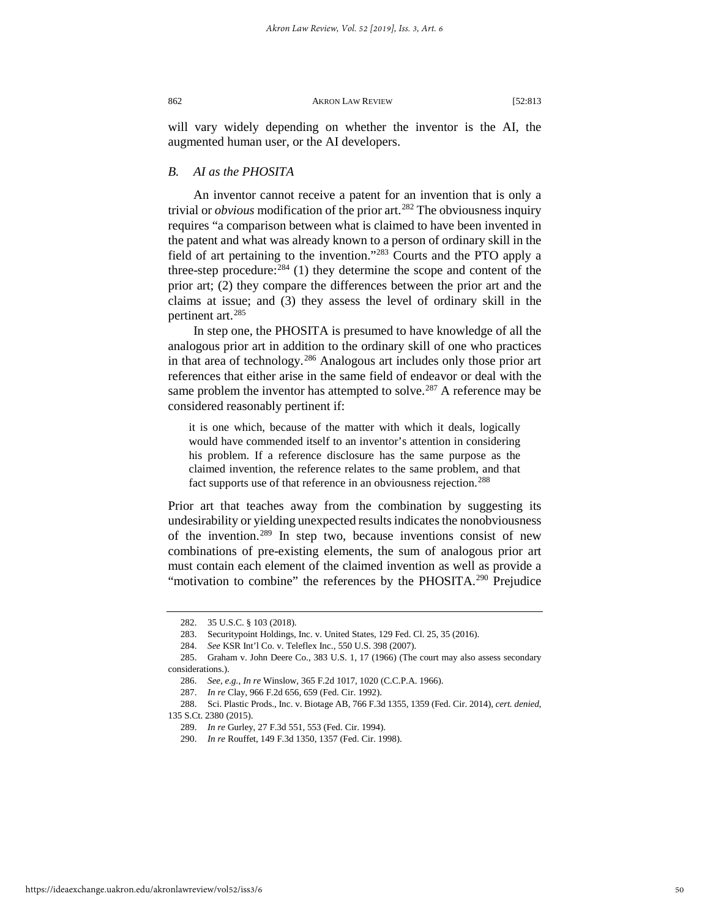will vary widely depending on whether the inventor is the AI, the augmented human user, or the AI developers.

### *B. AI as the PHOSITA*

An inventor cannot receive a patent for an invention that is only a trivial or *obvious* modification of the prior art.[282] The obviousness inquiry requires "a comparison between what is claimed to have been invented in the patent and what was already known to a person of ordinary skill in the field of art pertaining to the invention."[283] Courts and the PTO apply a three-step procedure:[284] (1) they determine the scope and content of the prior art; (2) they compare the differences between the prior art and the claims at issue; and (3) they assess the level of ordinary skill in the pertinent art.[285]

In step one, the PHOSITA is presumed to have knowledge of all the analogous prior art in addition to the ordinary skill of one who practices in that area of technology.[286] Analogous art includes only those prior art references that either arise in the same field of endeavor or deal with the same problem the inventor has attempted to solve.[287] A reference may be considered reasonably pertinent if:

> it is one which, because of the matter with which it deals, logically would have commended itself to an inventor's attention in considering his problem. If a reference disclosure has the same purpose as the claimed invention, the reference relates to the same problem, and that fact supports use of that reference in an obviousness rejection.[288]

Prior art that teaches away from the combination by suggesting its undesirability or yielding unexpected results indicates the nonobviousness of the invention.[289] In step two, because inventions consist of new combinations of pre-existing elements, the sum of analogous prior art must contain each element of the claimed invention as well as provide a "motivation to combine" the references by the PHOSITA.[290] Prejudice

---

282. 35 U.S.C. § 103 (2018).

283. Securitypoint Holdings, Inc. v. United States, 129 Fed. Cl. 25, 35 (2016).

284. *See* KSR Int'l Co. v. Teleflex Inc., 550 U.S. 398 (2007).

285. Graham v. John Deere Co., 383 U.S. 1, 17 (1966) (The court may also assess secondary considerations.).

286. *See, e.g.*, *In re* Winslow, 365 F.2d 1017, 1020 (C.C.P.A. 1966).

287. *In re* Clay, 966 F.2d 656, 659 (Fed. Cir. 1992).

288. Sci. Plastic Prods., Inc. v. Biotage AB, 766 F.3d 1355, 1359 (Fed. Cir. 2014), *cert. denied*, 135 S.Ct. 2380 (2015).

289. *In re* Gurley, 27 F.3d 551, 553 (Fed. Cir. 1994).

290. *In re* Rouffet, 149 F.3d 1350, 1357 (Fed. Cir. 1998).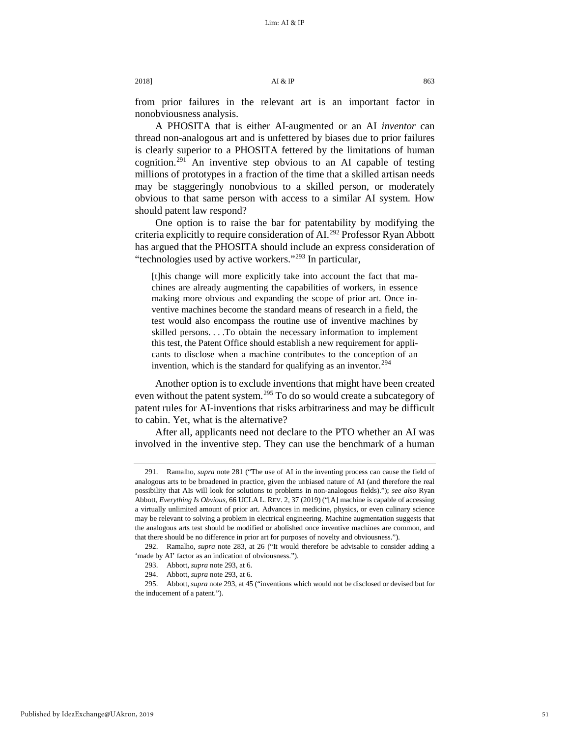from prior failures in the relevant art is an important factor in nonobviousness analysis.

A PHOSITA that is either AI-augmented or an AI *inventor* can thread non-analogous art and is unfettered by biases due to prior failures is clearly superior to a PHOSITA fettered by the limitations of human cognition.[291] An inventive step obvious to an AI capable of testing millions of prototypes in a fraction of the time that a skilled artisan needs may be staggeringly nonobvious to a skilled person, or moderately obvious to that same person with access to a similar AI system. How should patent law respond?

One option is to raise the bar for patentability by modifying the criteria explicitly to require consideration of AI.[292] Professor Ryan Abbott has argued that the PHOSITA should include an express consideration of "technologies used by active workers."[293] In particular,

> [t]his change will more explicitly take into account the fact that machines are already augmenting the capabilities of workers, in essence making more obvious and expanding the scope of prior art. Once inventive machines become the standard means of research in a field, the test would also encompass the routine use of inventive machines by skilled persons. . . .To obtain the necessary information to implement this test, the Patent Office should establish a new requirement for applicants to disclose when a machine contributes to the conception of an invention, which is the standard for qualifying as an inventor.[294]

Another option is to exclude inventions that might have been created even without the patent system.[295] To do so would create a subcategory of patent rules for AI-inventions that risks arbitrariness and may be difficult to cabin. Yet, what is the alternative?

After all, applicants need not declare to the PTO whether an AI was involved in the inventive step. They can use the benchmark of a human

---

291. Ramalho, *supra* note 281 ("The use of AI in the inventing process can cause the field of analogous arts to be broadened in practice, given the unbiased nature of AI (and therefore the real possibility that AIs will look for solutions to problems in non-analogous fields)."); *see also* Ryan Abbott, *Everything Is Obvious*, 66 UCLA L. REV. 2, 37 (2019) ("[A] machine is capable of accessing a virtually unlimited amount of prior art. Advances in medicine, physics, or even culinary science may be relevant to solving a problem in electrical engineering. Machine augmentation suggests that the analogous arts test should be modified or abolished once inventive machines are common, and that there should be no difference in prior art for purposes of novelty and obviousness.").

292. Ramalho, *supra* note 283, at 26 ("It would therefore be advisable to consider adding a 'made by AI' factor as an indication of obviousness.").

293. Abbott, *supra* note 293, at 6.

294. Abbott, *supra* note 293, at 6.

295. Abbott, *supra* note 293, at 45 ("inventions which would not be disclosed or devised but for the inducement of a patent.").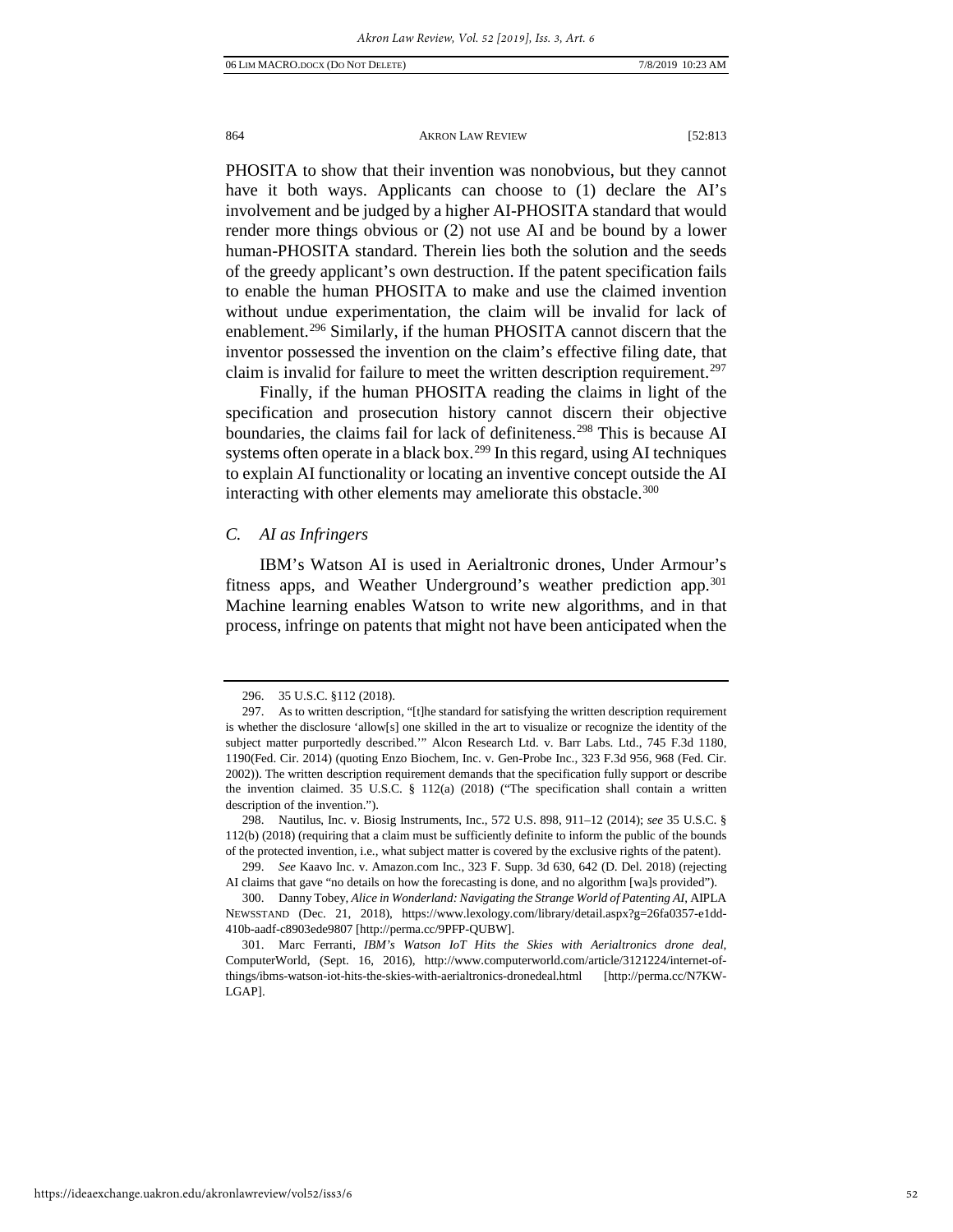PHOSITA to show that their invention was nonobvious, but they cannot have it both ways. Applicants can choose to (1) declare the AI's involvement and be judged by a higher AI-PHOSITA standard that would render more things obvious or (2) not use AI and be bound by a lower human-PHOSITA standard. Therein lies both the solution and the seeds of the greedy applicant's own destruction. If the patent specification fails to enable the human PHOSITA to make and use the claimed invention without undue experimentation, the claim will be invalid for lack of enablement.[296] Similarly, if the human PHOSITA cannot discern that the inventor possessed the invention on the claim's effective filing date, that claim is invalid for failure to meet the written description requirement.[297]

Finally, if the human PHOSITA reading the claims in light of the specification and prosecution history cannot discern their objective boundaries, the claims fail for lack of definiteness.[298] This is because AI systems often operate in a black box.[299] In this regard, using AI techniques to explain AI functionality or locating an inventive concept outside the AI interacting with other elements may ameliorate this obstacle.[300]

### *C. AI as Infringers*

IBM's Watson AI is used in Aerialtronic drones, Under Armour's fitness apps, and Weather Underground's weather prediction app.[301] Machine learning enables Watson to write new algorithms, and in that process, infringe on patents that might not have been anticipated when the

---

296. 35 U.S.C. §112 (2018).

297. As to written description, "[t]he standard for satisfying the written description requirement is whether the disclosure 'allow[s] one skilled in the art to visualize or recognize the identity of the subject matter purportedly described.'" Alcon Research Ltd. v. Barr Labs. Ltd., 745 F.3d 1180, 1190(Fed. Cir. 2014) (quoting Enzo Biochem, Inc. v. Gen-Probe Inc., 323 F.3d 956, 968 (Fed. Cir. 2002)). The written description requirement demands that the specification fully support or describe the invention claimed. 35 U.S.C. § 112(a) (2018) ("The specification shall contain a written description of the invention.").

298. Nautilus, Inc. v. Biosig Instruments, Inc., 572 U.S. 898, 911–12 (2014); *see* 35 U.S.C. § 112(b) (2018) (requiring that a claim must be sufficiently definite to inform the public of the bounds of the protected invention, i.e., what subject matter is covered by the exclusive rights of the patent).

299. *See* Kaavo Inc. v. Amazon.com Inc., 323 F. Supp. 3d 630, 642 (D. Del. 2018) (rejecting AI claims that gave "no details on how the forecasting is done, and no algorithm [wa]s provided").

300. Danny Tobey, *Alice in Wonderland: Navigating the Strange World of Patenting AI*, AIPLA NEWSSTAND (Dec. 21, 2018), https://www.lexology.com/library/detail.aspx?g=26fa0357-e1dd-410b-aadf-c8903ede9807 [http://perma.cc/9PFP-QUBW].

301. Marc Ferranti, *IBM's Watson IoT Hits the Skies with Aerialtronics drone deal*, ComputerWorld, (Sept. 16, 2016), http://www.computerworld.com/article/3121224/internet-of-things/ibms-watson-iot-hits-the-skies-with-aerialtronics-dronedeal.html [http://perma.cc/N7KW-LGAP].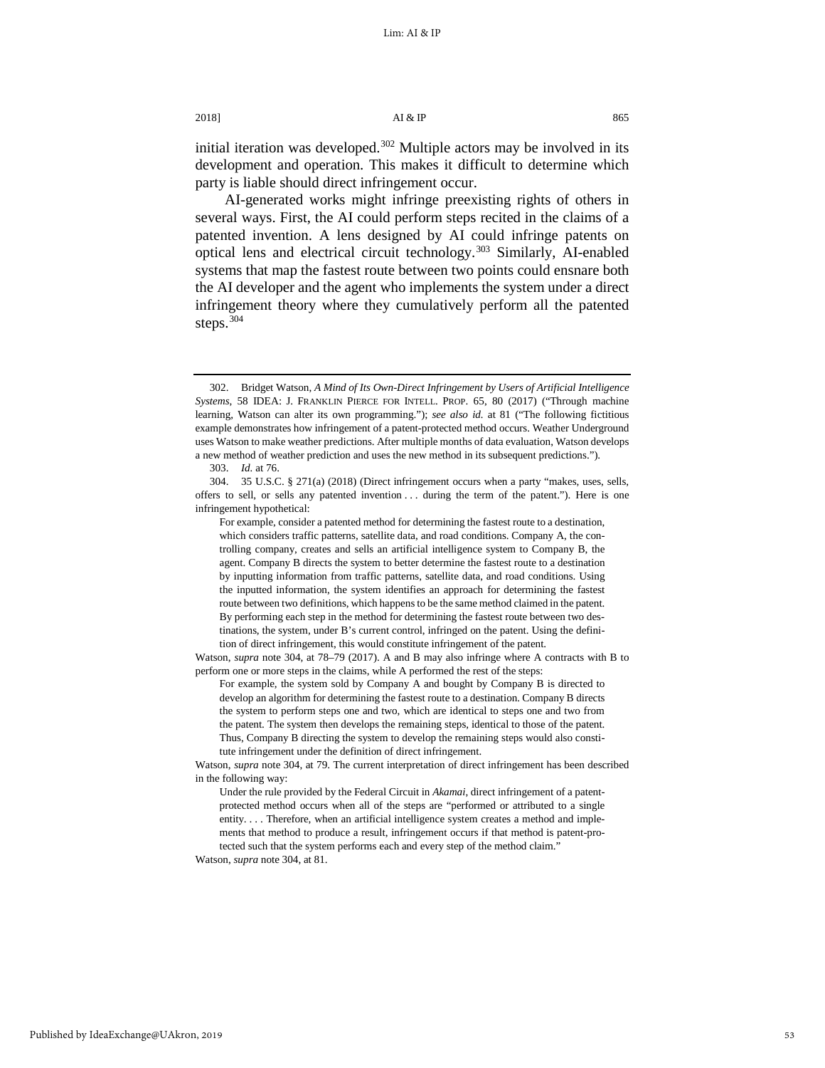initial iteration was developed.[302] Multiple actors may be involved in its development and operation. This makes it difficult to determine which party is liable should direct infringement occur.

AI-generated works might infringe preexisting rights of others in several ways. First, the AI could perform steps recited in the claims of a patented invention. A lens designed by AI could infringe patents on optical lens and electrical circuit technology.[303] Similarly, AI-enabled systems that map the fastest route between two points could ensnare both the AI developer and the agent who implements the system under a direct infringement theory where they cumulatively perform all the patented steps.[304]

---

302. Bridget Watson, *A Mind of Its Own-Direct Infringement by Users of Artificial Intelligence Systems*, 58 IDEA: J. FRANKLIN PIERCE FOR INTELL. PROP. 65, 80 (2017) ("Through machine learning, Watson can alter its own programming."); *see also id.* at 81 ("The following fictitious example demonstrates how infringement of a patent-protected method occurs. Weather Underground uses Watson to make weather predictions. After multiple months of data evaluation, Watson develops a new method of weather prediction and uses the new method in its subsequent predictions.").

303. *Id.* at 76.

304. 35 U.S.C. § 271(a) (2018) (Direct infringement occurs when a party "makes, uses, sells, offers to sell, or sells any patented invention . . . during the term of the patent."). Here is one infringement hypothetical:

> For example, consider a patented method for determining the fastest route to a destination, which considers traffic patterns, satellite data, and road conditions. Company A, the controlling company, creates and sells an artificial intelligence system to Company B, the agent. Company B directs the system to better determine the fastest route to a destination by inputting information from traffic patterns, satellite data, and road conditions. Using the inputted information, the system identifies an approach for determining the fastest route between two definitions, which happens to be the same method claimed in the patent. By performing each step in the method for determining the fastest route between two destinations, the system, under B's current control, infringed on the patent. Using the definition of direct infringement, this would constitute infringement of the patent.

Watson, *supra* note 304, at 78–79 (2017). A and B may also infringe where A contracts with B to perform one or more steps in the claims, while A performed the rest of the steps:

> For example, the system sold by Company A and bought by Company B is directed to develop an algorithm for determining the fastest route to a destination. Company B directs the system to perform steps one and two, which are identical to steps one and two from the patent. The system then develops the remaining steps, identical to those of the patent. Thus, Company B directing the system to develop the remaining steps would also constitute infringement under the definition of direct infringement.

Watson, *supra* note 304, at 79. The current interpretation of direct infringement has been described in the following way:

> Under the rule provided by the Federal Circuit in *Akamai*, direct infringement of a patent-protected method occurs when all of the steps are "performed or attributed to a single entity. . . . Therefore, when an artificial intelligence system creates a method and implements that method to produce a result, infringement occurs if that method is patent-protected such that the system performs each and every step of the method claim."

Watson, *supra* note 304, at 81.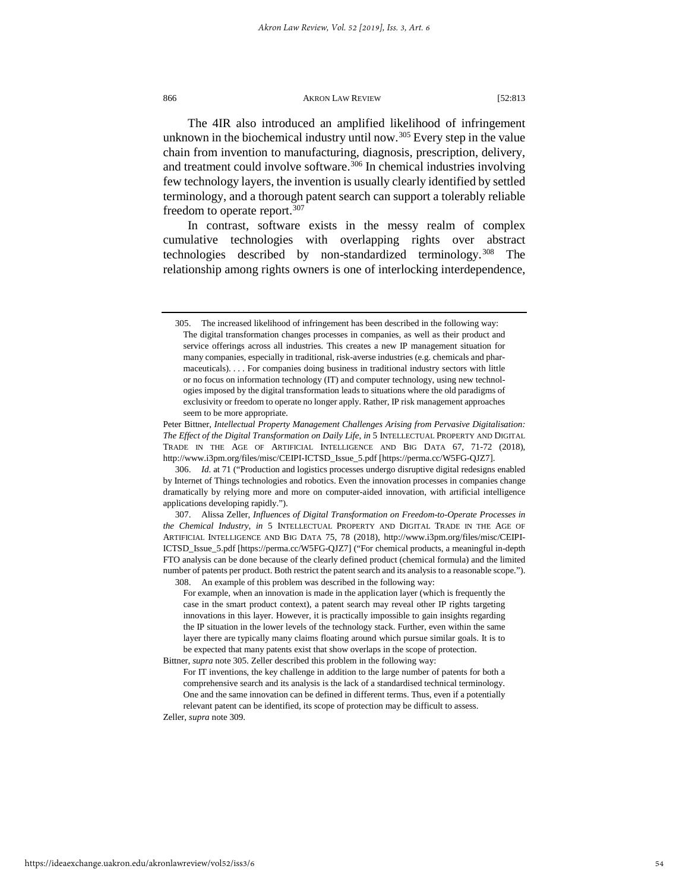The 4IR also introduced an amplified likelihood of infringement unknown in the biochemical industry until now.[305] Every step in the value chain from invention to manufacturing, diagnosis, prescription, delivery, and treatment could involve software.[306] In chemical industries involving few technology layers, the invention is usually clearly identified by settled terminology, and a thorough patent search can support a tolerably reliable freedom to operate report.[307]

In contrast, software exists in the messy realm of complex cumulative technologies with overlapping rights over abstract technologies described by non-standardized terminology.[308] The relationship among rights owners is one of interlocking interdependence,

---

305. The increased likelihood of infringement has been described in the following way:

> The digital transformation changes processes in companies, as well as their product and service offerings across all industries. This creates a new IP management situation for many companies, especially in traditional, risk-averse industries (e.g. chemicals and pharmaceuticals). . . . For companies doing business in traditional industry sectors with little or no focus on information technology (IT) and computer technology, using new technologies imposed by the digital transformation leads to situations where the old paradigms of exclusivity or freedom to operate no longer apply. Rather, IP risk management approaches seem to be more appropriate.

Peter Bittner, *Intellectual Property Management Challenges Arising from Pervasive Digitalisation: The Effect of the Digital Transformation on Daily Life*, *in* 5 INTELLECTUAL PROPERTY AND DIGITAL TRADE IN THE AGE OF ARTIFICIAL INTELLIGENCE AND BIG DATA 67, 71-72 (2018), http://www.i3pm.org/files/misc/CEIPI-ICTSD_Issue_5.pdf [https://perma.cc/W5FG-QJZ7].

306. *Id.* at 71 ("Production and logistics processes undergo disruptive digital redesigns enabled by Internet of Things technologies and robotics. Even the innovation processes in companies change dramatically by relying more and more on computer-aided innovation, with artificial intelligence applications developing rapidly.").

307. Alissa Zeller, *Influences of Digital Transformation on Freedom-to-Operate Processes in the Chemical Industry*, *in* 5 INTELLECTUAL PROPERTY AND DIGITAL TRADE IN THE AGE OF ARTIFICIAL INTELLIGENCE AND BIG DATA 75, 78 (2018), http://www.i3pm.org/files/misc/CEIPI-ICTSD_Issue_5.pdf [https://perma.cc/W5FG-QJZ7] ("For chemical products, a meaningful in-depth FTO analysis can be done because of the clearly defined product (chemical formula) and the limited number of patents per product. Both restrict the patent search and its analysis to a reasonable scope.").

308. An example of this problem was described in the following way:

> For example, when an innovation is made in the application layer (which is frequently the case in the smart product context), a patent search may reveal other IP rights targeting innovations in this layer. However, it is practically impossible to gain insights regarding the IP situation in the lower levels of the technology stack. Further, even within the same layer there are typically many claims floating around which pursue similar goals. It is to be expected that many patents exist that show overlaps in the scope of protection.

Bittner, *supra* note 305. Zeller described this problem in the following way:

> For IT inventions, the key challenge in addition to the large number of patents for both a comprehensive search and its analysis is the lack of a standardised technical terminology. One and the same innovation can be defined in different terms. Thus, even if a potentially relevant patent can be identified, its scope of protection may be difficult to assess.

Zeller, *supra* note 309.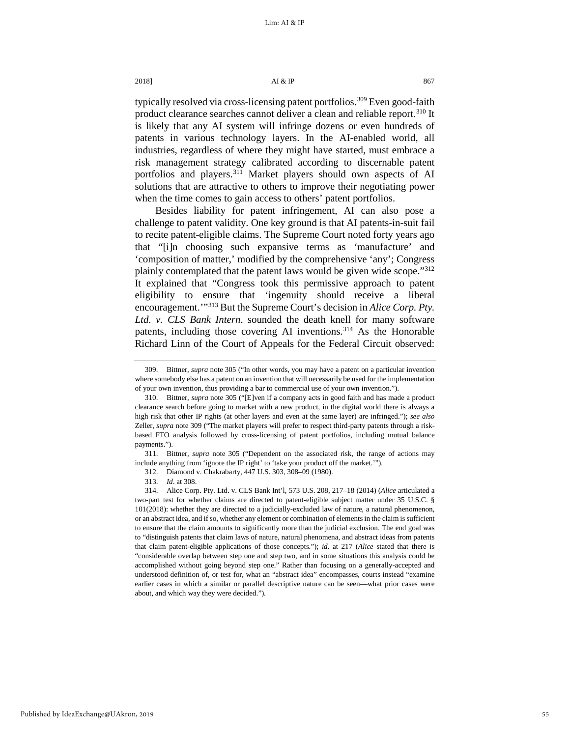typically resolved via cross-licensing patent portfolios.[309] Even good-faith product clearance searches cannot deliver a clean and reliable report.[310] It is likely that any AI system will infringe dozens or even hundreds of patents in various technology layers. In the AI-enabled world, all industries, regardless of where they might have started, must embrace a risk management strategy calibrated according to discernable patent portfolios and players.[311] Market players should own aspects of AI solutions that are attractive to others to improve their negotiating power when the time comes to gain access to others' patent portfolios.

Besides liability for patent infringement, AI can also pose a challenge to patent validity. One key ground is that AI patents-in-suit fail to recite patent-eligible claims. The Supreme Court noted forty years ago that "[i]n choosing such expansive terms as 'manufacture' and 'composition of matter,' modified by the comprehensive 'any'; Congress plainly contemplated that the patent laws would be given wide scope."[312] It explained that "Congress took this permissive approach to patent eligibility to ensure that 'ingenuity should receive a liberal encouragement.'"[313] But the Supreme Court's decision in *Alice Corp. Pty. Ltd. v. CLS Bank Intern*. sounded the death knell for many software patents, including those covering AI inventions.[314] As the Honorable Richard Linn of the Court of Appeals for the Federal Circuit observed:

---

309. Bittner, *supra* note 305 ("In other words, you may have a patent on a particular invention where somebody else has a patent on an invention that will necessarily be used for the implementation of your own invention, thus providing a bar to commercial use of your own invention.").

310. Bittner, *supra* note 305 ("[E]ven if a company acts in good faith and has made a product clearance search before going to market with a new product, in the digital world there is always a high risk that other IP rights (at other layers and even at the same layer) are infringed."); *see also* Zeller, *supra* note 309 ("The market players will prefer to respect third-party patents through a risk-based FTO analysis followed by cross-licensing of patent portfolios, including mutual balance payments.").

311. Bittner, *supra* note 305 ("Dependent on the associated risk, the range of actions may include anything from 'ignore the IP right' to 'take your product off the market.'").

312. Diamond v. Chakrabarty, 447 U.S. 303, 308–09 (1980).

313. *Id*. at 308.

314. Alice Corp. Pty. Ltd. v. CLS Bank Int'l, 573 U.S. 208, 217–18 (2014) (*Alice* articulated a two-part test for whether claims are directed to patent-eligible subject matter under 35 U.S.C. § 101(2018): whether they are directed to a judicially-excluded law of nature, a natural phenomenon, or an abstract idea, and if so, whether any element or combination of elements in the claim is sufficient to ensure that the claim amounts to significantly more than the judicial exclusion. The end goal was to "distinguish patents that claim laws of nature, natural phenomena, and abstract ideas from patents that claim patent-eligible applications of those concepts."); *id.* at 217 (*Alice* stated that there is "considerable overlap between step one and step two, and in some situations this analysis could be accomplished without going beyond step one." Rather than focusing on a generally-accepted and understood definition of, or test for, what an "abstract idea" encompasses, courts instead "examine earlier cases in which a similar or parallel descriptive nature can be seen—what prior cases were about, and which way they were decided.").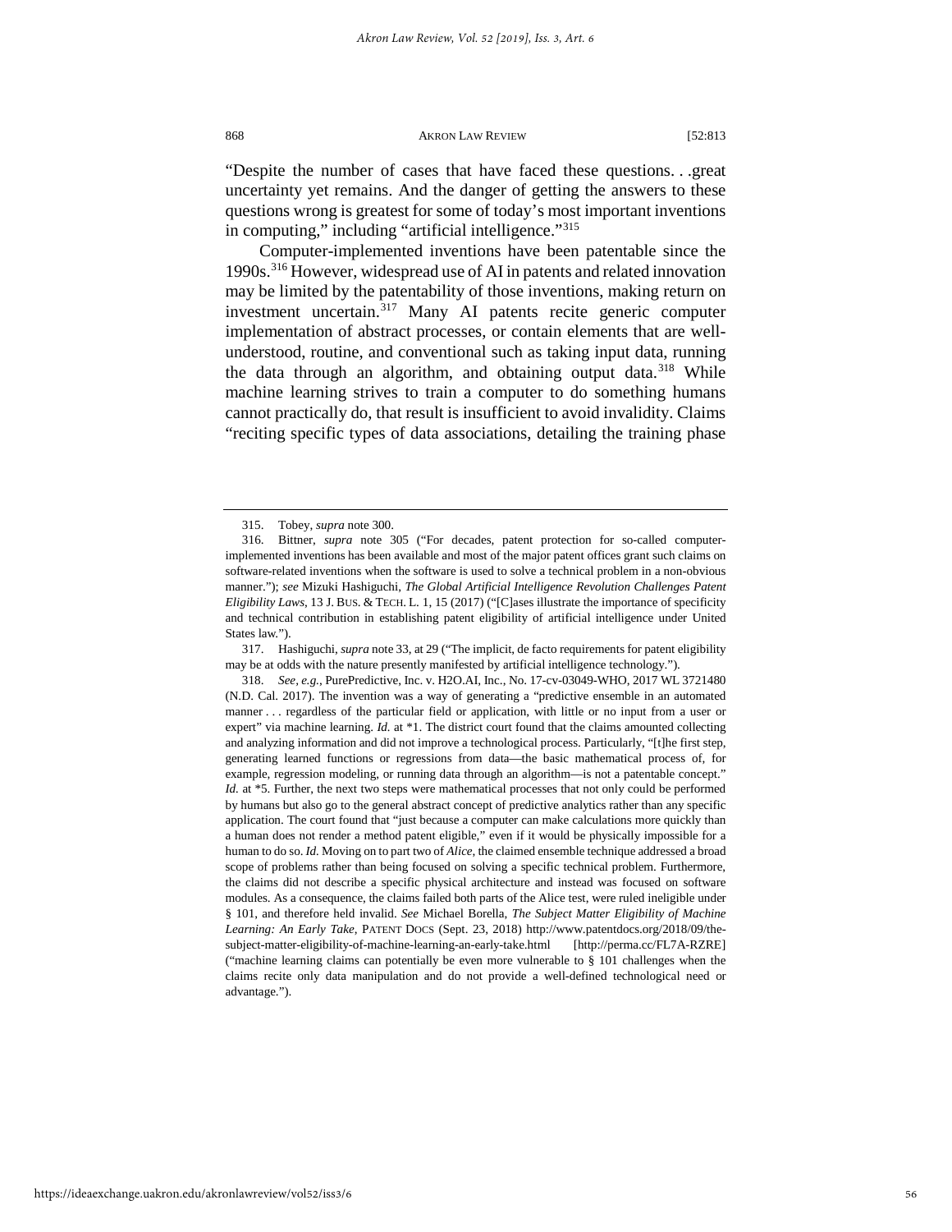"Despite the number of cases that have faced these questions. . .great uncertainty yet remains. And the danger of getting the answers to these questions wrong is greatest for some of today's most important inventions in computing," including "artificial intelligence."[315]

Computer-implemented inventions have been patentable since the 1990s.[316] However, widespread use of AI in patents and related innovation may be limited by the patentability of those inventions, making return on investment uncertain.[317] Many AI patents recite generic computer implementation of abstract processes, or contain elements that are well-understood, routine, and conventional such as taking input data, running the data through an algorithm, and obtaining output data.[318] While machine learning strives to train a computer to do something humans cannot practically do, that result is insufficient to avoid invalidity. Claims "reciting specific types of data associations, detailing the training phase

---

315. Tobey, *supra* note 300.

316. Bittner, *supra* note 305 ("For decades, patent protection for so-called computer-implemented inventions has been available and most of the major patent offices grant such claims on software-related inventions when the software is used to solve a technical problem in a non-obvious manner."); *see* Mizuki Hashiguchi, *The Global Artificial Intelligence Revolution Challenges Patent Eligibility Laws*, 13 J. BUS. & TECH. L. 1, 15 (2017) ("[C]ases illustrate the importance of specificity and technical contribution in establishing patent eligibility of artificial intelligence under United States law.").

317. Hashiguchi, *supra* note 33, at 29 ("The implicit, de facto requirements for patent eligibility may be at odds with the nature presently manifested by artificial intelligence technology.").

318. *See, e.g.*, PurePredictive, Inc. v. H2O.AI, Inc., No. 17-cv-03049-WHO, 2017 WL 3721480 (N.D. Cal. 2017). The invention was a way of generating a "predictive ensemble in an automated manner . . . regardless of the particular field or application, with little or no input from a user or expert" via machine learning. *Id.* at *1. The district court found that the claims amounted collecting and analyzing information and did not improve a technological process. Particularly, "[t]he first step, generating learned functions or regressions from data—the basic mathematical process of, for example, regression modeling, or running data through an algorithm—is not a patentable concept." *Id.* at *5. Further, the next two steps were mathematical processes that not only could be performed by humans but also go to the general abstract concept of predictive analytics rather than any specific application. The court found that "just because a computer can make calculations more quickly than a human does not render a method patent eligible," even if it would be physically impossible for a human to do so. *Id.* Moving on to part two of *Alice*, the claimed ensemble technique addressed a broad scope of problems rather than being focused on solving a specific technical problem. Furthermore, the claims did not describe a specific physical architecture and instead was focused on software modules. As a consequence, the claims failed both parts of the Alice test, were ruled ineligible under § 101, and therefore held invalid. *See* Michael Borella, *The Subject Matter Eligibility of Machine Learning: An Early Take*, PATENT DOCS (Sept. 23, 2018) http://www.patentdocs.org/2018/09/the-subject-matter-eligibility-of-machine-learning-an-early-take.html [http://perma.cc/FL7A-RZRE] ("machine learning claims can potentially be even more vulnerable to § 101 challenges when the claims recite only data manipulation and do not provide a well-defined technological need or advantage.").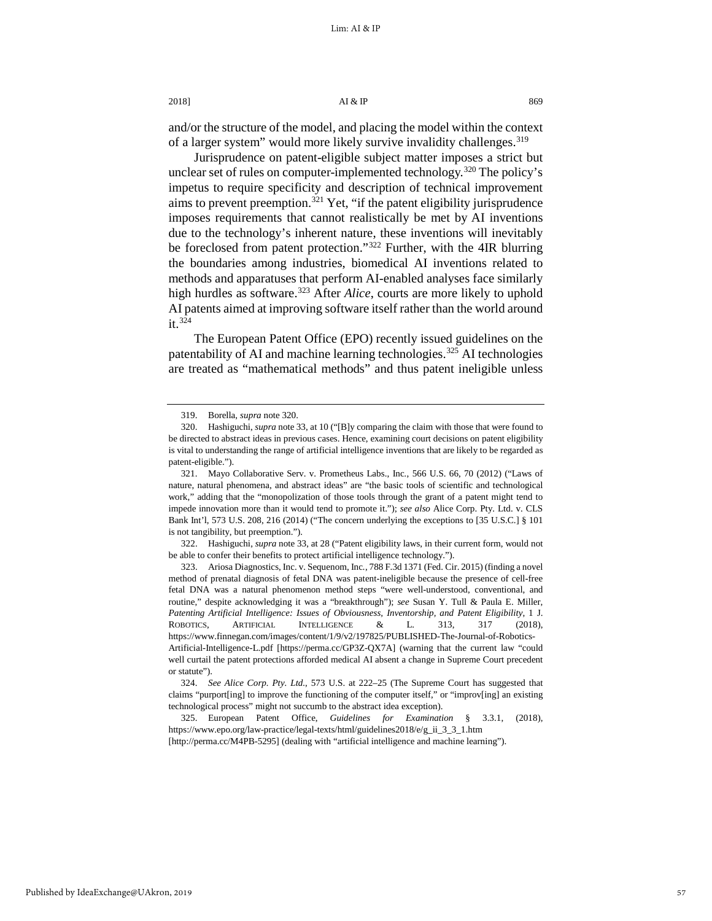and/or the structure of the model, and placing the model within the context of a larger system" would more likely survive invalidity challenges.[319]

Jurisprudence on patent-eligible subject matter imposes a strict but unclear set of rules on computer-implemented technology.[320] The policy's impetus to require specificity and description of technical improvement aims to prevent preemption.[321] Yet, "if the patent eligibility jurisprudence imposes requirements that cannot realistically be met by AI inventions due to the technology's inherent nature, these inventions will inevitably be foreclosed from patent protection."[322] Further, with the 4IR blurring the boundaries among industries, biomedical AI inventions related to methods and apparatuses that perform AI-enabled analyses face similarly high hurdles as software.[323] After *Alice*, courts are more likely to uphold AI patents aimed at improving software itself rather than the world around it.[324]

The European Patent Office (EPO) recently issued guidelines on the patentability of AI and machine learning technologies.[325] AI technologies are treated as "mathematical methods" and thus patent ineligible unless

---

319. Borella, *supra* note 320.

320. Hashiguchi, *supra* note 33, at 10 ("[B]y comparing the claim with those that were found to be directed to abstract ideas in previous cases. Hence, examining court decisions on patent eligibility is vital to understanding the range of artificial intelligence inventions that are likely to be regarded as patent-eligible.").

321. Mayo Collaborative Serv. v. Prometheus Labs., Inc., 566 U.S. 66, 70 (2012) ("Laws of nature, natural phenomena, and abstract ideas" are "the basic tools of scientific and technological work," adding that the "monopolization of those tools through the grant of a patent might tend to impede innovation more than it would tend to promote it."); *see also* Alice Corp. Pty. Ltd. v. CLS Bank Int'l, 573 U.S. 208, 216 (2014) ("The concern underlying the exceptions to [35 U.S.C.] § 101 is not tangibility, but preemption.").

322. Hashiguchi, *supra* note 33, at 28 ("Patent eligibility laws, in their current form, would not be able to confer their benefits to protect artificial intelligence technology.").

323. Ariosa Diagnostics, Inc. v. Sequenom, Inc., 788 F.3d 1371 (Fed. Cir. 2015) (finding a novel method of prenatal diagnosis of fetal DNA was patent-ineligible because the presence of cell-free fetal DNA was a natural phenomenon method steps "were well-understood, conventional, and routine," despite acknowledging it was a "breakthrough"); *see* Susan Y. Tull & Paula E. Miller, *Patenting Artificial Intelligence: Issues of Obviousness, Inventorship, and Patent Eligibility*, 1 J. ROBOTICS, ARTIFICIAL INTELLIGENCE & L. 313, 317 (2018), https://www.finnegan.com/images/content/1/9/v2/197825/PUBLISHED-The-Journal-of-Robotics-Artificial-Intelligence-L.pdf [https://perma.cc/GP3Z-QX7A] (warning that the current law "could well curtail the patent protections afforded medical AI absent a change in Supreme Court precedent or statute").

324. *See Alice Corp. Pty. Ltd.*, 573 U.S. at 222–25 (The Supreme Court has suggested that claims "purport[ing] to improve the functioning of the computer itself," or "improv[ing] an existing technological process" might not succumb to the abstract idea exception).

325. European Patent Office, *Guidelines for Examination* § 3.3.1, (2018), https://www.epo.org/law-practice/legal-texts/html/guidelines2018/e/g_ii_3_3_1.htm [http://perma.cc/M4PB-5295] (dealing with "artificial intelligence and machine learning").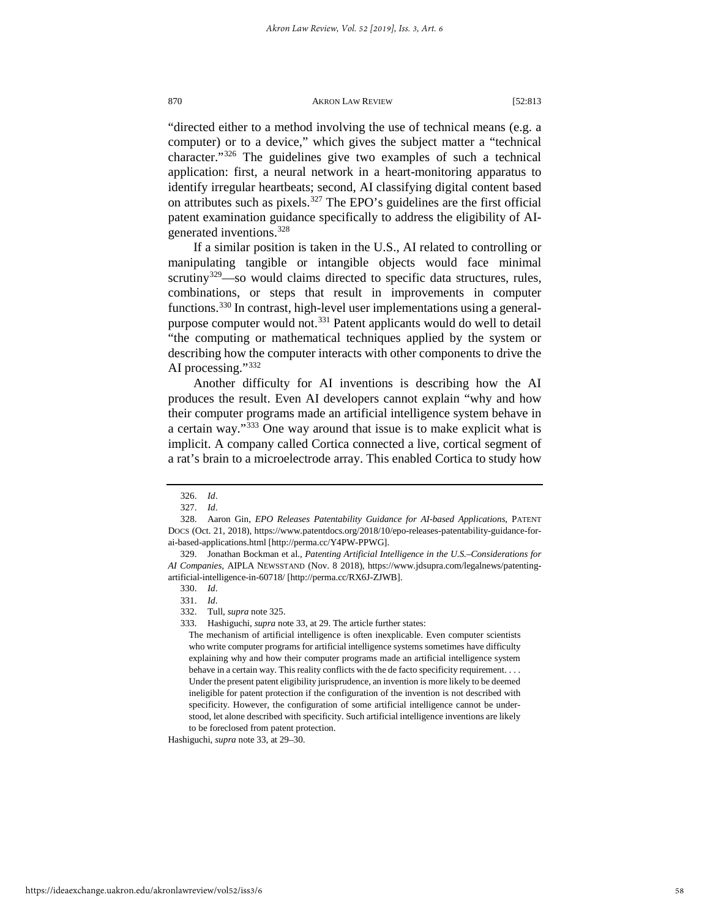"directed either to a method involving the use of technical means (e.g. a computer) or to a device," which gives the subject matter a "technical character."[326] The guidelines give two examples of such a technical application: first, a neural network in a heart-monitoring apparatus to identify irregular heartbeats; second, AI classifying digital content based on attributes such as pixels.[327] The EPO's guidelines are the first official patent examination guidance specifically to address the eligibility of AI-generated inventions.[328]

If a similar position is taken in the U.S., AI related to controlling or manipulating tangible or intangible objects would face minimal scrutiny[329]—so would claims directed to specific data structures, rules, combinations, or steps that result in improvements in computer functions.[330] In contrast, high-level user implementations using a general-purpose computer would not.[331] Patent applicants would do well to detail "the computing or mathematical techniques applied by the system or describing how the computer interacts with other components to drive the AI processing."[332]

Another difficulty for AI inventions is describing how the AI produces the result. Even AI developers cannot explain "why and how their computer programs made an artificial intelligence system behave in a certain way."[333] One way around that issue is to make explicit what is implicit. A company called Cortica connected a live, cortical segment of a rat's brain to a microelectrode array. This enabled Cortica to study how

---

326. *Id*.

327. *Id*.

328. Aaron Gin, *EPO Releases Patentability Guidance for AI-based Applications*, PATENT DOCS (Oct. 21, 2018), https://www.patentdocs.org/2018/10/epo-releases-patentability-guidance-for-ai-based-applications.html [http://perma.cc/Y4PW-PPWG].

329. Jonathan Bockman et al., *Patenting Artificial Intelligence in the U.S.–Considerations for AI Companies*, AIPLA NEWSSTAND (Nov. 8 2018), https://www.jdsupra.com/legalnews/patenting-artificial-intelligence-in-60718/ [http://perma.cc/RX6J-ZJWB].

330. *Id*.

331. *Id*.

332. Tull, *supra* note 325.

333. Hashiguchi, *supra* note 33, at 29. The article further states:

> The mechanism of artificial intelligence is often inexplicable. Even computer scientists who write computer programs for artificial intelligence systems sometimes have difficulty explaining why and how their computer programs made an artificial intelligence system behave in a certain way. This reality conflicts with the de facto specificity requirement. . . . Under the present patent eligibility jurisprudence, an invention is more likely to be deemed ineligible for patent protection if the configuration of the invention is not described with specificity. However, the configuration of some artificial intelligence cannot be understood, let alone described with specificity. Such artificial intelligence inventions are likely to be foreclosed from patent protection.

Hashiguchi, *supra* note 33, at 29–30.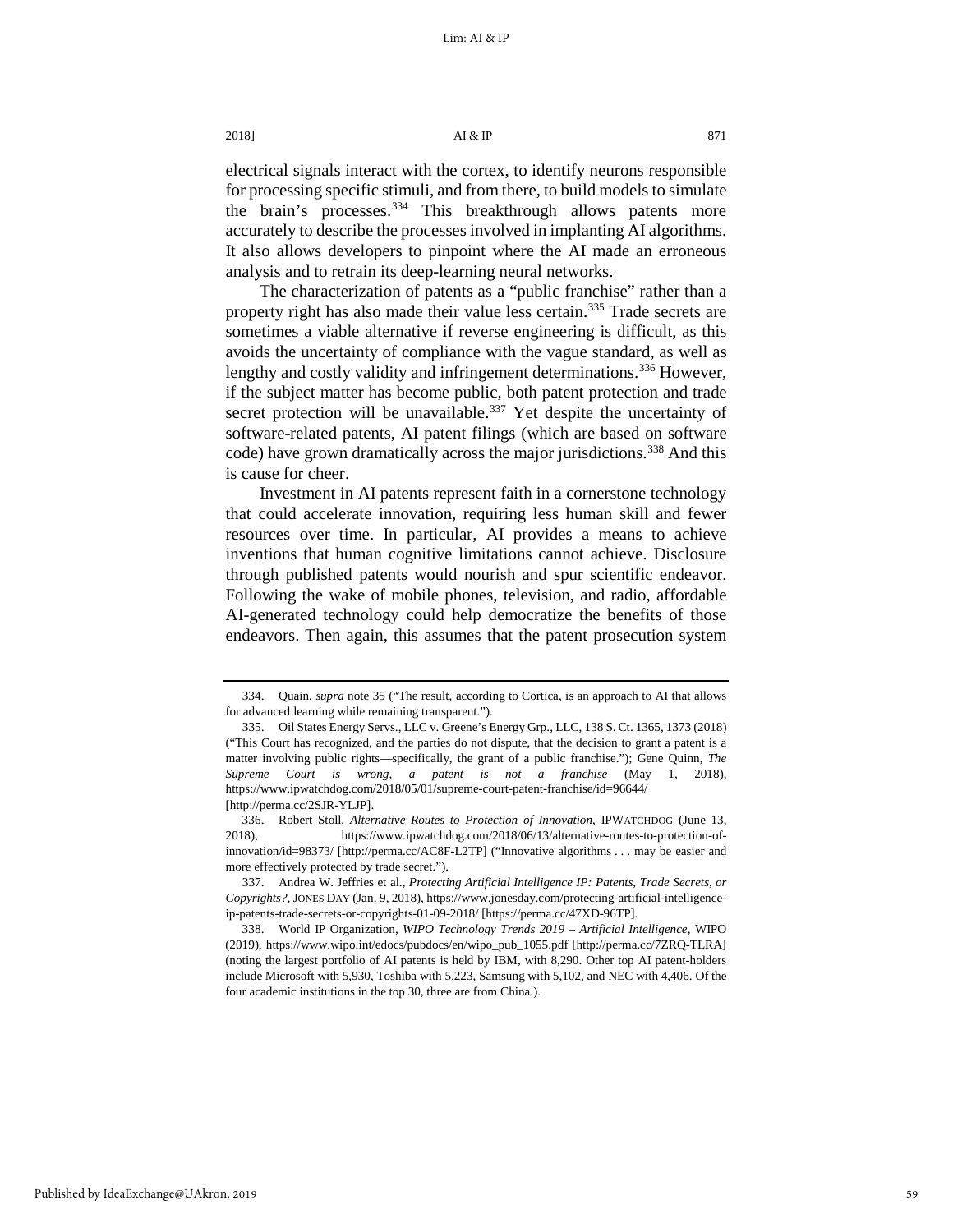electrical signals interact with the cortex, to identify neurons responsible for processing specific stimuli, and from there, to build models to simulate the brain's processes.[334] This breakthrough allows patents more accurately to describe the processes involved in implanting AI algorithms. It also allows developers to pinpoint where the AI made an erroneous analysis and to retrain its deep-learning neural networks.

The characterization of patents as a "public franchise" rather than a property right has also made their value less certain.[335] Trade secrets are sometimes a viable alternative if reverse engineering is difficult, as this avoids the uncertainty of compliance with the vague standard, as well as lengthy and costly validity and infringement determinations.[336] However, if the subject matter has become public, both patent protection and trade secret protection will be unavailable.[337] Yet despite the uncertainty of software-related patents, AI patent filings (which are based on software code) have grown dramatically across the major jurisdictions.[338] And this is cause for cheer.

Investment in AI patents represent faith in a cornerstone technology that could accelerate innovation, requiring less human skill and fewer resources over time. In particular, AI provides a means to achieve inventions that human cognitive limitations cannot achieve. Disclosure through published patents would nourish and spur scientific endeavor. Following the wake of mobile phones, television, and radio, affordable AI-generated technology could help democratize the benefits of those endeavors. Then again, this assumes that the patent prosecution system

---

334. Quain, *supra* note 35 ("The result, according to Cortica, is an approach to AI that allows for advanced learning while remaining transparent.").

335. Oil States Energy Servs., LLC v. Greene's Energy Grp., LLC, 138 S. Ct. 1365, 1373 (2018) ("This Court has recognized, and the parties do not dispute, that the decision to grant a patent is a matter involving public rights—specifically, the grant of a public franchise."); Gene Quinn, *The Supreme Court is wrong, a patent is not a franchise* (May 1, 2018), https://www.ipwatchdog.com/2018/05/01/supreme-court-patent-franchise/id=96644/ [http://perma.cc/2SJR-YLJP].

336. Robert Stoll, *Alternative Routes to Protection of Innovation*, IPWATCHDOG (June 13, 2018), https://www.ipwatchdog.com/2018/06/13/alternative-routes-to-protection-of-innovation/id=98373/ [http://perma.cc/AC8F-L2TP] ("Innovative algorithms . . . may be easier and more effectively protected by trade secret.").

337. Andrea W. Jeffries et al., *Protecting Artificial Intelligence IP: Patents, Trade Secrets, or Copyrights?*, JONES DAY (Jan. 9, 2018), https://www.jonesday.com/protecting-artificial-intelligence-ip-patents-trade-secrets-or-copyrights-01-09-2018/ [https://perma.cc/47XD-96TP].

338. World IP Organization, *WIPO Technology Trends 2019 – Artificial Intelligence*, WIPO (2019), https://www.wipo.int/edocs/pubdocs/en/wipo_pub_1055.pdf [http://perma.cc/7ZRQ-TLRA] (noting the largest portfolio of AI patents is held by IBM, with 8,290. Other top AI patent-holders include Microsoft with 5,930, Toshiba with 5,223, Samsung with 5,102, and NEC with 4,406. Of the four academic institutions in the top 30, three are from China.).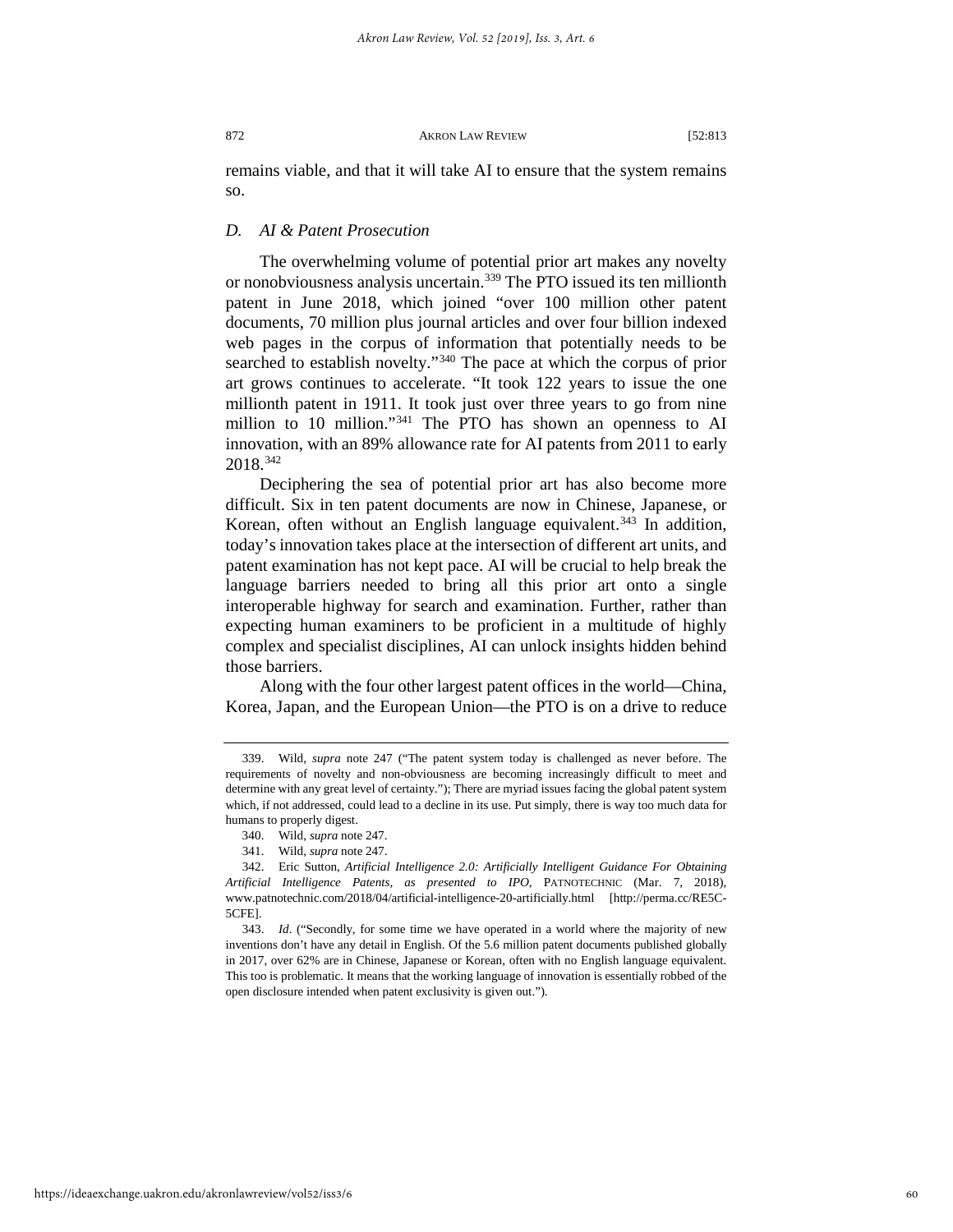remains viable, and that it will take AI to ensure that the system remains so.

### *D. AI & Patent Prosecution*

The overwhelming volume of potential prior art makes any novelty or nonobviousness analysis uncertain.[339] The PTO issued its ten millionth patent in June 2018, which joined "over 100 million other patent documents, 70 million plus journal articles and over four billion indexed web pages in the corpus of information that potentially needs to be searched to establish novelty."[340] The pace at which the corpus of prior art grows continues to accelerate. "It took 122 years to issue the one millionth patent in 1911. It took just over three years to go from nine million to 10 million."[341] The PTO has shown an openness to AI innovation, with an 89% allowance rate for AI patents from 2011 to early 2018.[342]

Deciphering the sea of potential prior art has also become more difficult. Six in ten patent documents are now in Chinese, Japanese, or Korean, often without an English language equivalent.[343] In addition, today's innovation takes place at the intersection of different art units, and patent examination has not kept pace. AI will be crucial to help break the language barriers needed to bring all this prior art onto a single interoperable highway for search and examination. Further, rather than expecting human examiners to be proficient in a multitude of highly complex and specialist disciplines, AI can unlock insights hidden behind those barriers.

Along with the four other largest patent offices in the world—China, Korea, Japan, and the European Union—the PTO is on a drive to reduce

---

339. Wild, *supra* note 247 ("The patent system today is challenged as never before. The requirements of novelty and non-obviousness are becoming increasingly difficult to meet and determine with any great level of certainty."); There are myriad issues facing the global patent system which, if not addressed, could lead to a decline in its use. Put simply, there is way too much data for humans to properly digest.

340. Wild, *supra* note 247.

341. Wild, *supra* note 247.

342. Eric Sutton, *Artificial Intelligence 2.0: Artificially Intelligent Guidance For Obtaining Artificial Intelligence Patents, as presented to IPO*, PATNOTECHNIC (Mar. 7, 2018), www.patnotechnic.com/2018/04/artificial-intelligence-20-artificially.html [http://perma.cc/RE5C-5CFE].

343. *Id*. ("Secondly, for some time we have operated in a world where the majority of new inventions don't have any detail in English. Of the 5.6 million patent documents published globally in 2017, over 62% are in Chinese, Japanese or Korean, often with no English language equivalent. This too is problematic. It means that the working language of innovation is essentially robbed of the open disclosure intended when patent exclusivity is given out.").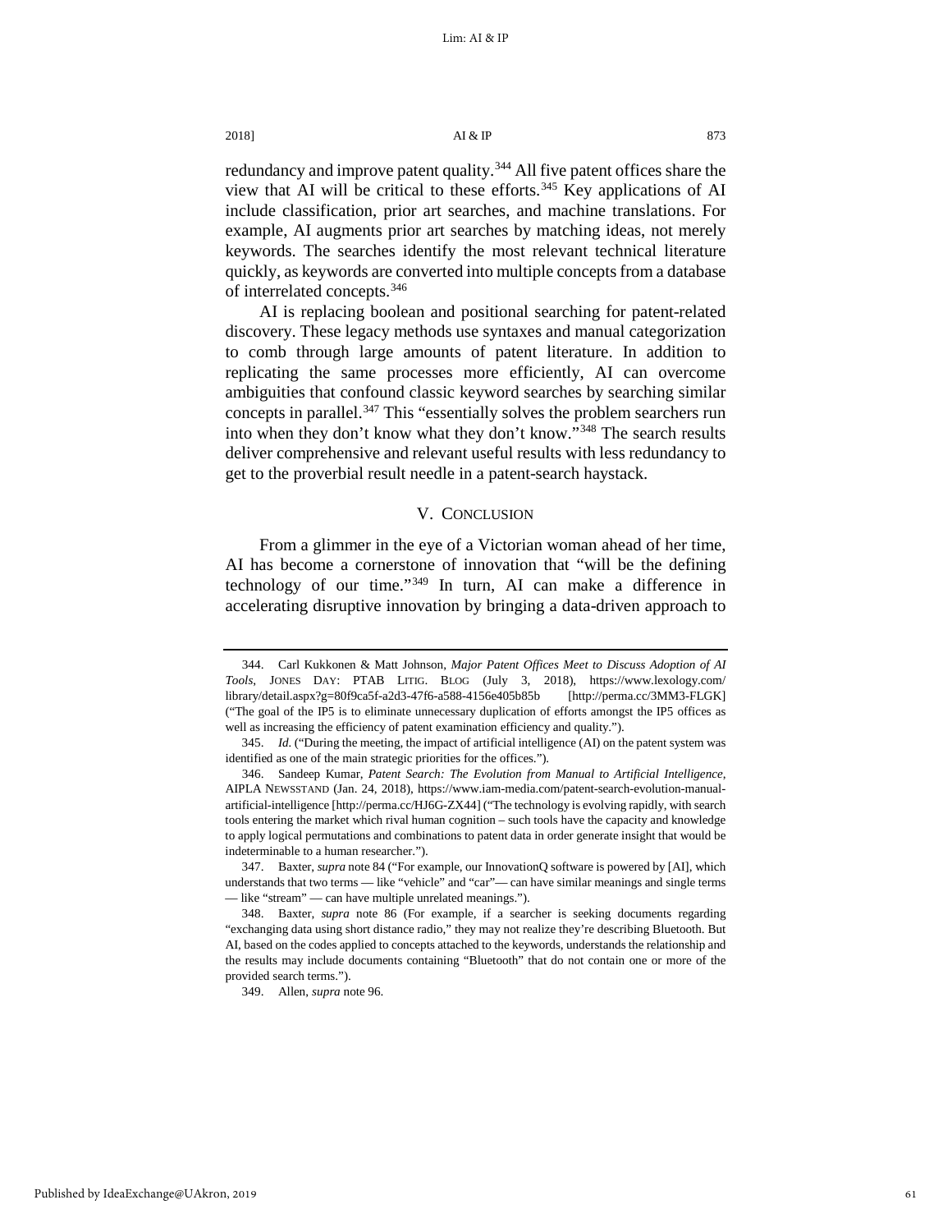redundancy and improve patent quality.[344] All five patent offices share the view that AI will be critical to these efforts.[345] Key applications of AI include classification, prior art searches, and machine translations. For example, AI augments prior art searches by matching ideas, not merely keywords. The searches identify the most relevant technical literature quickly, as keywords are converted into multiple concepts from a database of interrelated concepts.[346]

AI is replacing boolean and positional searching for patent-related discovery. These legacy methods use syntaxes and manual categorization to comb through large amounts of patent literature. In addition to replicating the same processes more efficiently, AI can overcome ambiguities that confound classic keyword searches by searching similar concepts in parallel.[347] This "essentially solves the problem searchers run into when they don't know what they don't know."[348] The search results deliver comprehensive and relevant useful results with less redundancy to get to the proverbial result needle in a patent-search haystack.

## V. CONCLUSION

From a glimmer in the eye of a Victorian woman ahead of her time, AI has become a cornerstone of innovation that "will be the defining technology of our time."[349] In turn, AI can make a difference in accelerating disruptive innovation by bringing a data-driven approach to

---

344. Carl Kukkonen & Matt Johnson, *Major Patent Offices Meet to Discuss Adoption of AI Tools*, JONES DAY: PTAB LITIG. BLOG (July 3, 2018), https://www.lexology.com/library/detail.aspx?g=80f9ca5f-a2d3-47f6-a588-4156e405b85b [http://perma.cc/3MM3-FLGK] ("The goal of the IP5 is to eliminate unnecessary duplication of efforts amongst the IP5 offices as well as increasing the efficiency of patent examination efficiency and quality.").

345. *Id.* ("During the meeting, the impact of artificial intelligence (AI) on the patent system was identified as one of the main strategic priorities for the offices.").

346. Sandeep Kumar, *Patent Search: The Evolution from Manual to Artificial Intelligence*, AIPLA NEWSSTAND (Jan. 24, 2018), https://www.iam-media.com/patent-search-evolution-manual-artificial-intelligence [http://perma.cc/HJ6G-ZX44] ("The technology is evolving rapidly, with search tools entering the market which rival human cognition – such tools have the capacity and knowledge to apply logical permutations and combinations to patent data in order generate insight that would be indeterminable to a human researcher.").

347. Baxter, *supra* note 84 ("For example, our InnovationQ software is powered by [AI], which understands that two terms — like "vehicle" and "car"— can have similar meanings and single terms — like "stream" — can have multiple unrelated meanings.").

348. Baxter, *supra* note 86 (For example, if a searcher is seeking documents regarding "exchanging data using short distance radio," they may not realize they're describing Bluetooth. But AI, based on the codes applied to concepts attached to the keywords, understands the relationship and the results may include documents containing "Bluetooth" that do not contain one or more of the provided search terms.").

349. Allen, *supra* note 96.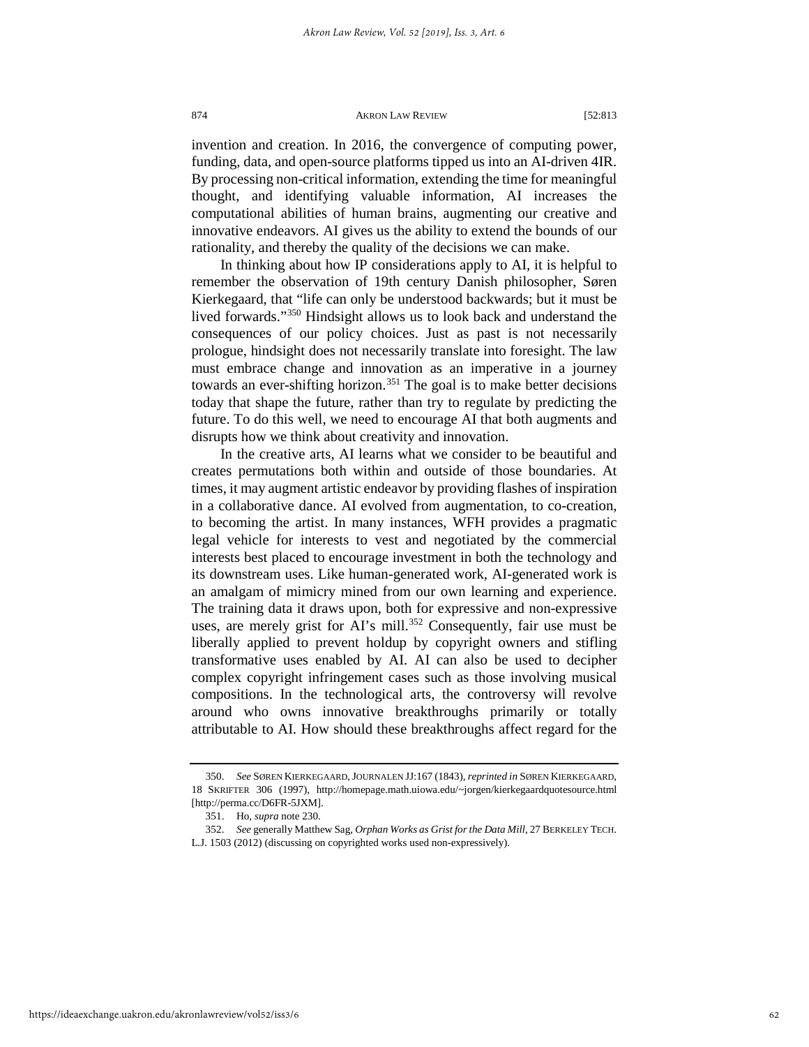invention and creation. In 2016, the convergence of computing power, funding, data, and open-source platforms tipped us into an AI-driven 4IR. By processing non-critical information, extending the time for meaningful thought, and identifying valuable information, AI increases the computational abilities of human brains, augmenting our creative and innovative endeavors. AI gives us the ability to extend the bounds of our rationality, and thereby the quality of the decisions we can make.

In thinking about how IP considerations apply to AI, it is helpful to remember the observation of 19th century Danish philosopher, Søren Kierkegaard, that "life can only be understood backwards; but it must be lived forwards."[350] Hindsight allows us to look back and understand the consequences of our policy choices. Just as past is not necessarily prologue, hindsight does not necessarily translate into foresight. The law must embrace change and innovation as an imperative in a journey towards an ever-shifting horizon.[351] The goal is to make better decisions today that shape the future, rather than try to regulate by predicting the future. To do this well, we need to encourage AI that both augments and disrupts how we think about creativity and innovation.

In the creative arts, AI learns what we consider to be beautiful and creates permutations both within and outside of those boundaries. At times, it may augment artistic endeavor by providing flashes of inspiration in a collaborative dance. AI evolved from augmentation, to co-creation, to becoming the artist. In many instances, WFH provides a pragmatic legal vehicle for interests to vest and negotiated by the commercial interests best placed to encourage investment in both the technology and its downstream uses. Like human-generated work, AI-generated work is an amalgam of mimicry mined from our own learning and experience. The training data it draws upon, both for expressive and non-expressive uses, are merely grist for AI's mill.[352] Consequently, fair use must be liberally applied to prevent holdup by copyright owners and stifling transformative uses enabled by AI. AI can also be used to decipher complex copyright infringement cases such as those involving musical compositions. In the technological arts, the controversy will revolve around who owns innovative breakthroughs primarily or totally attributable to AI. How should these breakthroughs affect regard for the

---

350. *See* SØREN KIERKEGAARD, JOURNALEN JJ:167 (1843), *reprinted in* SØREN KIERKEGAARD, 18 SKRIFTER 306 (1997), http://homepage.math.uiowa.edu/~jorgen/kierkegaardquotesource.html [http://perma.cc/D6FR-5JXM].

351. Ho, *supra* note 230.

352. *See* generally Matthew Sag, *Orphan Works as Grist for the Data Mill*, 27 BERKELEY TECH. L.J. 1503 (2012) (discussing on copyrighted works used non-expressively).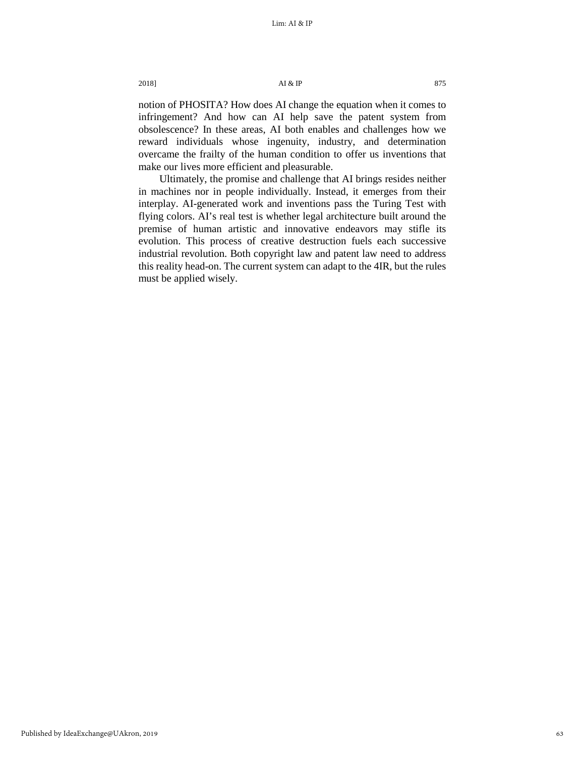notion of PHOSITA? How does AI change the equation when it comes to infringement? And how can AI help save the patent system from obsolescence? In these areas, AI both enables and challenges how we reward individuals whose ingenuity, industry, and determination overcame the frailty of the human condition to offer us inventions that make our lives more efficient and pleasurable.

Ultimately, the promise and challenge that AI brings resides neither in machines nor in people individually. Instead, it emerges from their interplay. AI-generated work and inventions pass the Turing Test with flying colors. AI's real test is whether legal architecture built around the premise of human artistic and innovative endeavors may stifle its evolution. This process of creative destruction fuels each successive industrial revolution. Both copyright law and patent law need to address this reality head-on. The current system can adapt to the 4IR, but the rules must be applied wisely.